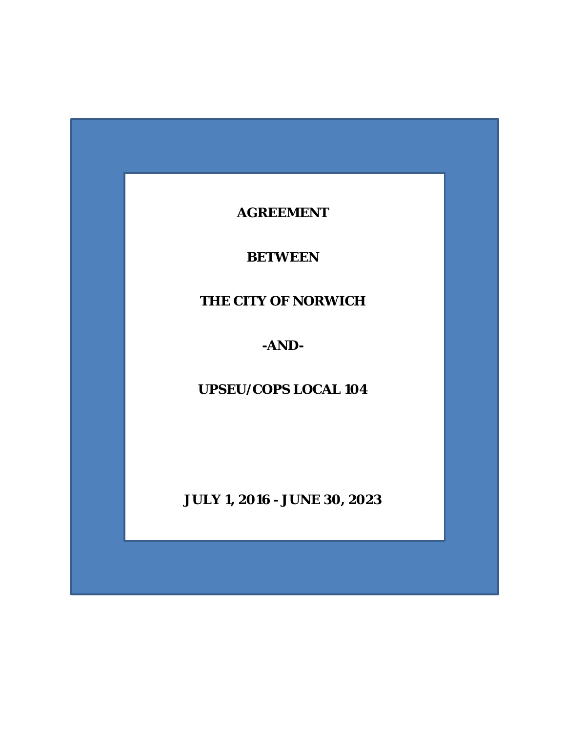# AGREEMENT

# BETWEEN

# THE CITY OF NORWICH

# -AND-

# UPSEU/COPS LOCAL 104

**JULY 1, 2016 - JUNE 30, 2023**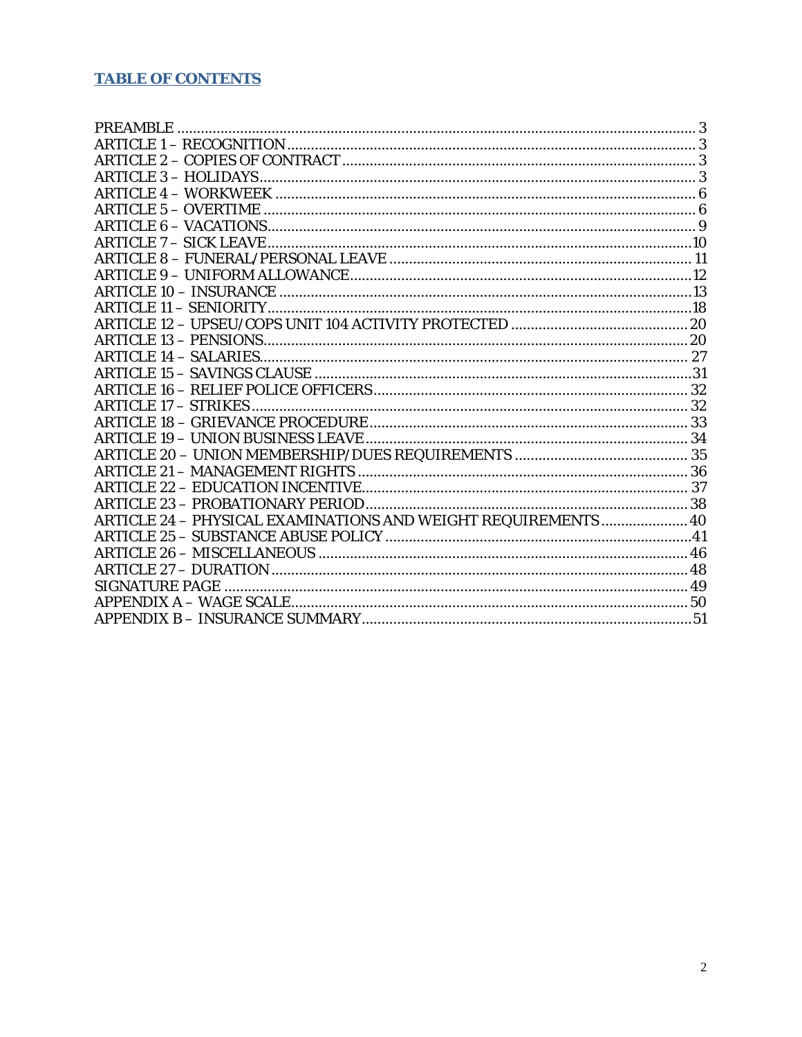# TABLE OF CONTENTS

PREAMBLE .......... 3
ARTICLE 1 – RECOGNITION .......... 3
ARTICLE 2 – COPIES OF CONTRACT .......... 3
ARTICLE 3 – HOLIDAYS .......... 3
ARTICLE 4 – WORKWEEK .......... 6
ARTICLE 5 – OVERTIME .......... 6
ARTICLE 6 – VACATIONS .......... 9
ARTICLE 7 – SICK LEAVE .......... 10
ARTICLE 8 – FUNERAL/PERSONAL LEAVE .......... 11
ARTICLE 9 – UNIFORM ALLOWANCE .......... 12
ARTICLE 10 – INSURANCE .......... 13
ARTICLE 11 – SENIORITY .......... 18
ARTICLE 12 – UPSEU/COPS UNIT 104 ACTIVITY PROTECTED .......... 20
ARTICLE 13 – PENSIONS .......... 20
ARTICLE 14 – SALARIES .......... 27
ARTICLE 15 – SAVINGS CLAUSE .......... 31
ARTICLE 16 – RELIEF POLICE OFFICERS .......... 32
ARTICLE 17 – STRIKES .......... 32
ARTICLE 18 – GRIEVANCE PROCEDURE .......... 33
ARTICLE 19 – UNION BUSINESS LEAVE .......... 34
ARTICLE 20 – UNION MEMBERSHIP/DUES REQUIREMENTS .......... 35
ARTICLE 21 – MANAGEMENT RIGHTS .......... 36
ARTICLE 22 – EDUCATION INCENTIVE .......... 37
ARTICLE 23 – PROBATIONARY PERIOD .......... 38
ARTICLE 24 – PHYSICAL EXAMINATIONS AND WEIGHT REQUIREMENTS .......... 40
ARTICLE 25 – SUBSTANCE ABUSE POLICY .......... 41
ARTICLE 26 – MISCELLANEOUS .......... 46
ARTICLE 27 – DURATION .......... 48
SIGNATURE PAGE .......... 49
APPENDIX A – WAGE SCALE .......... 50
APPENDIX B – INSURANCE SUMMARY .......... 51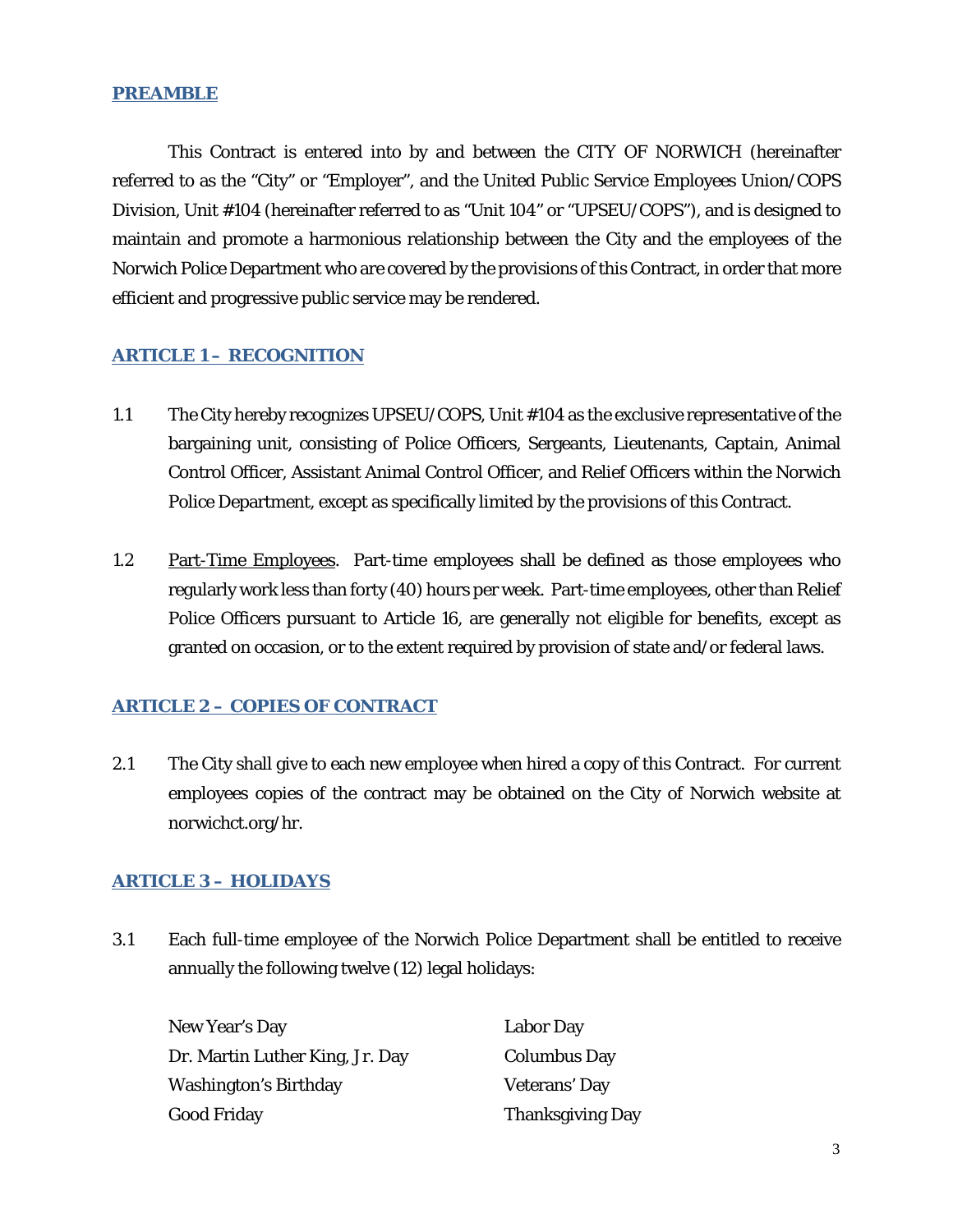## PREAMBLE

This Contract is entered into by and between the CITY OF NORWICH (hereinafter referred to as the "City" or "Employer", and the United Public Service Employees Union/COPS Division, Unit #104 (hereinafter referred to as "Unit 104" or "UPSEU/COPS"), and is designed to maintain and promote a harmonious relationship between the City and the employees of the Norwich Police Department who are covered by the provisions of this Contract, in order that more efficient and progressive public service may be rendered.

## ARTICLE 1 – RECOGNITION

1.1 The City hereby recognizes UPSEU/COPS, Unit #104 as the exclusive representative of the bargaining unit, consisting of Police Officers, Sergeants, Lieutenants, Captain, Animal Control Officer, Assistant Animal Control Officer, and Relief Officers within the Norwich Police Department, except as specifically limited by the provisions of this Contract.

1.2 Part-Time Employees. Part-time employees shall be defined as those employees who regularly work less than forty (40) hours per week. Part-time employees, other than Relief Police Officers pursuant to Article 16, are generally not eligible for benefits, except as granted on occasion, or to the extent required by provision of state and/or federal laws.

## ARTICLE 2 – COPIES OF CONTRACT

2.1 The City shall give to each new employee when hired a copy of this Contract. For current employees copies of the contract may be obtained on the City of Norwich website at norwichct.org/hr.

## ARTICLE 3 – HOLIDAYS

3.1 Each full-time employee of the Norwich Police Department shall be entitled to receive annually the following twelve (12) legal holidays:

| | |
|---|---|
| New Year's Day | Labor Day |
| Dr. Martin Luther King, Jr. Day | Columbus Day |
| Washington's Birthday | Veterans' Day |
| Good Friday | Thanksgiving Day |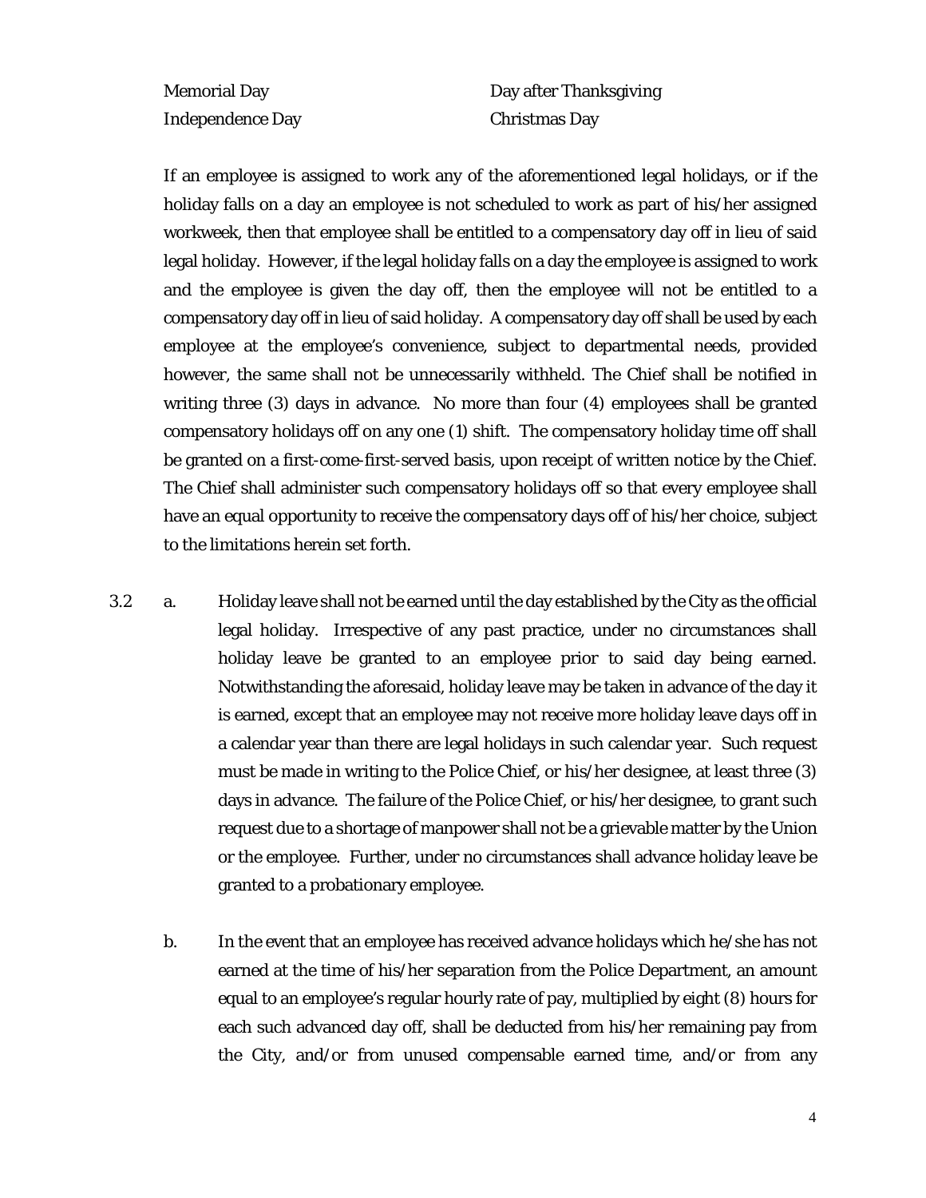| | |
|---|---|
| Memorial Day | Day after Thanksgiving |
| Independence Day | Christmas Day |

If an employee is assigned to work any of the aforementioned legal holidays, or if the holiday falls on a day an employee is not scheduled to work as part of his/her assigned workweek, then that employee shall be entitled to a compensatory day off in lieu of said legal holiday. However, if the legal holiday falls on a day the employee is assigned to work and the employee is given the day off, then the employee will not be entitled to a compensatory day off in lieu of said holiday. A compensatory day off shall be used by each employee at the employee's convenience, subject to departmental needs, provided however, the same shall not be unnecessarily withheld. The Chief shall be notified in writing three (3) days in advance. No more than four (4) employees shall be granted compensatory holidays off on any one (1) shift. The compensatory holiday time off shall be granted on a first-come-first-served basis, upon receipt of written notice by the Chief. The Chief shall administer such compensatory holidays off so that every employee shall have an equal opportunity to receive the compensatory days off of his/her choice, subject to the limitations herein set forth.

3.2 a. Holiday leave shall not be earned until the day established by the City as the official legal holiday. Irrespective of any past practice, under no circumstances shall holiday leave be granted to an employee prior to said day being earned. Notwithstanding the aforesaid, holiday leave may be taken in advance of the day it is earned, except that an employee may not receive more holiday leave days off in a calendar year than there are legal holidays in such calendar year. Such request must be made in writing to the Police Chief, or his/her designee, at least three (3) days in advance. The failure of the Police Chief, or his/her designee, to grant such request due to a shortage of manpower shall not be a grievable matter by the Union or the employee. Further, under no circumstances shall advance holiday leave be granted to a probationary employee.

b. In the event that an employee has received advance holidays which he/she has not earned at the time of his/her separation from the Police Department, an amount equal to an employee's regular hourly rate of pay, multiplied by eight (8) hours for each such advanced day off, shall be deducted from his/her remaining pay from the City, and/or from unused compensable earned time, and/or from any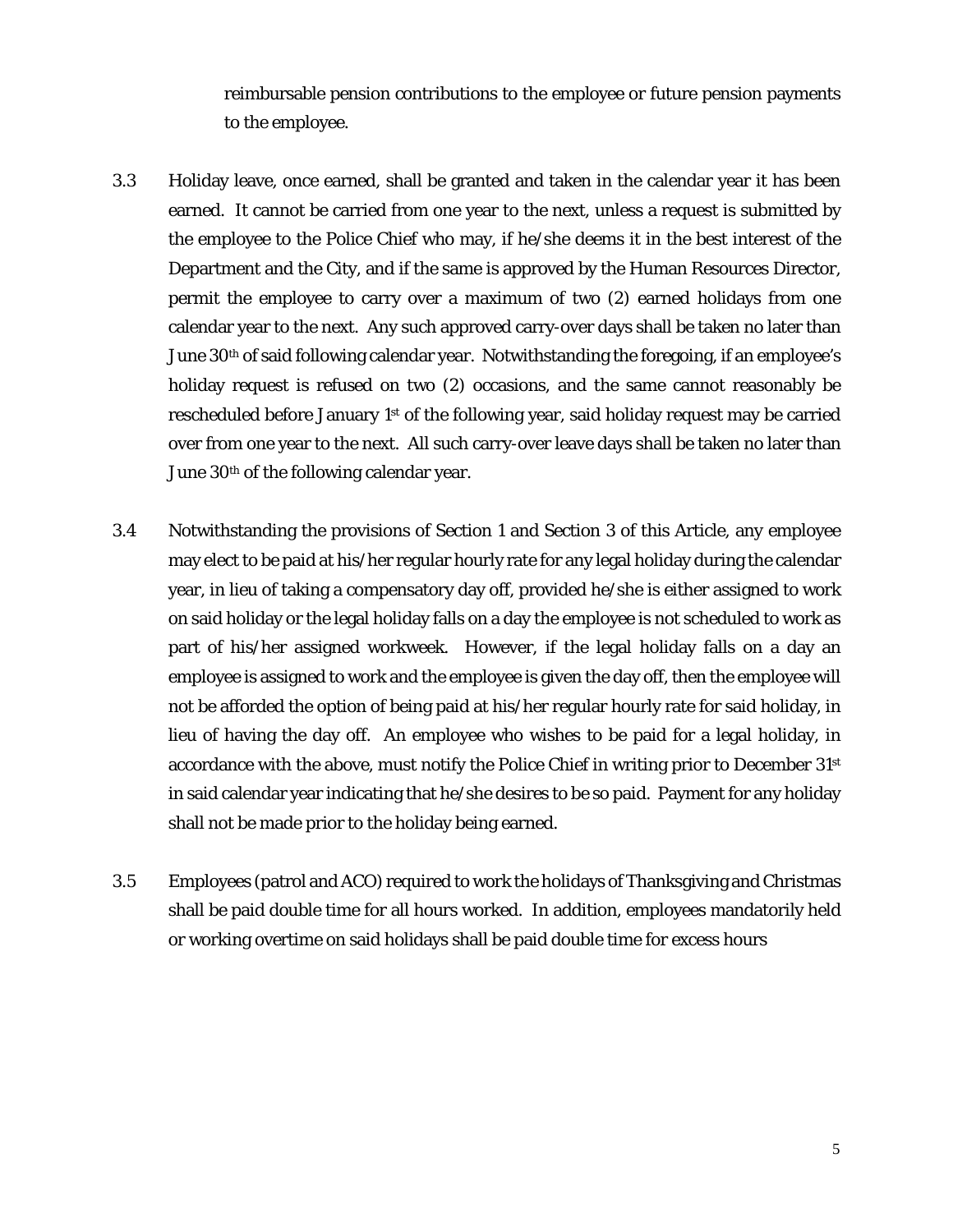reimbursable pension contributions to the employee or future pension payments to the employee.

3.3 Holiday leave, once earned, shall be granted and taken in the calendar year it has been earned. It cannot be carried from one year to the next, unless a request is submitted by the employee to the Police Chief who may, if he/she deems it in the best interest of the Department and the City, and if the same is approved by the Human Resources Director, permit the employee to carry over a maximum of two (2) earned holidays from one calendar year to the next. Any such approved carry-over days shall be taken no later than June 30th of said following calendar year. Notwithstanding the foregoing, if an employee's holiday request is refused on two (2) occasions, and the same cannot reasonably be rescheduled before January 1st of the following year, said holiday request may be carried over from one year to the next. All such carry-over leave days shall be taken no later than June 30th of the following calendar year.

3.4 Notwithstanding the provisions of Section 1 and Section 3 of this Article, any employee may elect to be paid at his/her regular hourly rate for any legal holiday during the calendar year, in lieu of taking a compensatory day off, provided he/she is either assigned to work on said holiday or the legal holiday falls on a day the employee is not scheduled to work as part of his/her assigned workweek. However, if the legal holiday falls on a day an employee is assigned to work and the employee is given the day off, then the employee will not be afforded the option of being paid at his/her regular hourly rate for said holiday, in lieu of having the day off. An employee who wishes to be paid for a legal holiday, in accordance with the above, must notify the Police Chief in writing prior to December 31st in said calendar year indicating that he/she desires to be so paid. Payment for any holiday shall not be made prior to the holiday being earned.

3.5 Employees (patrol and ACO) required to work the holidays of Thanksgiving and Christmas shall be paid double time for all hours worked. In addition, employees mandatorily held or working overtime on said holidays shall be paid double time for excess hours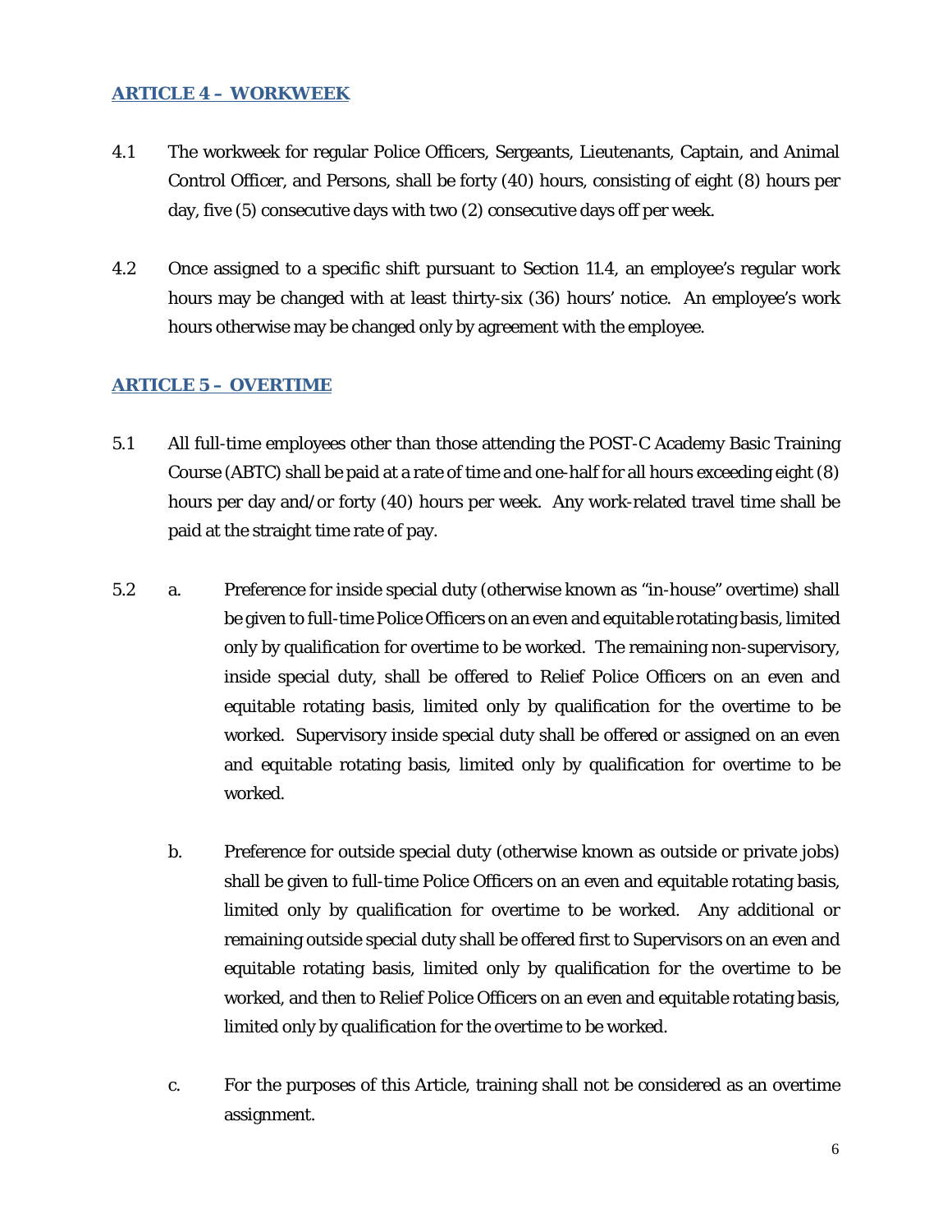## ARTICLE 4 – WORKWEEK

4.1 The workweek for regular Police Officers, Sergeants, Lieutenants, Captain, and Animal Control Officer, and Persons, shall be forty (40) hours, consisting of eight (8) hours per day, five (5) consecutive days with two (2) consecutive days off per week.

4.2 Once assigned to a specific shift pursuant to Section 11.4, an employee's regular work hours may be changed with at least thirty-six (36) hours' notice. An employee's work hours otherwise may be changed only by agreement with the employee.

## ARTICLE 5 – OVERTIME

5.1 All full-time employees other than those attending the POST-C Academy Basic Training Course (ABTC) shall be paid at a rate of time and one-half for all hours exceeding eight (8) hours per day and/or forty (40) hours per week. Any work-related travel time shall be paid at the straight time rate of pay.

5.2 a. Preference for inside special duty (otherwise known as "in-house" overtime) shall be given to full-time Police Officers on an even and equitable rotating basis, limited only by qualification for overtime to be worked. The remaining non-supervisory, inside special duty, shall be offered to Relief Police Officers on an even and equitable rotating basis, limited only by qualification for the overtime to be worked. Supervisory inside special duty shall be offered or assigned on an even and equitable rotating basis, limited only by qualification for overtime to be worked.

b. Preference for outside special duty (otherwise known as outside or private jobs) shall be given to full-time Police Officers on an even and equitable rotating basis, limited only by qualification for overtime to be worked. Any additional or remaining outside special duty shall be offered first to Supervisors on an even and equitable rotating basis, limited only by qualification for the overtime to be worked, and then to Relief Police Officers on an even and equitable rotating basis, limited only by qualification for the overtime to be worked.

c. For the purposes of this Article, training shall not be considered as an overtime assignment.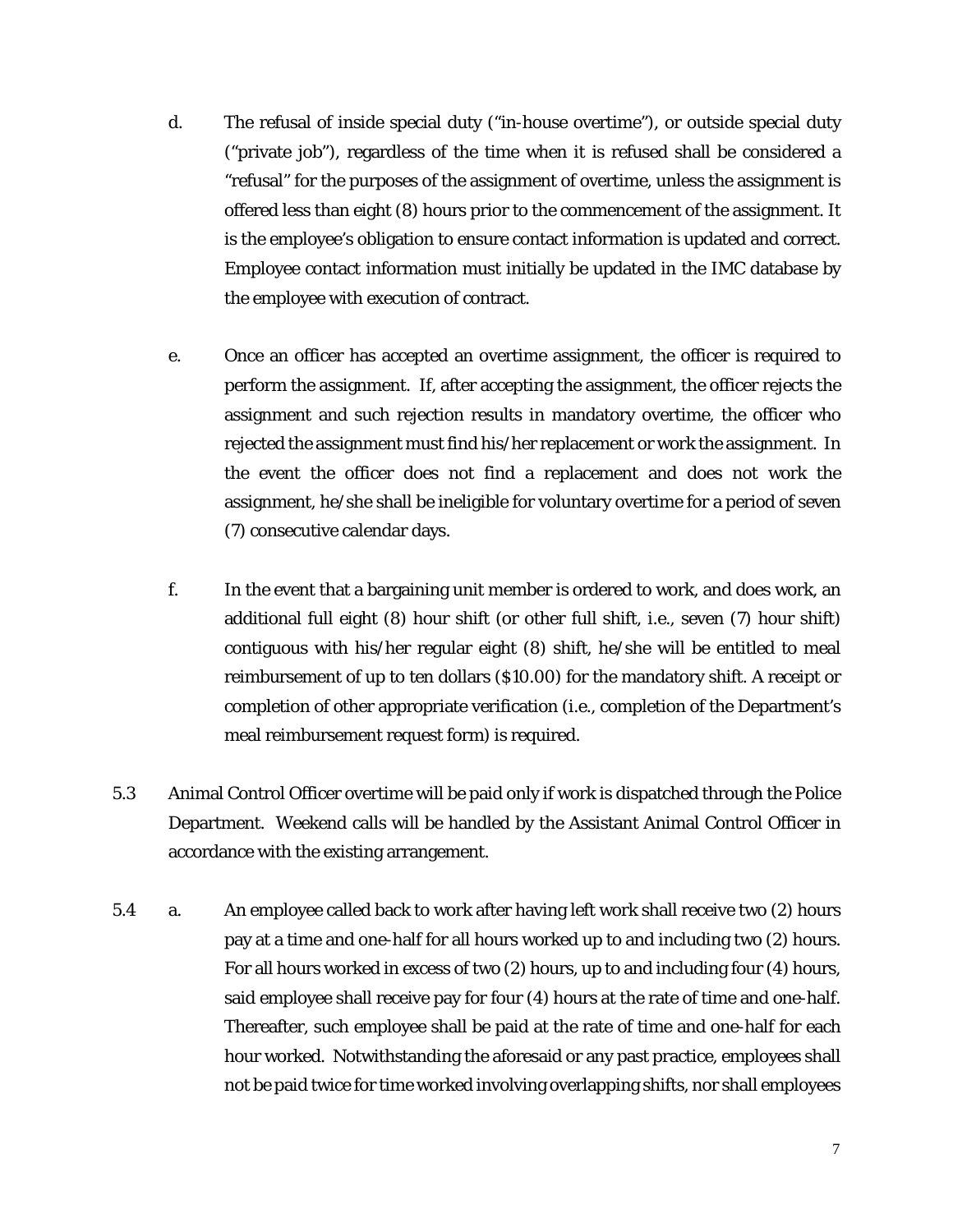d. The refusal of inside special duty ("in-house overtime"), or outside special duty ("private job"), regardless of the time when it is refused shall be considered a "refusal" for the purposes of the assignment of overtime, unless the assignment is offered less than eight (8) hours prior to the commencement of the assignment. It is the employee's obligation to ensure contact information is updated and correct. Employee contact information must initially be updated in the IMC database by the employee with execution of contract.

e. Once an officer has accepted an overtime assignment, the officer is required to perform the assignment. If, after accepting the assignment, the officer rejects the assignment and such rejection results in mandatory overtime, the officer who rejected the assignment must find his/her replacement or work the assignment. In the event the officer does not find a replacement and does not work the assignment, he/she shall be ineligible for voluntary overtime for a period of seven (7) consecutive calendar days.

f. In the event that a bargaining unit member is ordered to work, and does work, an additional full eight (8) hour shift (or other full shift, i.e., seven (7) hour shift) contiguous with his/her regular eight (8) shift, he/she will be entitled to meal reimbursement of up to ten dollars ($10.00) for the mandatory shift. A receipt or completion of other appropriate verification (i.e., completion of the Department's meal reimbursement request form) is required.

5.3 Animal Control Officer overtime will be paid only if work is dispatched through the Police Department. Weekend calls will be handled by the Assistant Animal Control Officer in accordance with the existing arrangement.

5.4 a. An employee called back to work after having left work shall receive two (2) hours pay at a time and one-half for all hours worked up to and including two (2) hours. For all hours worked in excess of two (2) hours, up to and including four (4) hours, said employee shall receive pay for four (4) hours at the rate of time and one-half. Thereafter, such employee shall be paid at the rate of time and one-half for each hour worked. Notwithstanding the aforesaid or any past practice, employees shall not be paid twice for time worked involving overlapping shifts, nor shall employees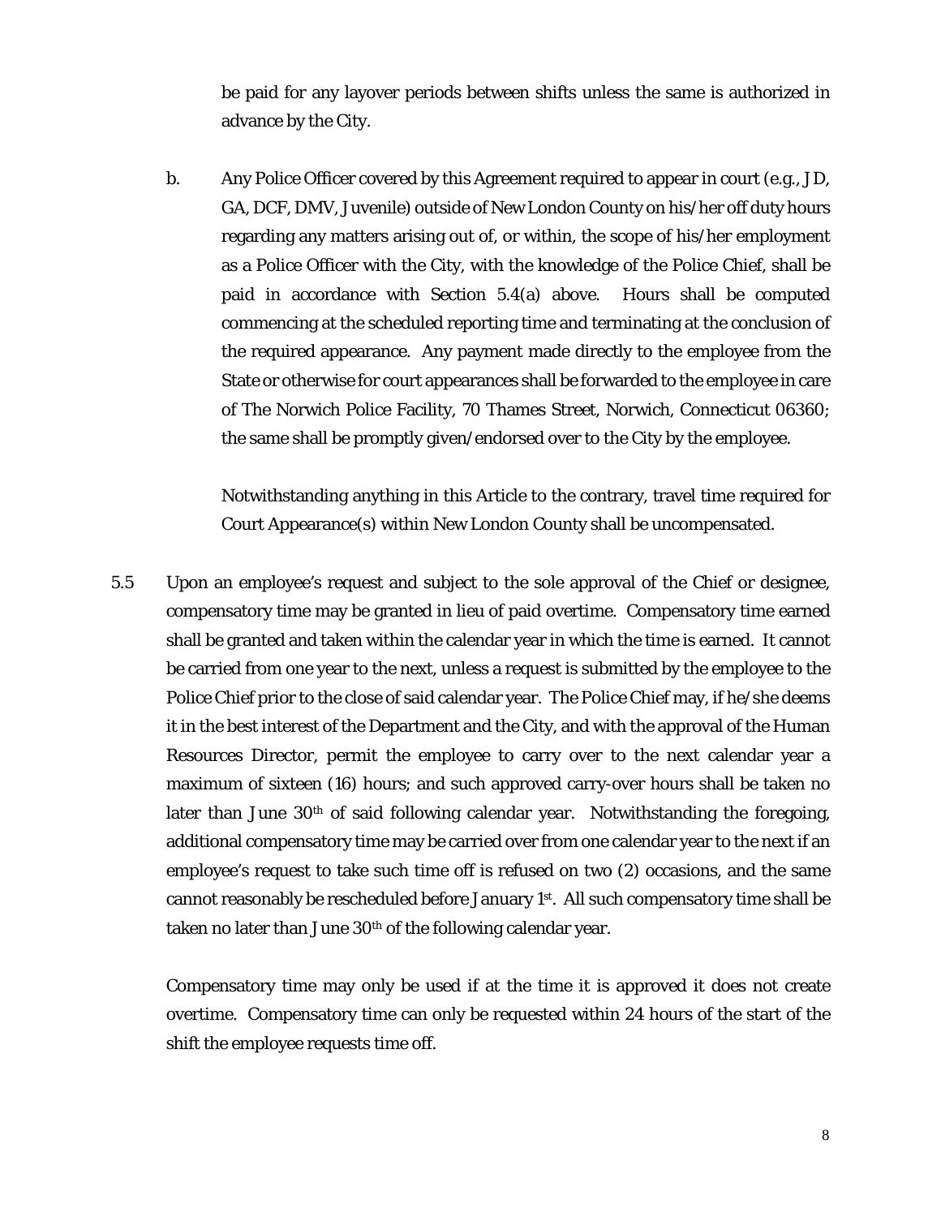be paid for any layover periods between shifts unless the same is authorized in advance by the City.

b. Any Police Officer covered by this Agreement required to appear in court (e.g., JD, GA, DCF, DMV, Juvenile) outside of New London County on his/her off duty hours regarding any matters arising out of, or within, the scope of his/her employment as a Police Officer with the City, with the knowledge of the Police Chief, shall be paid in accordance with Section 5.4(a) above. Hours shall be computed commencing at the scheduled reporting time and terminating at the conclusion of the required appearance. Any payment made directly to the employee from the State or otherwise for court appearances shall be forwarded to the employee in care of The Norwich Police Facility, 70 Thames Street, Norwich, Connecticut 06360; the same shall be promptly given/endorsed over to the City by the employee.

Notwithstanding anything in this Article to the contrary, travel time required for Court Appearance(s) within New London County shall be uncompensated.

5.5 Upon an employee's request and subject to the sole approval of the Chief or designee, compensatory time may be granted in lieu of paid overtime. Compensatory time earned shall be granted and taken within the calendar year in which the time is earned. It cannot be carried from one year to the next, unless a request is submitted by the employee to the Police Chief prior to the close of said calendar year. The Police Chief may, if he/she deems it in the best interest of the Department and the City, and with the approval of the Human Resources Director, permit the employee to carry over to the next calendar year a maximum of sixteen (16) hours; and such approved carry-over hours shall be taken no later than June 30th of said following calendar year. Notwithstanding the foregoing, additional compensatory time may be carried over from one calendar year to the next if an employee's request to take such time off is refused on two (2) occasions, and the same cannot reasonably be rescheduled before January 1st. All such compensatory time shall be taken no later than June 30th of the following calendar year.

Compensatory time may only be used if at the time it is approved it does not create overtime. Compensatory time can only be requested within 24 hours of the start of the shift the employee requests time off.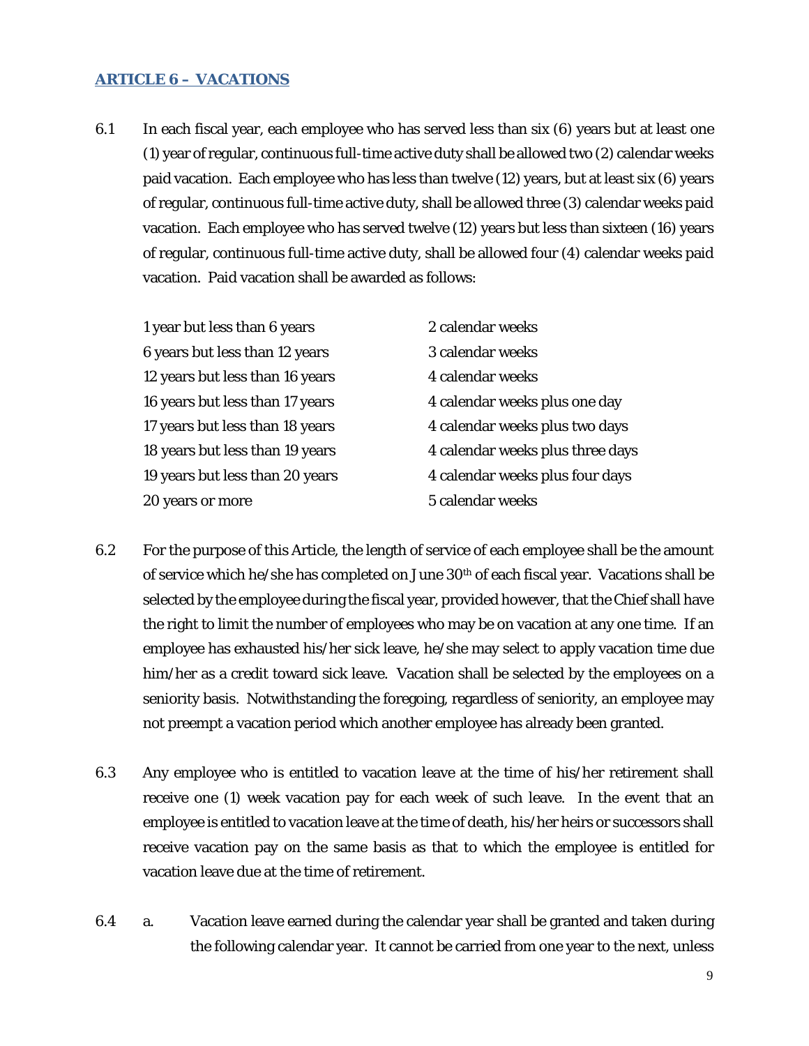## ARTICLE 6 – VACATIONS

6.1 In each fiscal year, each employee who has served less than six (6) years but at least one (1) year of regular, continuous full-time active duty shall be allowed two (2) calendar weeks paid vacation. Each employee who has less than twelve (12) years, but at least six (6) years of regular, continuous full-time active duty, shall be allowed three (3) calendar weeks paid vacation. Each employee who has served twelve (12) years but less than sixteen (16) years of regular, continuous full-time active duty, shall be allowed four (4) calendar weeks paid vacation. Paid vacation shall be awarded as follows:

| | |
|---|---|
| 1 year but less than 6 years | 2 calendar weeks |
| 6 years but less than 12 years | 3 calendar weeks |
| 12 years but less than 16 years | 4 calendar weeks |
| 16 years but less than 17 years | 4 calendar weeks plus one day |
| 17 years but less than 18 years | 4 calendar weeks plus two days |
| 18 years but less than 19 years | 4 calendar weeks plus three days |
| 19 years but less than 20 years | 4 calendar weeks plus four days |
| 20 years or more | 5 calendar weeks |

6.2 For the purpose of this Article, the length of service of each employee shall be the amount of service which he/she has completed on June 30th of each fiscal year. Vacations shall be selected by the employee during the fiscal year, provided however, that the Chief shall have the right to limit the number of employees who may be on vacation at any one time. If an employee has exhausted his/her sick leave, he/she may select to apply vacation time due him/her as a credit toward sick leave. Vacation shall be selected by the employees on a seniority basis. Notwithstanding the foregoing, regardless of seniority, an employee may not preempt a vacation period which another employee has already been granted.

6.3 Any employee who is entitled to vacation leave at the time of his/her retirement shall receive one (1) week vacation pay for each week of such leave. In the event that an employee is entitled to vacation leave at the time of death, his/her heirs or successors shall receive vacation pay on the same basis as that to which the employee is entitled for vacation leave due at the time of retirement.

6.4 a. Vacation leave earned during the calendar year shall be granted and taken during the following calendar year. It cannot be carried from one year to the next, unless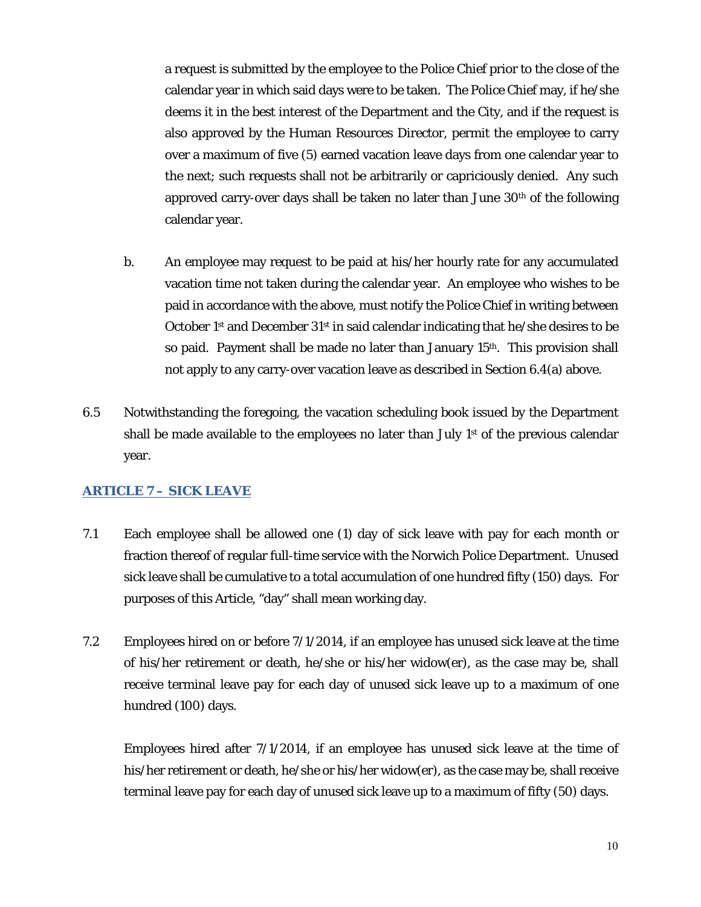a request is submitted by the employee to the Police Chief prior to the close of the calendar year in which said days were to be taken. The Police Chief may, if he/she deems it in the best interest of the Department and the City, and if the request is also approved by the Human Resources Director, permit the employee to carry over a maximum of five (5) earned vacation leave days from one calendar year to the next; such requests shall not be arbitrarily or capriciously denied. Any such approved carry-over days shall be taken no later than June 30th of the following calendar year.

b. An employee may request to be paid at his/her hourly rate for any accumulated vacation time not taken during the calendar year. An employee who wishes to be paid in accordance with the above, must notify the Police Chief in writing between October 1st and December 31st in said calendar indicating that he/she desires to be so paid. Payment shall be made no later than January 15th. This provision shall not apply to any carry-over vacation leave as described in Section 6.4(a) above.

6.5 Notwithstanding the foregoing, the vacation scheduling book issued by the Department shall be made available to the employees no later than July 1st of the previous calendar year.

## ARTICLE 7 – SICK LEAVE

7.1 Each employee shall be allowed one (1) day of sick leave with pay for each month or fraction thereof of regular full-time service with the Norwich Police Department. Unused sick leave shall be cumulative to a total accumulation of one hundred fifty (150) days. For purposes of this Article, "day" shall mean working day.

7.2 Employees hired on or before 7/1/2014, if an employee has unused sick leave at the time of his/her retirement or death, he/she or his/her widow(er), as the case may be, shall receive terminal leave pay for each day of unused sick leave up to a maximum of one hundred (100) days.

Employees hired after 7/1/2014, if an employee has unused sick leave at the time of his/her retirement or death, he/she or his/her widow(er), as the case may be, shall receive terminal leave pay for each day of unused sick leave up to a maximum of fifty (50) days.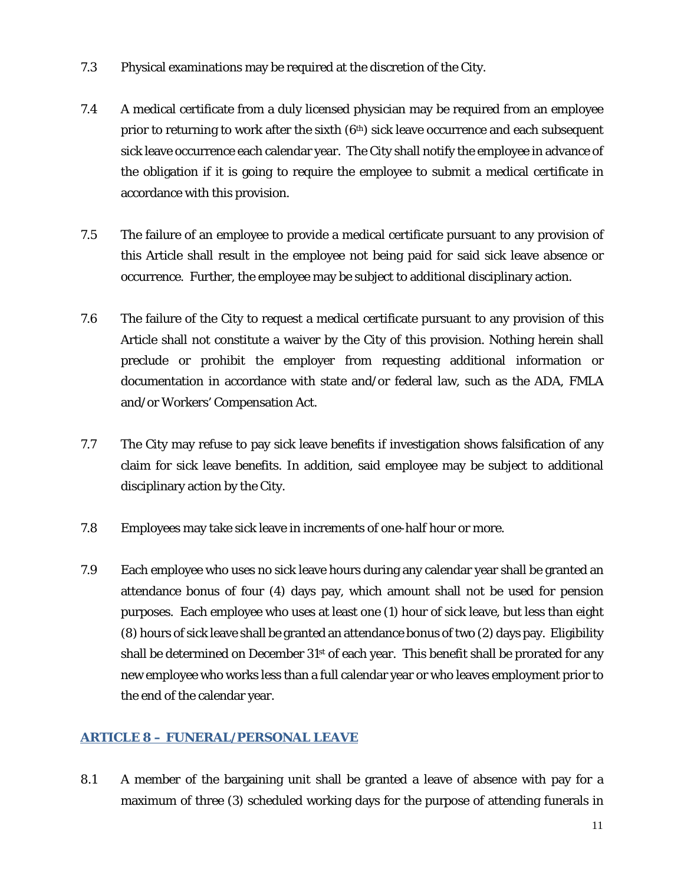7.3 Physical examinations may be required at the discretion of the City.

7.4 A medical certificate from a duly licensed physician may be required from an employee prior to returning to work after the sixth (6th) sick leave occurrence and each subsequent sick leave occurrence each calendar year. The City shall notify the employee in advance of the obligation if it is going to require the employee to submit a medical certificate in accordance with this provision.

7.5 The failure of an employee to provide a medical certificate pursuant to any provision of this Article shall result in the employee not being paid for said sick leave absence or occurrence. Further, the employee may be subject to additional disciplinary action.

7.6 The failure of the City to request a medical certificate pursuant to any provision of this Article shall not constitute a waiver by the City of this provision. Nothing herein shall preclude or prohibit the employer from requesting additional information or documentation in accordance with state and/or federal law, such as the ADA, FMLA and/or Workers' Compensation Act.

7.7 The City may refuse to pay sick leave benefits if investigation shows falsification of any claim for sick leave benefits. In addition, said employee may be subject to additional disciplinary action by the City.

7.8 Employees may take sick leave in increments of one-half hour or more.

7.9 Each employee who uses no sick leave hours during any calendar year shall be granted an attendance bonus of four (4) days pay, which amount shall not be used for pension purposes. Each employee who uses at least one (1) hour of sick leave, but less than eight (8) hours of sick leave shall be granted an attendance bonus of two (2) days pay. Eligibility shall be determined on December 31st of each year. This benefit shall be prorated for any new employee who works less than a full calendar year or who leaves employment prior to the end of the calendar year.

## ARTICLE 8 – FUNERAL/PERSONAL LEAVE

8.1 A member of the bargaining unit shall be granted a leave of absence with pay for a maximum of three (3) scheduled working days for the purpose of attending funerals in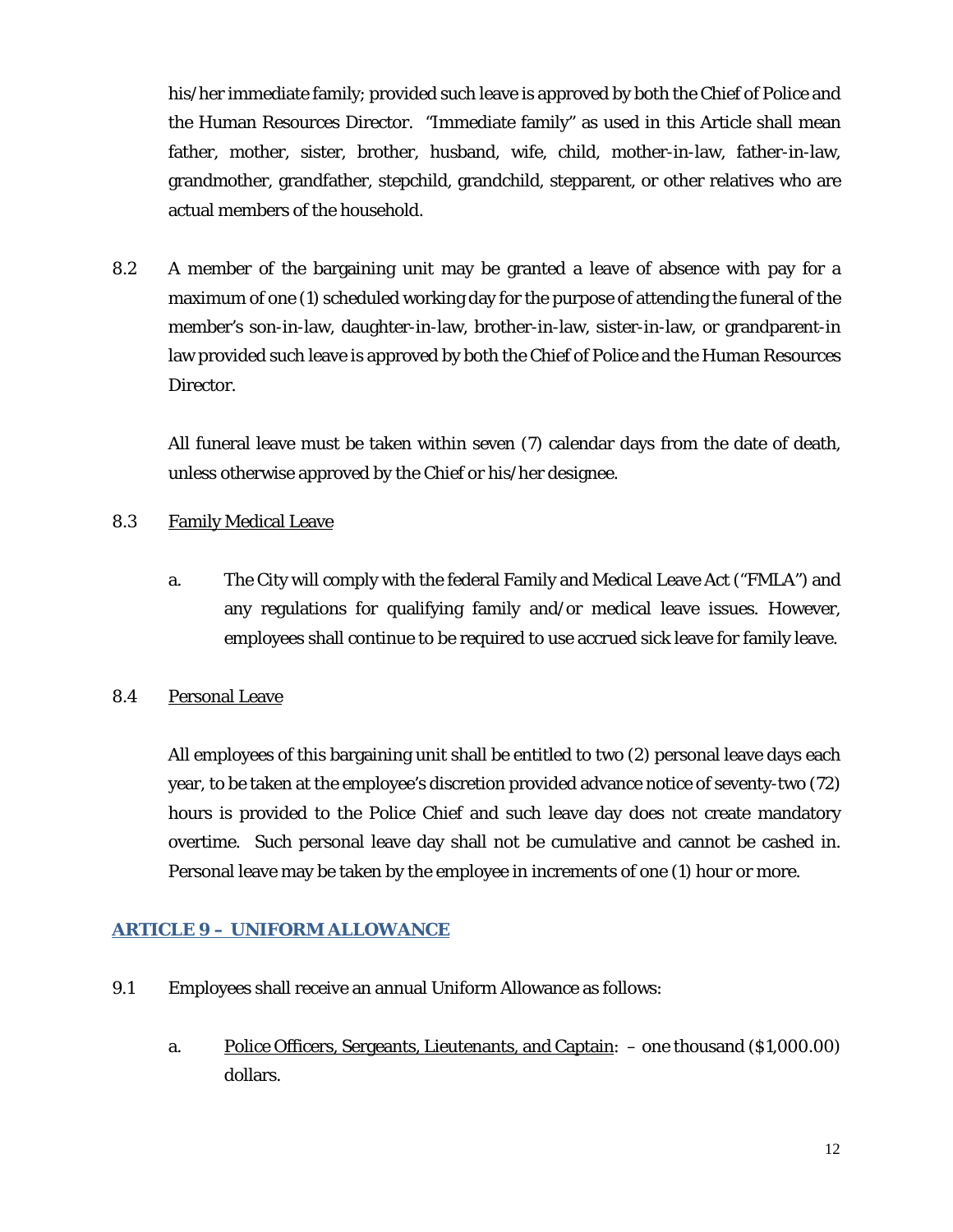his/her immediate family; provided such leave is approved by both the Chief of Police and the Human Resources Director. "Immediate family" as used in this Article shall mean father, mother, sister, brother, husband, wife, child, mother-in-law, father-in-law, grandmother, grandfather, stepchild, grandchild, stepparent, or other relatives who are actual members of the household.

8.2 A member of the bargaining unit may be granted a leave of absence with pay for a maximum of one (1) scheduled working day for the purpose of attending the funeral of the member's son-in-law, daughter-in-law, brother-in-law, sister-in-law, or grandparent-in law provided such leave is approved by both the Chief of Police and the Human Resources Director.

All funeral leave must be taken within seven (7) calendar days from the date of death, unless otherwise approved by the Chief or his/her designee.

8.3 Family Medical Leave

a. The City will comply with the federal Family and Medical Leave Act ("FMLA") and any regulations for qualifying family and/or medical leave issues. However, employees shall continue to be required to use accrued sick leave for family leave.

8.4 Personal Leave

All employees of this bargaining unit shall be entitled to two (2) personal leave days each year, to be taken at the employee's discretion provided advance notice of seventy-two (72) hours is provided to the Police Chief and such leave day does not create mandatory overtime. Such personal leave day shall not be cumulative and cannot be cashed in. Personal leave may be taken by the employee in increments of one (1) hour or more.

## ARTICLE 9 – UNIFORM ALLOWANCE

9.1 Employees shall receive an annual Uniform Allowance as follows:

a. Police Officers, Sergeants, Lieutenants, and Captain: – one thousand ($1,000.00) dollars.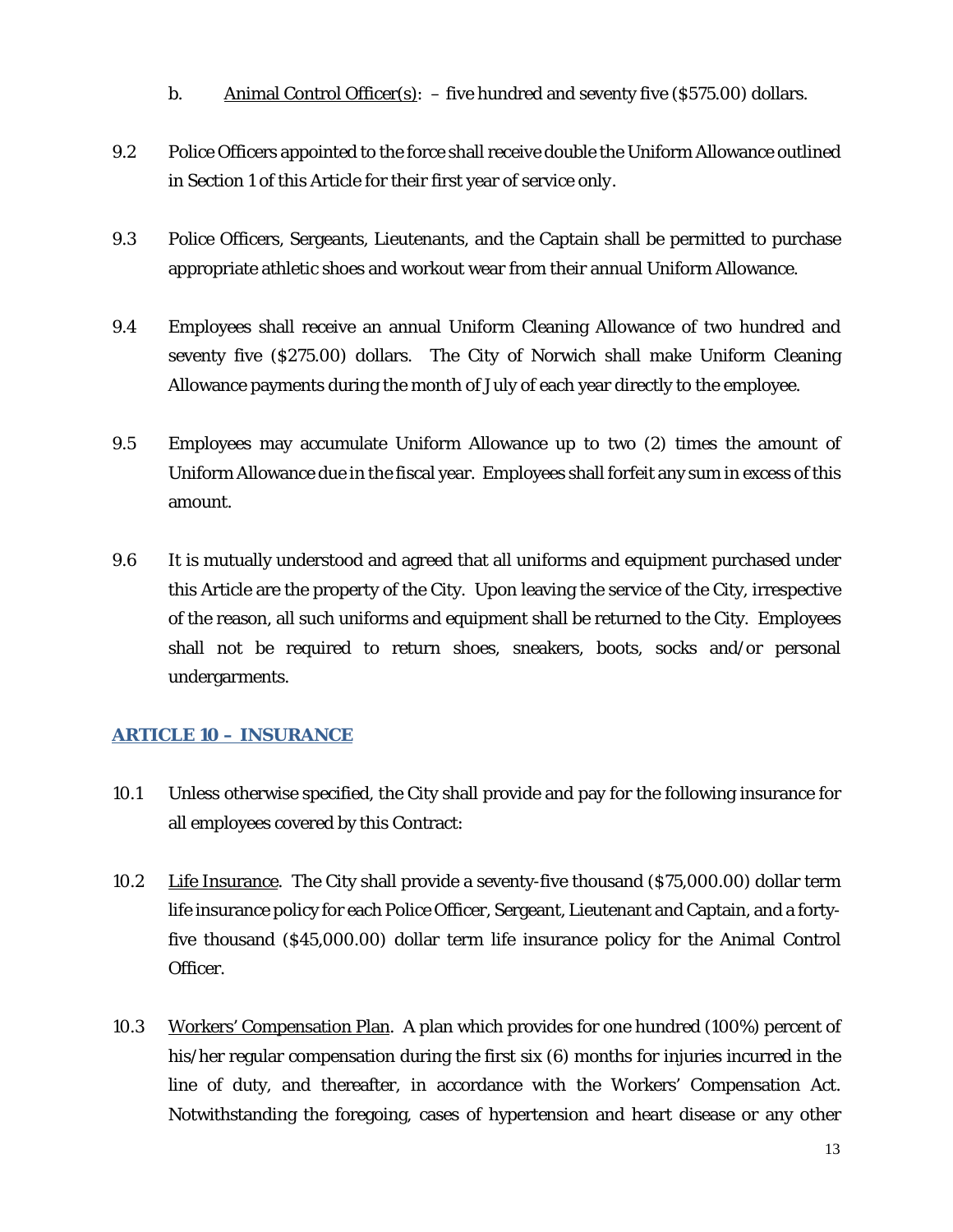b. Animal Control Officer(s): – five hundred and seventy five ($575.00) dollars.

9.2 Police Officers appointed to the force shall receive double the Uniform Allowance outlined in Section 1 of this Article for their first year of service only.

9.3 Police Officers, Sergeants, Lieutenants, and the Captain shall be permitted to purchase appropriate athletic shoes and workout wear from their annual Uniform Allowance.

9.4 Employees shall receive an annual Uniform Cleaning Allowance of two hundred and seventy five ($275.00) dollars. The City of Norwich shall make Uniform Cleaning Allowance payments during the month of July of each year directly to the employee.

9.5 Employees may accumulate Uniform Allowance up to two (2) times the amount of Uniform Allowance due in the fiscal year. Employees shall forfeit any sum in excess of this amount.

9.6 It is mutually understood and agreed that all uniforms and equipment purchased under this Article are the property of the City. Upon leaving the service of the City, irrespective of the reason, all such uniforms and equipment shall be returned to the City. Employees shall not be required to return shoes, sneakers, boots, socks and/or personal undergarments.

## ARTICLE 10 – INSURANCE

10.1 Unless otherwise specified, the City shall provide and pay for the following insurance for all employees covered by this Contract:

10.2 Life Insurance. The City shall provide a seventy-five thousand ($75,000.00) dollar term life insurance policy for each Police Officer, Sergeant, Lieutenant and Captain, and a forty-five thousand ($45,000.00) dollar term life insurance policy for the Animal Control Officer.

10.3 Workers' Compensation Plan. A plan which provides for one hundred (100%) percent of his/her regular compensation during the first six (6) months for injuries incurred in the line of duty, and thereafter, in accordance with the Workers' Compensation Act. Notwithstanding the foregoing, cases of hypertension and heart disease or any other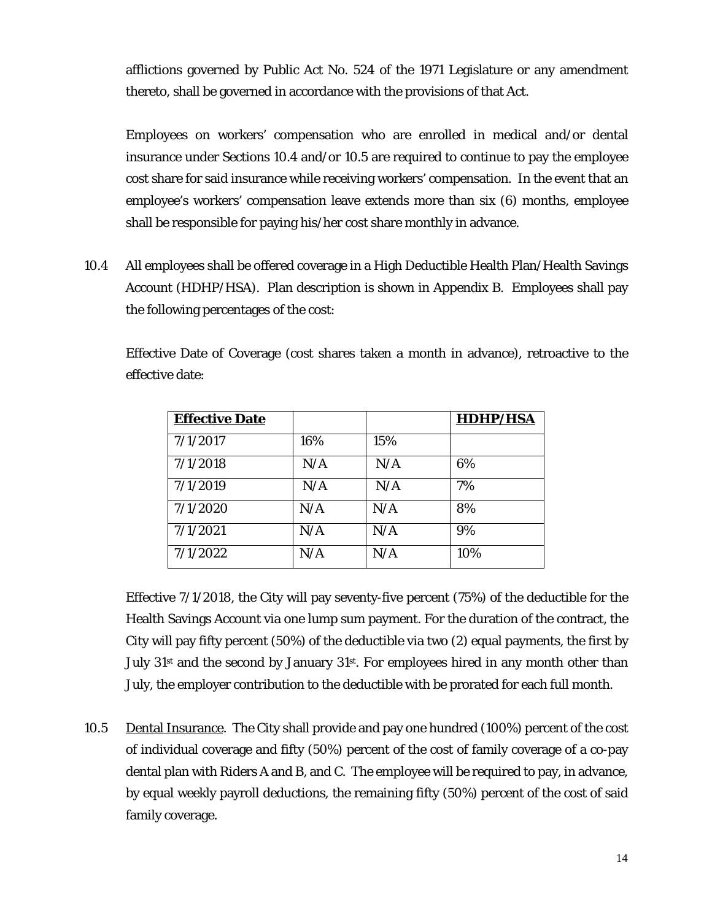afflictions governed by Public Act No. 524 of the 1971 Legislature or any amendment thereto, shall be governed in accordance with the provisions of that Act.

Employees on workers' compensation who are enrolled in medical and/or dental insurance under Sections 10.4 and/or 10.5 are required to continue to pay the employee cost share for said insurance while receiving workers' compensation. In the event that an employee's workers' compensation leave extends more than six (6) months, employee shall be responsible for paying his/her cost share monthly in advance.

10.4 All employees shall be offered coverage in a High Deductible Health Plan/Health Savings Account (HDHP/HSA). Plan description is shown in Appendix B. Employees shall pay the following percentages of the cost:

Effective Date of Coverage (cost shares taken a month in advance), retroactive to the effective date:

| **Effective Date** | | | **HDHP/HSA** |
|---|---|---|---|
| 7/1/2017 | 16% | 15% | |
| 7/1/2018 | N/A | N/A | 6% |
| 7/1/2019 | N/A | N/A | 7% |
| 7/1/2020 | N/A | N/A | 8% |
| 7/1/2021 | N/A | N/A | 9% |
| 7/1/2022 | N/A | N/A | 10% |

Effective 7/1/2018, the City will pay seventy-five percent (75%) of the deductible for the Health Savings Account via one lump sum payment. For the duration of the contract, the City will pay fifty percent (50%) of the deductible via two (2) equal payments, the first by July 31st and the second by January 31st. For employees hired in any month other than July, the employer contribution to the deductible with be prorated for each full month.

10.5 Dental Insurance. The City shall provide and pay one hundred (100%) percent of the cost of individual coverage and fifty (50%) percent of the cost of family coverage of a co-pay dental plan with Riders A and B, and C. The employee will be required to pay, in advance, by equal weekly payroll deductions, the remaining fifty (50%) percent of the cost of said family coverage.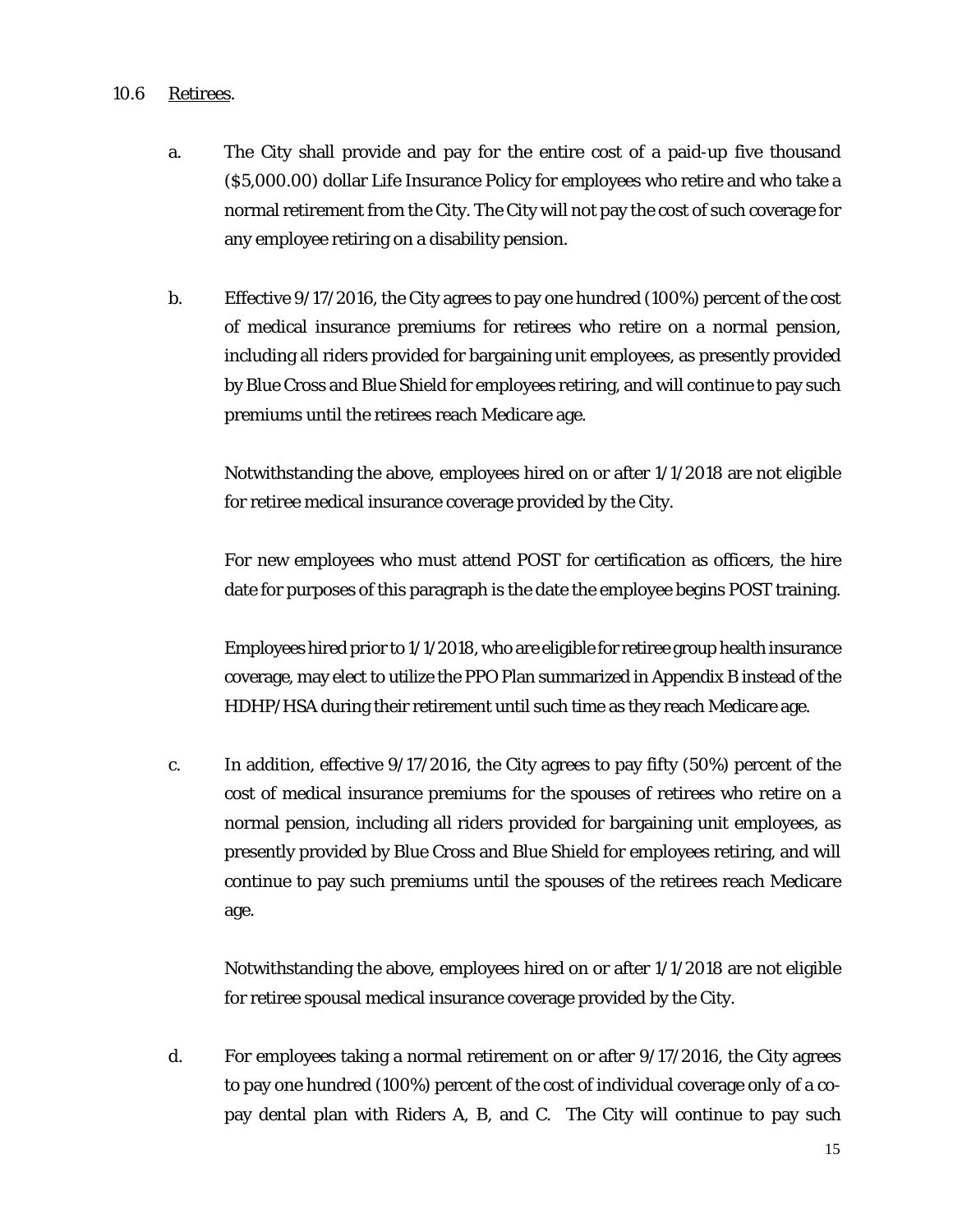10.6 Retirees.

a. The City shall provide and pay for the entire cost of a paid-up five thousand ($5,000.00) dollar Life Insurance Policy for employees who retire and who take a normal retirement from the City. The City will not pay the cost of such coverage for any employee retiring on a disability pension.

b. Effective 9/17/2016, the City agrees to pay one hundred (100%) percent of the cost of medical insurance premiums for retirees who retire on a normal pension, including all riders provided for bargaining unit employees, as presently provided by Blue Cross and Blue Shield for employees retiring, and will continue to pay such premiums until the retirees reach Medicare age.

   Notwithstanding the above, employees hired on or after 1/1/2018 are not eligible for retiree medical insurance coverage provided by the City.

   For new employees who must attend POST for certification as officers, the hire date for purposes of this paragraph is the date the employee begins POST training.

   Employees hired prior to 1/1/2018, who are eligible for retiree group health insurance coverage, may elect to utilize the PPO Plan summarized in Appendix B instead of the HDHP/HSA during their retirement until such time as they reach Medicare age.

c. In addition, effective 9/17/2016, the City agrees to pay fifty (50%) percent of the cost of medical insurance premiums for the spouses of retirees who retire on a normal pension, including all riders provided for bargaining unit employees, as presently provided by Blue Cross and Blue Shield for employees retiring, and will continue to pay such premiums until the spouses of the retirees reach Medicare age.

   Notwithstanding the above, employees hired on or after 1/1/2018 are not eligible for retiree spousal medical insurance coverage provided by the City.

d. For employees taking a normal retirement on or after 9/17/2016, the City agrees to pay one hundred (100%) percent of the cost of individual coverage only of a co-pay dental plan with Riders A, B, and C. The City will continue to pay such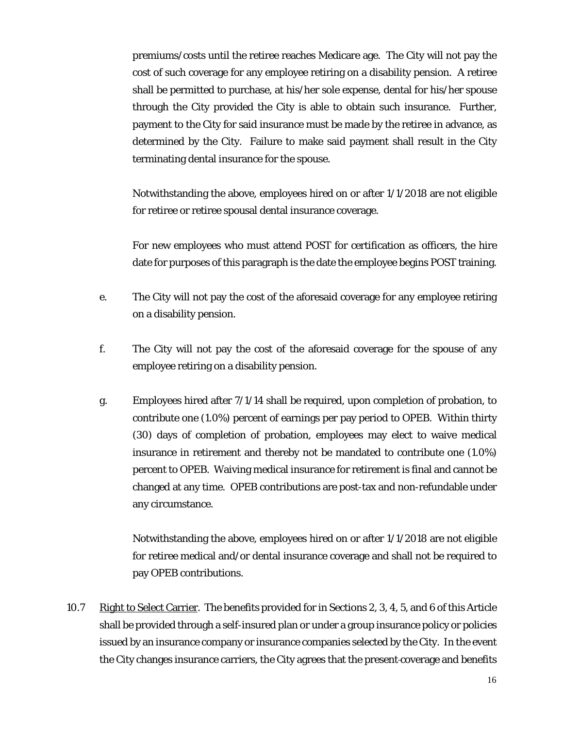premiums/costs until the retiree reaches Medicare age. The City will not pay the cost of such coverage for any employee retiring on a disability pension. A retiree shall be permitted to purchase, at his/her sole expense, dental for his/her spouse through the City provided the City is able to obtain such insurance. Further, payment to the City for said insurance must be made by the retiree in advance, as determined by the City. Failure to make said payment shall result in the City terminating dental insurance for the spouse.

Notwithstanding the above, employees hired on or after 1/1/2018 are not eligible for retiree or retiree spousal dental insurance coverage.

For new employees who must attend POST for certification as officers, the hire date for purposes of this paragraph is the date the employee begins POST training.

e. The City will not pay the cost of the aforesaid coverage for any employee retiring on a disability pension.

f. The City will not pay the cost of the aforesaid coverage for the spouse of any employee retiring on a disability pension.

g. Employees hired after 7/1/14 shall be required, upon completion of probation, to contribute one (1.0%) percent of earnings per pay period to OPEB. Within thirty (30) days of completion of probation, employees may elect to waive medical insurance in retirement and thereby not be mandated to contribute one (1.0%) percent to OPEB. Waiving medical insurance for retirement is final and cannot be changed at any time. OPEB contributions are post-tax and non-refundable under any circumstance.

Notwithstanding the above, employees hired on or after 1/1/2018 are not eligible for retiree medical and/or dental insurance coverage and shall not be required to pay OPEB contributions.

10.7 Right to Select Carrier. The benefits provided for in Sections 2, 3, 4, 5, and 6 of this Article shall be provided through a self-insured plan or under a group insurance policy or policies issued by an insurance company or insurance companies selected by the City. In the event the City changes insurance carriers, the City agrees that the present-coverage and benefits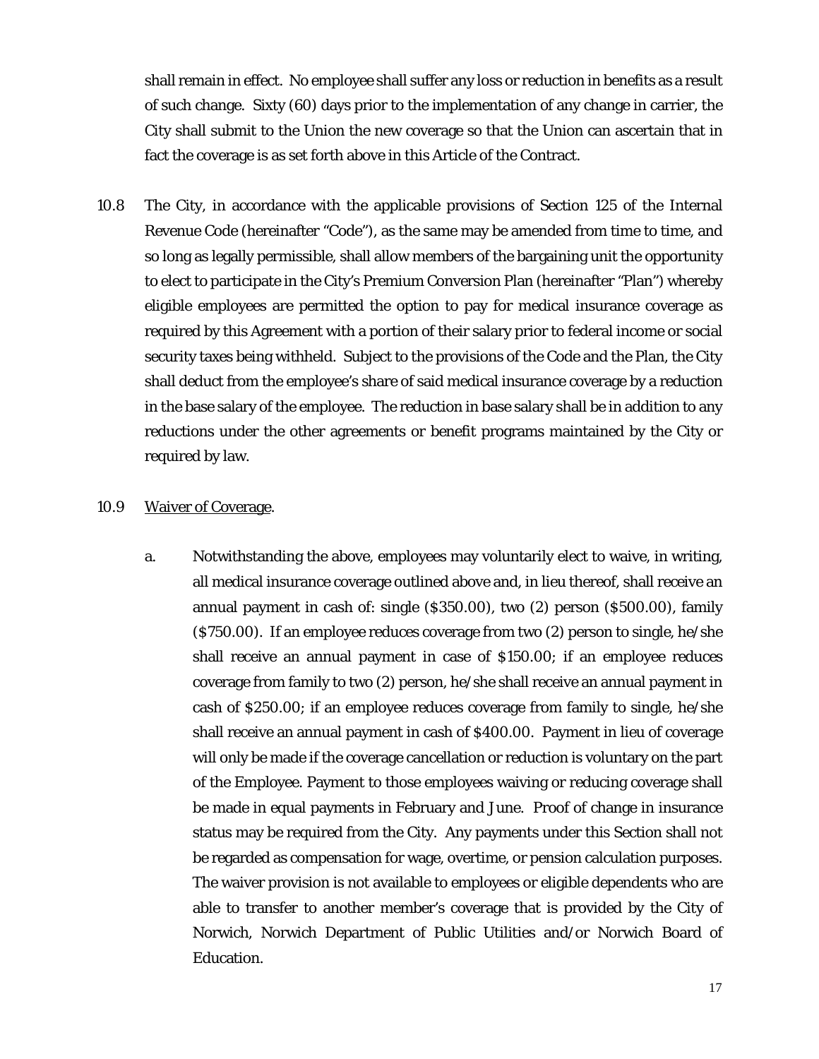shall remain in effect. No employee shall suffer any loss or reduction in benefits as a result of such change. Sixty (60) days prior to the implementation of any change in carrier, the City shall submit to the Union the new coverage so that the Union can ascertain that in fact the coverage is as set forth above in this Article of the Contract.

10.8 The City, in accordance with the applicable provisions of Section 125 of the Internal Revenue Code (hereinafter "Code"), as the same may be amended from time to time, and so long as legally permissible, shall allow members of the bargaining unit the opportunity to elect to participate in the City's Premium Conversion Plan (hereinafter "Plan") whereby eligible employees are permitted the option to pay for medical insurance coverage as required by this Agreement with a portion of their salary prior to federal income or social security taxes being withheld. Subject to the provisions of the Code and the Plan, the City shall deduct from the employee's share of said medical insurance coverage by a reduction in the base salary of the employee. The reduction in base salary shall be in addition to any reductions under the other agreements or benefit programs maintained by the City or required by law.

10.9 <u>Waiver of Coverage</u>.

a. Notwithstanding the above, employees may voluntarily elect to waive, in writing, all medical insurance coverage outlined above and, in lieu thereof, shall receive an annual payment in cash of: single ($350.00), two (2) person ($500.00), family ($750.00). If an employee reduces coverage from two (2) person to single, he/she shall receive an annual payment in case of $150.00; if an employee reduces coverage from family to two (2) person, he/she shall receive an annual payment in cash of $250.00; if an employee reduces coverage from family to single, he/she shall receive an annual payment in cash of $400.00. Payment in lieu of coverage will only be made if the coverage cancellation or reduction is voluntary on the part of the Employee. Payment to those employees waiving or reducing coverage shall be made in equal payments in February and June. Proof of change in insurance status may be required from the City. Any payments under this Section shall not be regarded as compensation for wage, overtime, or pension calculation purposes. The waiver provision is not available to employees or eligible dependents who are able to transfer to another member's coverage that is provided by the City of Norwich, Norwich Department of Public Utilities and/or Norwich Board of Education.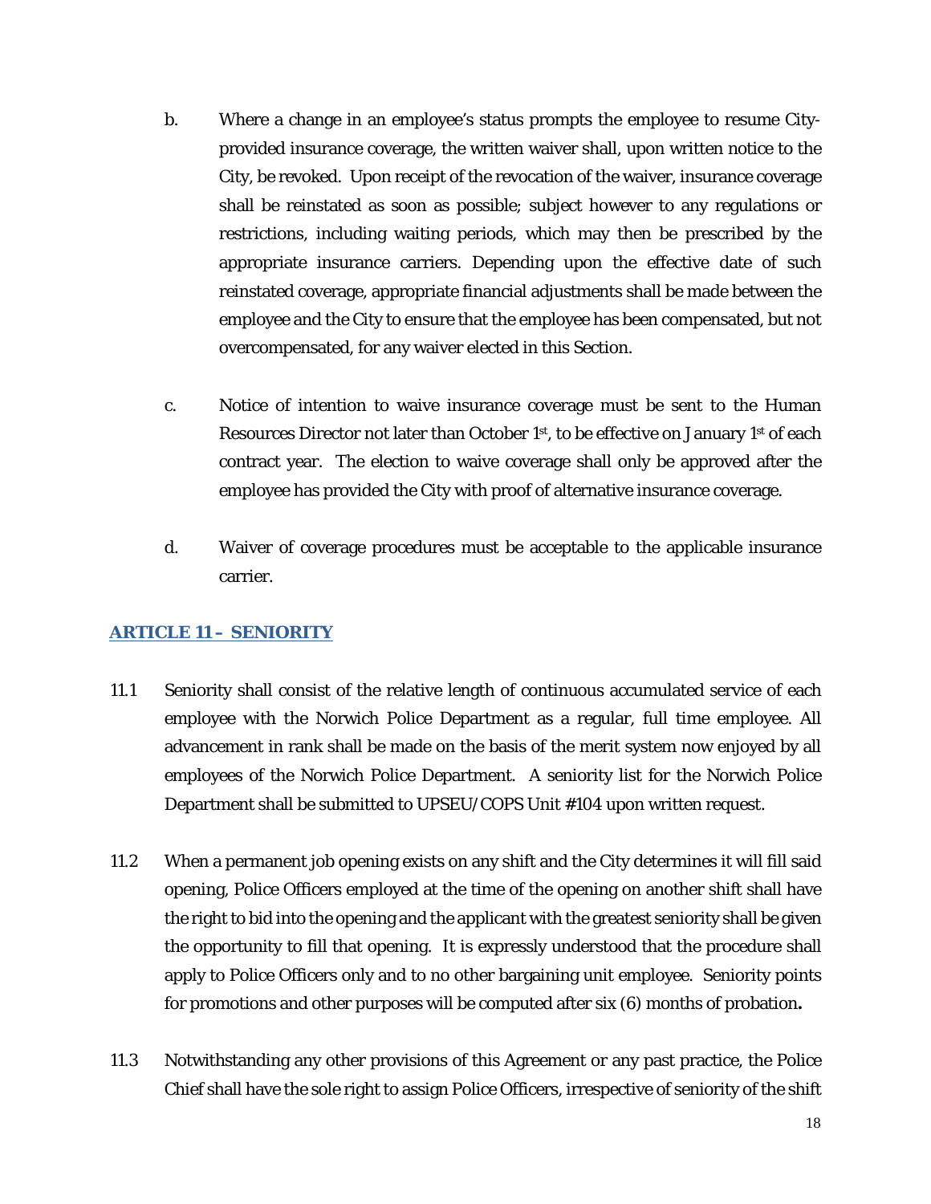b. Where a change in an employee's status prompts the employee to resume City-provided insurance coverage, the written waiver shall, upon written notice to the City, be revoked. Upon receipt of the revocation of the waiver, insurance coverage shall be reinstated as soon as possible; subject however to any regulations or restrictions, including waiting periods, which may then be prescribed by the appropriate insurance carriers. Depending upon the effective date of such reinstated coverage, appropriate financial adjustments shall be made between the employee and the City to ensure that the employee has been compensated, but not overcompensated, for any waiver elected in this Section.

c. Notice of intention to waive insurance coverage must be sent to the Human Resources Director not later than October 1st, to be effective on January 1st of each contract year. The election to waive coverage shall only be approved after the employee has provided the City with proof of alternative insurance coverage.

d. Waiver of coverage procedures must be acceptable to the applicable insurance carrier.

## ARTICLE 11 – SENIORITY

11.1 Seniority shall consist of the relative length of continuous accumulated service of each employee with the Norwich Police Department as a regular, full time employee. All advancement in rank shall be made on the basis of the merit system now enjoyed by all employees of the Norwich Police Department. A seniority list for the Norwich Police Department shall be submitted to UPSEU/COPS Unit #104 upon written request.

11.2 When a permanent job opening exists on any shift and the City determines it will fill said opening, Police Officers employed at the time of the opening on another shift shall have the right to bid into the opening and the applicant with the greatest seniority shall be given the opportunity to fill that opening. It is expressly understood that the procedure shall apply to Police Officers only and to no other bargaining unit employee. Seniority points for promotions and other purposes will be computed after six (6) months of probation**.**

11.3 Notwithstanding any other provisions of this Agreement or any past practice, the Police Chief shall have the sole right to assign Police Officers, irrespective of seniority of the shift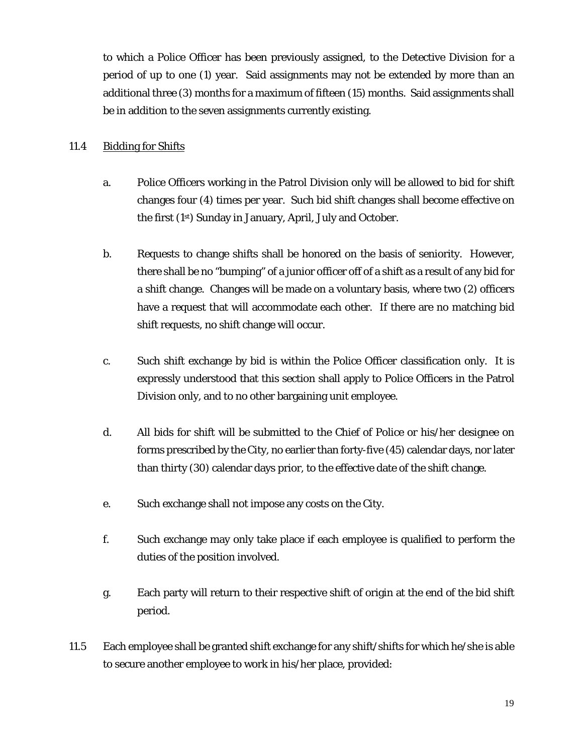to which a Police Officer has been previously assigned, to the Detective Division for a period of up to one (1) year. Said assignments may not be extended by more than an additional three (3) months for a maximum of fifteen (15) months. Said assignments shall be in addition to the seven assignments currently existing.

11.4 Bidding for Shifts

a. Police Officers working in the Patrol Division only will be allowed to bid for shift changes four (4) times per year. Such bid shift changes shall become effective on the first (1st) Sunday in January, April, July and October.

b. Requests to change shifts shall be honored on the basis of seniority. However, there shall be no "bumping" of a junior officer off of a shift as a result of any bid for a shift change. Changes will be made on a voluntary basis, where two (2) officers have a request that will accommodate each other. If there are no matching bid shift requests, no shift change will occur.

c. Such shift exchange by bid is within the Police Officer classification only. It is expressly understood that this section shall apply to Police Officers in the Patrol Division only, and to no other bargaining unit employee.

d. All bids for shift will be submitted to the Chief of Police or his/her designee on forms prescribed by the City, no earlier than forty-five (45) calendar days, nor later than thirty (30) calendar days prior, to the effective date of the shift change.

e. Such exchange shall not impose any costs on the City.

f. Such exchange may only take place if each employee is qualified to perform the duties of the position involved.

g. Each party will return to their respective shift of origin at the end of the bid shift period.

11.5 Each employee shall be granted shift exchange for any shift/shifts for which he/she is able to secure another employee to work in his/her place, provided: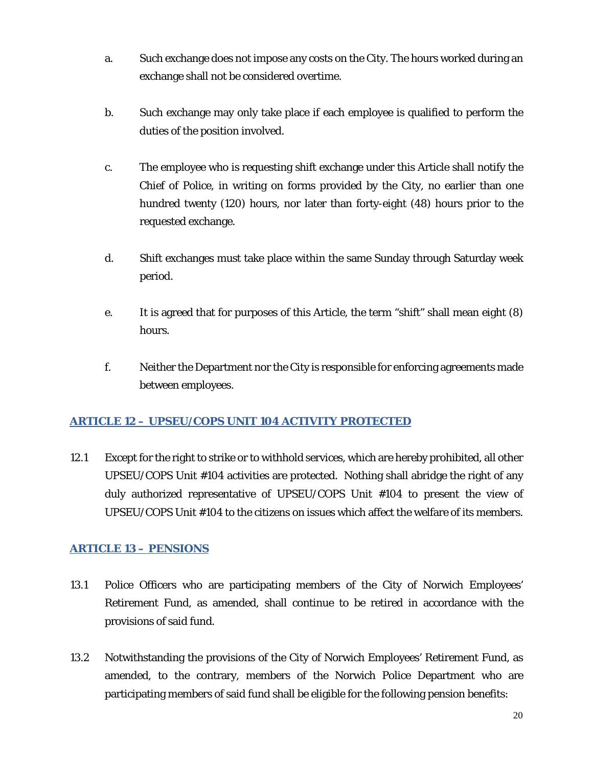a. Such exchange does not impose any costs on the City. The hours worked during an exchange shall not be considered overtime.

b. Such exchange may only take place if each employee is qualified to perform the duties of the position involved.

c. The employee who is requesting shift exchange under this Article shall notify the Chief of Police, in writing on forms provided by the City, no earlier than one hundred twenty (120) hours, nor later than forty-eight (48) hours prior to the requested exchange.

d. Shift exchanges must take place within the same Sunday through Saturday week period.

e. It is agreed that for purposes of this Article, the term "shift" shall mean eight (8) hours.

f. Neither the Department nor the City is responsible for enforcing agreements made between employees.

## ARTICLE 12 – UPSEU/COPS UNIT 104 ACTIVITY PROTECTED

12.1 Except for the right to strike or to withhold services, which are hereby prohibited, all other UPSEU/COPS Unit #104 activities are protected. Nothing shall abridge the right of any duly authorized representative of UPSEU/COPS Unit #104 to present the view of UPSEU/COPS Unit #104 to the citizens on issues which affect the welfare of its members.

## ARTICLE 13 – PENSIONS

13.1 Police Officers who are participating members of the City of Norwich Employees' Retirement Fund, as amended, shall continue to be retired in accordance with the provisions of said fund.

13.2 Notwithstanding the provisions of the City of Norwich Employees' Retirement Fund, as amended, to the contrary, members of the Norwich Police Department who are participating members of said fund shall be eligible for the following pension benefits: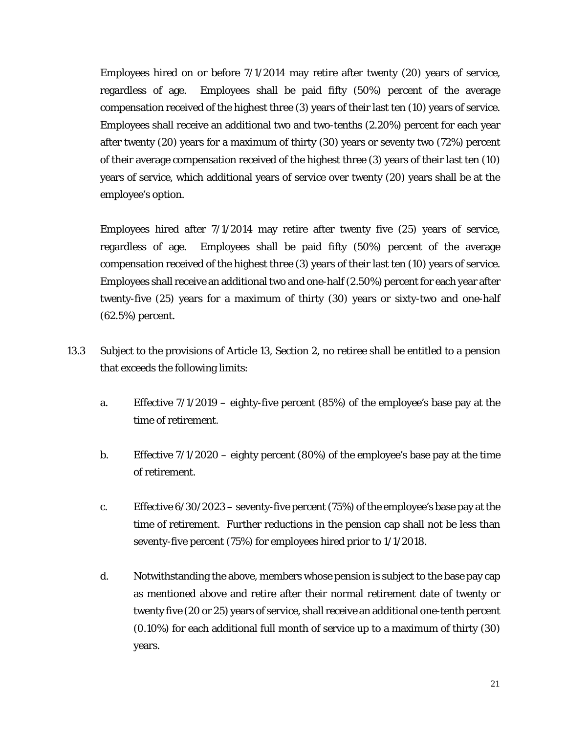Employees hired on or before 7/1/2014 may retire after twenty (20) years of service, regardless of age. Employees shall be paid fifty (50%) percent of the average compensation received of the highest three (3) years of their last ten (10) years of service. Employees shall receive an additional two and two-tenths (2.20%) percent for each year after twenty (20) years for a maximum of thirty (30) years or seventy two (72%) percent of their average compensation received of the highest three (3) years of their last ten (10) years of service, which additional years of service over twenty (20) years shall be at the employee's option.

Employees hired after 7/1/2014 may retire after twenty five (25) years of service, regardless of age. Employees shall be paid fifty (50%) percent of the average compensation received of the highest three (3) years of their last ten (10) years of service. Employees shall receive an additional two and one-half (2.50%) percent for each year after twenty-five (25) years for a maximum of thirty (30) years or sixty-two and one-half (62.5%) percent.

13.3 Subject to the provisions of Article 13, Section 2, no retiree shall be entitled to a pension that exceeds the following limits:

a. Effective 7/1/2019 – eighty-five percent (85%) of the employee's base pay at the time of retirement.

b. Effective 7/1/2020 – eighty percent (80%) of the employee's base pay at the time of retirement.

c. Effective 6/30/2023 – seventy-five percent (75%) of the employee's base pay at the time of retirement. Further reductions in the pension cap shall not be less than seventy-five percent (75%) for employees hired prior to 1/1/2018.

d. Notwithstanding the above, members whose pension is subject to the base pay cap as mentioned above and retire after their normal retirement date of twenty or twenty five (20 or 25) years of service, shall receive an additional one-tenth percent (0.10%) for each additional full month of service up to a maximum of thirty (30) years.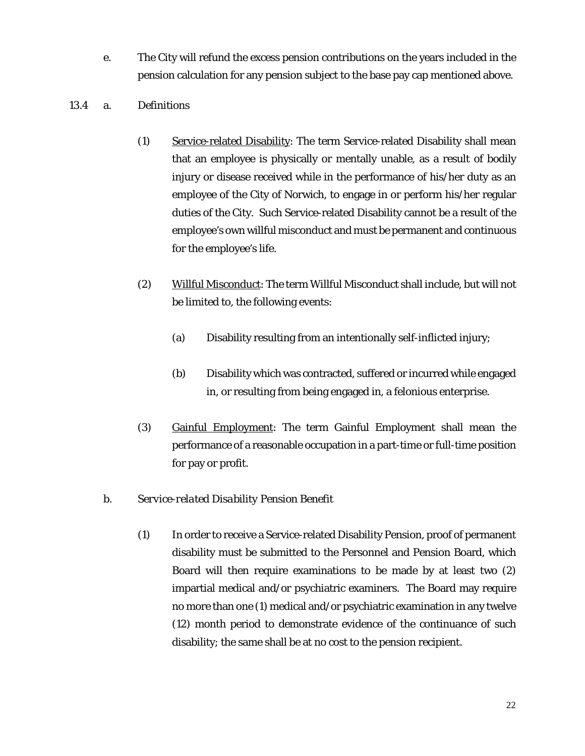e. The City will refund the excess pension contributions on the years included in the pension calculation for any pension subject to the base pay cap mentioned above.

13.4 a. Definitions

(1) Service-related Disability: The term Service-related Disability shall mean that an employee is physically or mentally unable, as a result of bodily injury or disease received while in the performance of his/her duty as an employee of the City of Norwich, to engage in or perform his/her regular duties of the City. Such Service-related Disability cannot be a result of the employee's own willful misconduct and must be permanent and continuous for the employee's life.

(2) Willful Misconduct: The term Willful Misconduct shall include, but will not be limited to, the following events:

(a) Disability resulting from an intentionally self-inflicted injury;

(b) Disability which was contracted, suffered or incurred while engaged in, or resulting from being engaged in, a felonious enterprise.

(3) Gainful Employment: The term Gainful Employment shall mean the performance of a reasonable occupation in a part-time or full-time position for pay or profit.

b. *Service-related Disability Pension Benefit*

(1) In order to receive a Service-related Disability Pension, proof of permanent disability must be submitted to the Personnel and Pension Board, which Board will then require examinations to be made by at least two (2) impartial medical and/or psychiatric examiners. The Board may require no more than one (1) medical and/or psychiatric examination in any twelve (12) month period to demonstrate evidence of the continuance of such disability; the same shall be at no cost to the pension recipient.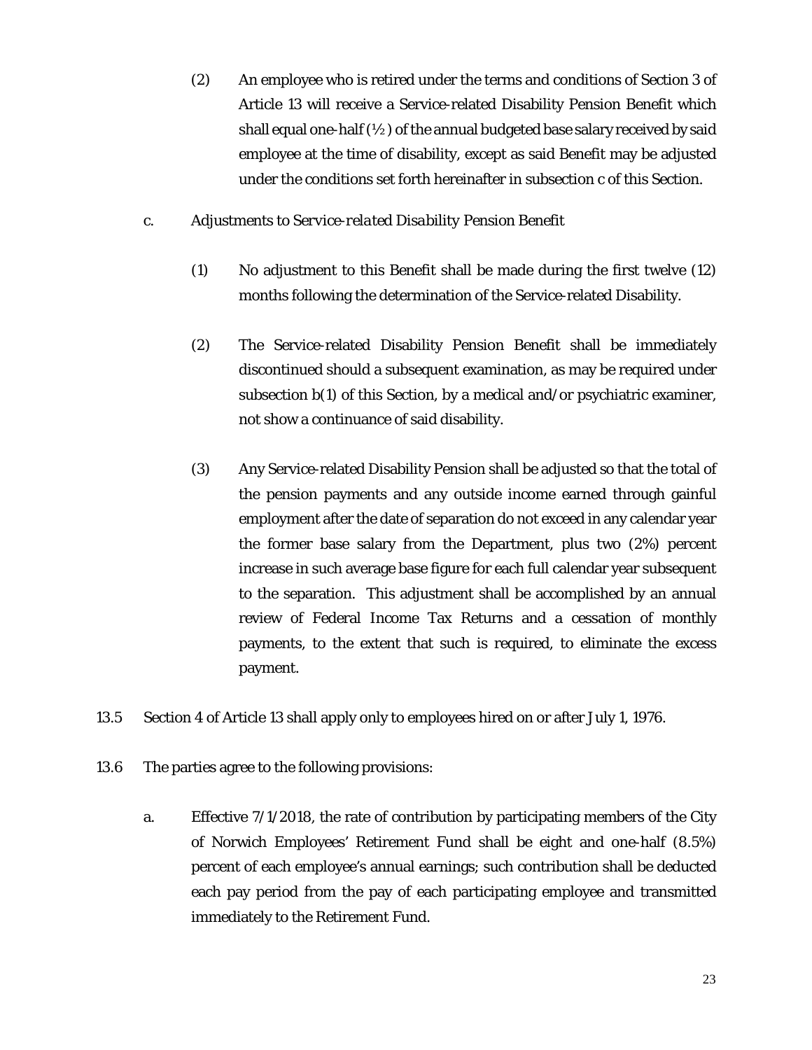(2) An employee who is retired under the terms and conditions of Section 3 of Article 13 will receive a Service-related Disability Pension Benefit which shall equal one-half (½) of the annual budgeted base salary received by said employee at the time of disability, except as said Benefit may be adjusted under the conditions set forth hereinafter in subsection c of this Section.

c. *Adjustments to Service-related Disability Pension Benefit*

(1) No adjustment to this Benefit shall be made during the first twelve (12) months following the determination of the Service-related Disability.

(2) The Service-related Disability Pension Benefit shall be immediately discontinued should a subsequent examination, as may be required under subsection b(1) of this Section, by a medical and/or psychiatric examiner, not show a continuance of said disability.

(3) Any Service-related Disability Pension shall be adjusted so that the total of the pension payments and any outside income earned through gainful employment after the date of separation do not exceed in any calendar year the former base salary from the Department, plus two (2%) percent increase in such average base figure for each full calendar year subsequent to the separation. This adjustment shall be accomplished by an annual review of Federal Income Tax Returns and a cessation of monthly payments, to the extent that such is required, to eliminate the excess payment.

13.5 Section 4 of Article 13 shall apply only to employees hired on or after July 1, 1976.

13.6 The parties agree to the following provisions:

a. Effective 7/1/2018, the rate of contribution by participating members of the City of Norwich Employees' Retirement Fund shall be eight and one-half (8.5%) percent of each employee's annual earnings; such contribution shall be deducted each pay period from the pay of each participating employee and transmitted immediately to the Retirement Fund.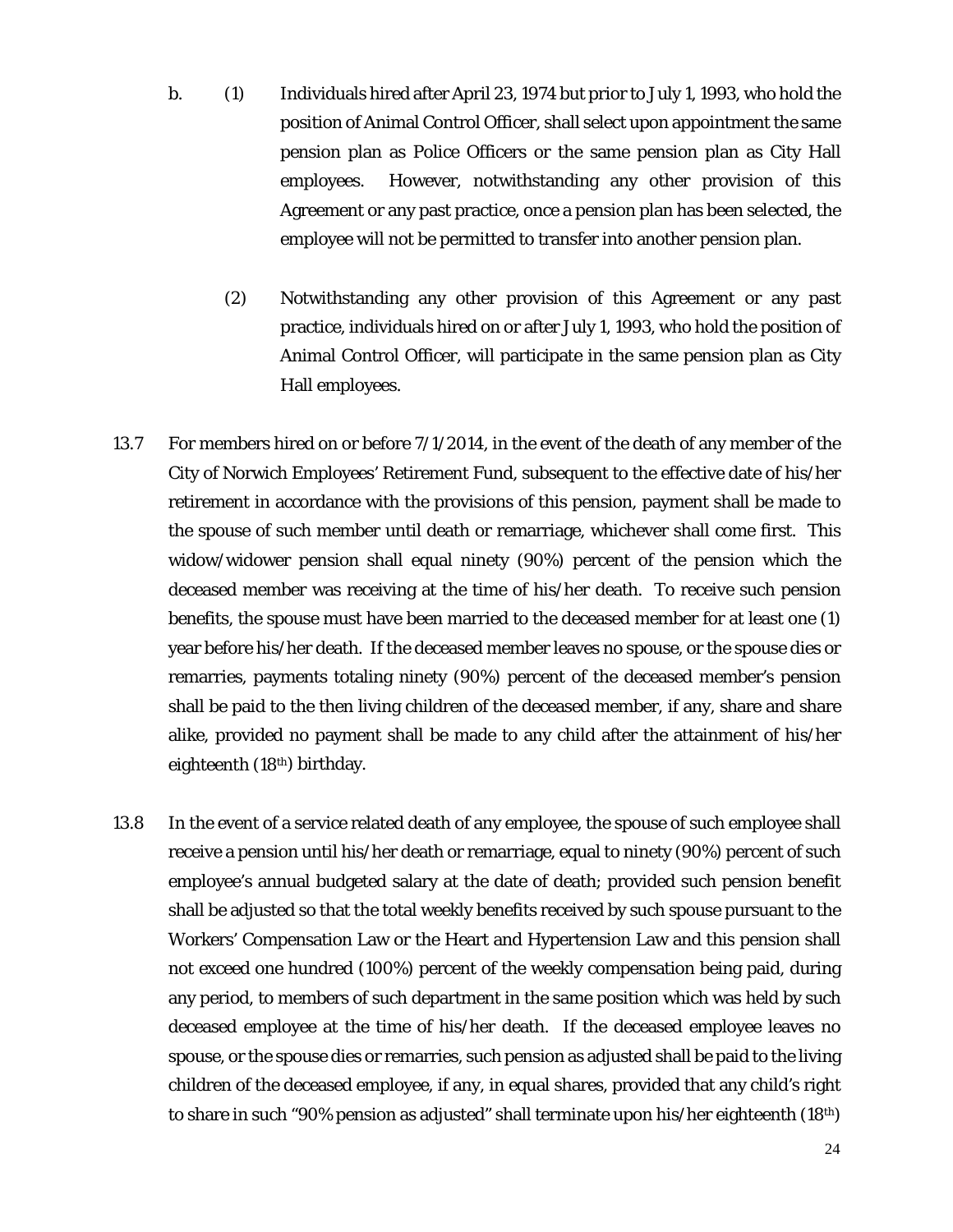b. (1) Individuals hired after April 23, 1974 but prior to July 1, 1993, who hold the position of Animal Control Officer, shall select upon appointment the same pension plan as Police Officers or the same pension plan as City Hall employees. However, notwithstanding any other provision of this Agreement or any past practice, once a pension plan has been selected, the employee will not be permitted to transfer into another pension plan.

(2) Notwithstanding any other provision of this Agreement or any past practice, individuals hired on or after July 1, 1993, who hold the position of Animal Control Officer, will participate in the same pension plan as City Hall employees.

13.7 For members hired on or before 7/1/2014, in the event of the death of any member of the City of Norwich Employees' Retirement Fund, subsequent to the effective date of his/her retirement in accordance with the provisions of this pension, payment shall be made to the spouse of such member until death or remarriage, whichever shall come first. This widow/widower pension shall equal ninety (90%) percent of the pension which the deceased member was receiving at the time of his/her death. To receive such pension benefits, the spouse must have been married to the deceased member for at least one (1) year before his/her death. If the deceased member leaves no spouse, or the spouse dies or remarries, payments totaling ninety (90%) percent of the deceased member's pension shall be paid to the then living children of the deceased member, if any, share and share alike, provided no payment shall be made to any child after the attainment of his/her eighteenth (18th) birthday.

13.8 In the event of a service related death of any employee, the spouse of such employee shall receive a pension until his/her death or remarriage, equal to ninety (90%) percent of such employee's annual budgeted salary at the date of death; provided such pension benefit shall be adjusted so that the total weekly benefits received by such spouse pursuant to the Workers' Compensation Law or the Heart and Hypertension Law and this pension shall not exceed one hundred (100%) percent of the weekly compensation being paid, during any period, to members of such department in the same position which was held by such deceased employee at the time of his/her death. If the deceased employee leaves no spouse, or the spouse dies or remarries, such pension as adjusted shall be paid to the living children of the deceased employee, if any, in equal shares, provided that any child's right to share in such "90% pension as adjusted" shall terminate upon his/her eighteenth (18th)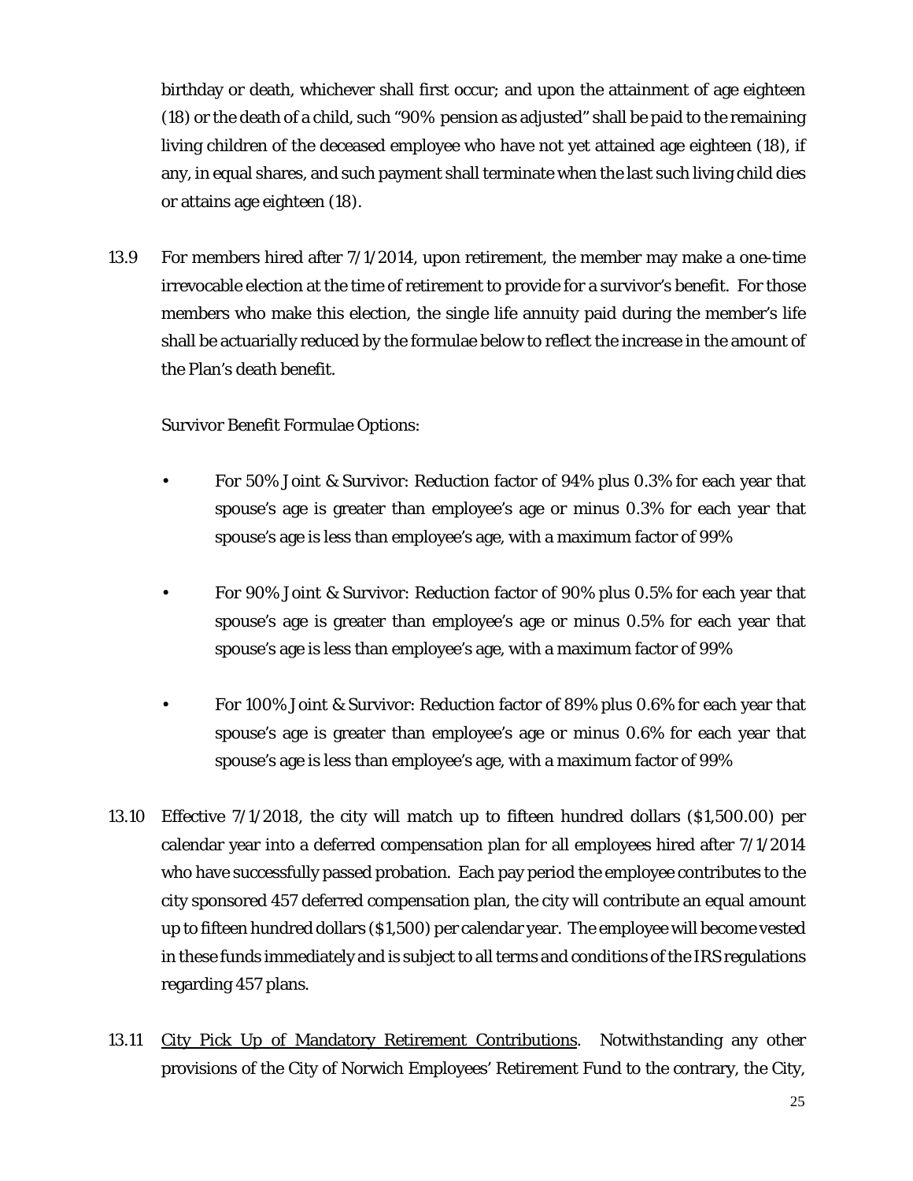birthday or death, whichever shall first occur; and upon the attainment of age eighteen (18) or the death of a child, such "90% pension as adjusted" shall be paid to the remaining living children of the deceased employee who have not yet attained age eighteen (18), if any, in equal shares, and such payment shall terminate when the last such living child dies or attains age eighteen (18).

13.9 For members hired after 7/1/2014, upon retirement, the member may make a one-time irrevocable election at the time of retirement to provide for a survivor's benefit. For those members who make this election, the single life annuity paid during the member's life shall be actuarially reduced by the formulae below to reflect the increase in the amount of the Plan's death benefit.

Survivor Benefit Formulae Options:

- For 50% Joint & Survivor: Reduction factor of 94% plus 0.3% for each year that spouse's age is greater than employee's age or minus 0.3% for each year that spouse's age is less than employee's age, with a maximum factor of 99%
- For 90% Joint & Survivor: Reduction factor of 90% plus 0.5% for each year that spouse's age is greater than employee's age or minus 0.5% for each year that spouse's age is less than employee's age, with a maximum factor of 99%
- For 100% Joint & Survivor: Reduction factor of 89% plus 0.6% for each year that spouse's age is greater than employee's age or minus 0.6% for each year that spouse's age is less than employee's age, with a maximum factor of 99%

13.10 Effective 7/1/2018, the city will match up to fifteen hundred dollars ($1,500.00) per calendar year into a deferred compensation plan for all employees hired after 7/1/2014 who have successfully passed probation. Each pay period the employee contributes to the city sponsored 457 deferred compensation plan, the city will contribute an equal amount up to fifteen hundred dollars ($1,500) per calendar year. The employee will become vested in these funds immediately and is subject to all terms and conditions of the IRS regulations regarding 457 plans.

13.11 <u>City Pick Up of Mandatory Retirement Contributions</u>. Notwithstanding any other provisions of the City of Norwich Employees' Retirement Fund to the contrary, the City,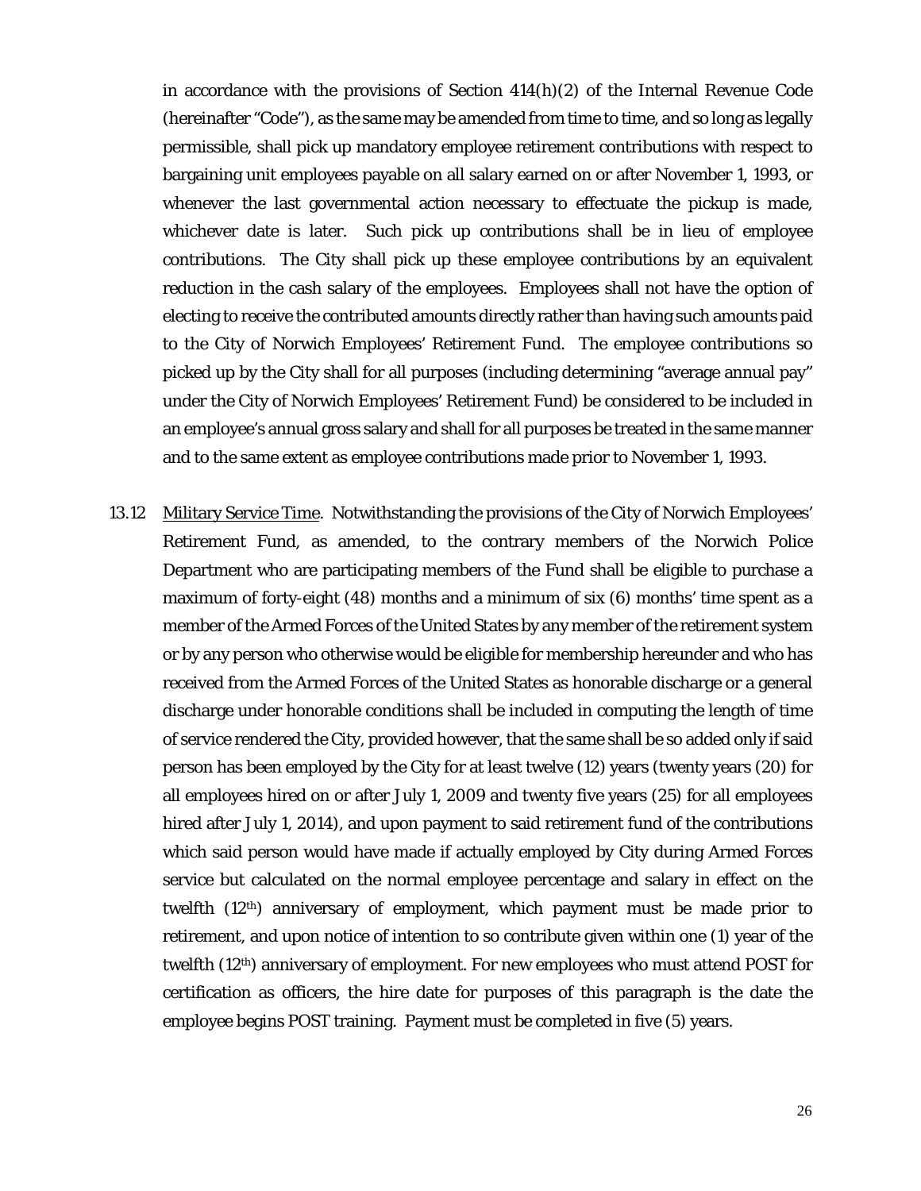in accordance with the provisions of Section 414(h)(2) of the Internal Revenue Code (hereinafter "Code"), as the same may be amended from time to time, and so long as legally permissible, shall pick up mandatory employee retirement contributions with respect to bargaining unit employees payable on all salary earned on or after November 1, 1993, or whenever the last governmental action necessary to effectuate the pickup is made, whichever date is later. Such pick up contributions shall be in lieu of employee contributions. The City shall pick up these employee contributions by an equivalent reduction in the cash salary of the employees. Employees shall not have the option of electing to receive the contributed amounts directly rather than having such amounts paid to the City of Norwich Employees' Retirement Fund. The employee contributions so picked up by the City shall for all purposes (including determining "average annual pay" under the City of Norwich Employees' Retirement Fund) be considered to be included in an employee's annual gross salary and shall for all purposes be treated in the same manner and to the same extent as employee contributions made prior to November 1, 1993.

13.12 Military Service Time. Notwithstanding the provisions of the City of Norwich Employees' Retirement Fund, as amended, to the contrary members of the Norwich Police Department who are participating members of the Fund shall be eligible to purchase a maximum of forty-eight (48) months and a minimum of six (6) months' time spent as a member of the Armed Forces of the United States by any member of the retirement system or by any person who otherwise would be eligible for membership hereunder and who has received from the Armed Forces of the United States as honorable discharge or a general discharge under honorable conditions shall be included in computing the length of time of service rendered the City, provided however, that the same shall be so added only if said person has been employed by the City for at least twelve (12) years (twenty years (20) for all employees hired on or after July 1, 2009 and twenty five years (25) for all employees hired after July 1, 2014), and upon payment to said retirement fund of the contributions which said person would have made if actually employed by City during Armed Forces service but calculated on the normal employee percentage and salary in effect on the twelfth (12th) anniversary of employment, which payment must be made prior to retirement, and upon notice of intention to so contribute given within one (1) year of the twelfth (12th) anniversary of employment. For new employees who must attend POST for certification as officers, the hire date for purposes of this paragraph is the date the employee begins POST training. Payment must be completed in five (5) years.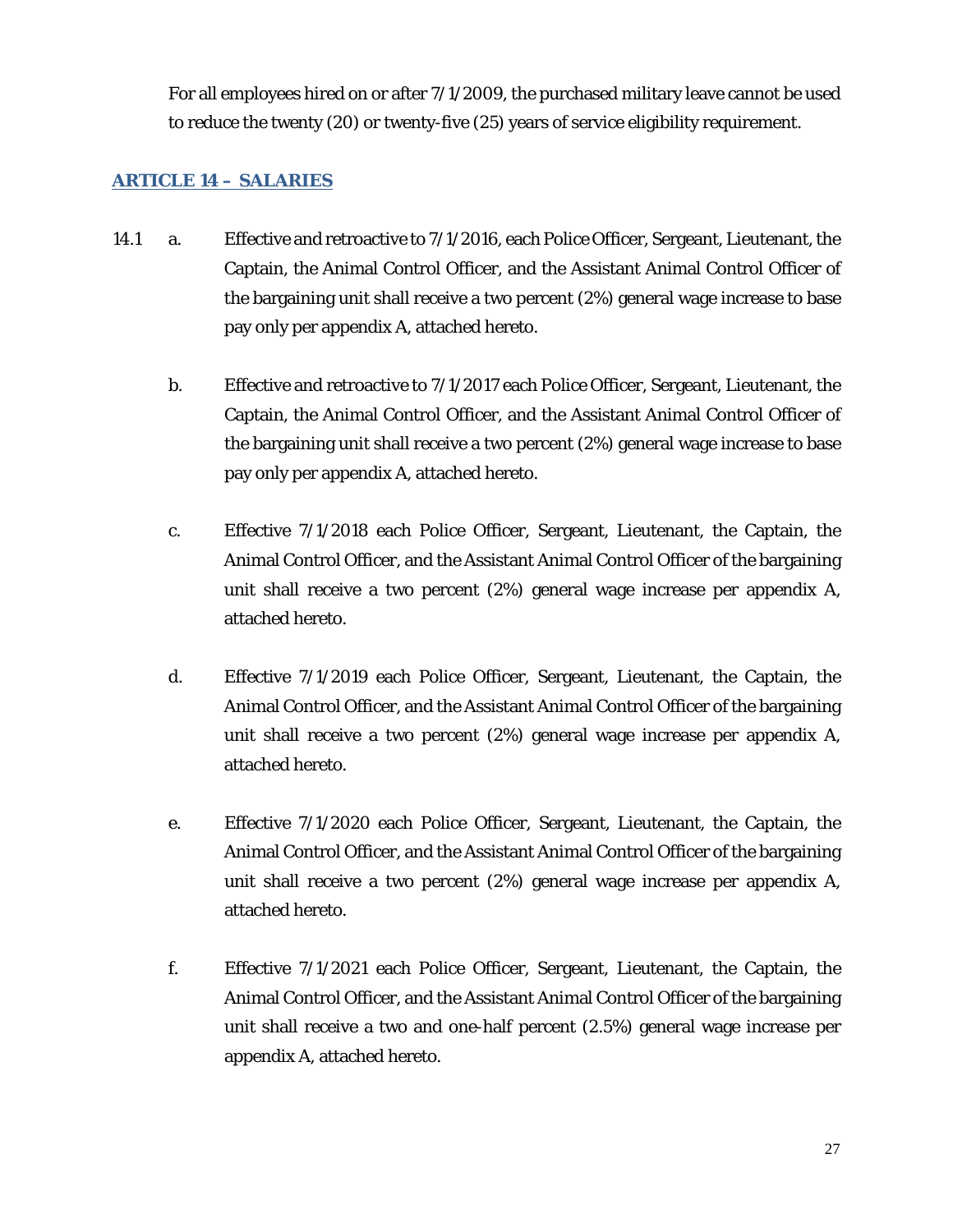For all employees hired on or after 7/1/2009, the purchased military leave cannot be used to reduce the twenty (20) or twenty-five (25) years of service eligibility requirement.

## ARTICLE 14 – SALARIES

14.1 a. Effective and retroactive to 7/1/2016, each Police Officer, Sergeant, Lieutenant, the Captain, the Animal Control Officer, and the Assistant Animal Control Officer of the bargaining unit shall receive a two percent (2%) general wage increase to base pay only per appendix A, attached hereto.

b. Effective and retroactive to 7/1/2017 each Police Officer, Sergeant, Lieutenant, the Captain, the Animal Control Officer, and the Assistant Animal Control Officer of the bargaining unit shall receive a two percent (2%) general wage increase to base pay only per appendix A, attached hereto.

c. Effective 7/1/2018 each Police Officer, Sergeant, Lieutenant, the Captain, the Animal Control Officer, and the Assistant Animal Control Officer of the bargaining unit shall receive a two percent (2%) general wage increase per appendix A, attached hereto.

d. Effective 7/1/2019 each Police Officer, Sergeant, Lieutenant, the Captain, the Animal Control Officer, and the Assistant Animal Control Officer of the bargaining unit shall receive a two percent (2%) general wage increase per appendix A, attached hereto.

e. Effective 7/1/2020 each Police Officer, Sergeant, Lieutenant, the Captain, the Animal Control Officer, and the Assistant Animal Control Officer of the bargaining unit shall receive a two percent (2%) general wage increase per appendix A, attached hereto.

f. Effective 7/1/2021 each Police Officer, Sergeant, Lieutenant, the Captain, the Animal Control Officer, and the Assistant Animal Control Officer of the bargaining unit shall receive a two and one-half percent (2.5%) general wage increase per appendix A, attached hereto.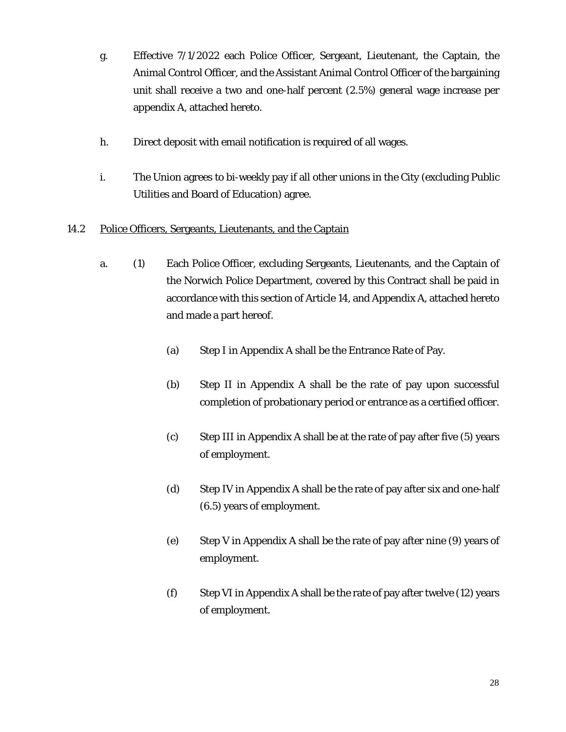g. Effective 7/1/2022 each Police Officer, Sergeant, Lieutenant, the Captain, the Animal Control Officer, and the Assistant Animal Control Officer of the bargaining unit shall receive a two and one-half percent (2.5%) general wage increase per appendix A, attached hereto.

h. Direct deposit with email notification is required of all wages.

i. The Union agrees to bi-weekly pay if all other unions in the City (excluding Public Utilities and Board of Education) agree.

14.2 Police Officers, Sergeants, Lieutenants, and the Captain

a. (1) Each Police Officer, excluding Sergeants, Lieutenants, and the Captain of the Norwich Police Department, covered by this Contract shall be paid in accordance with this section of Article 14, and Appendix A, attached hereto and made a part hereof.

(a) Step I in Appendix A shall be the Entrance Rate of Pay.

(b) Step II in Appendix A shall be the rate of pay upon successful completion of probationary period or entrance as a certified officer.

(c) Step III in Appendix A shall be at the rate of pay after five (5) years of employment.

(d) Step IV in Appendix A shall be the rate of pay after six and one-half (6.5) years of employment.

(e) Step V in Appendix A shall be the rate of pay after nine (9) years of employment.

(f) Step VI in Appendix A shall be the rate of pay after twelve (12) years of employment.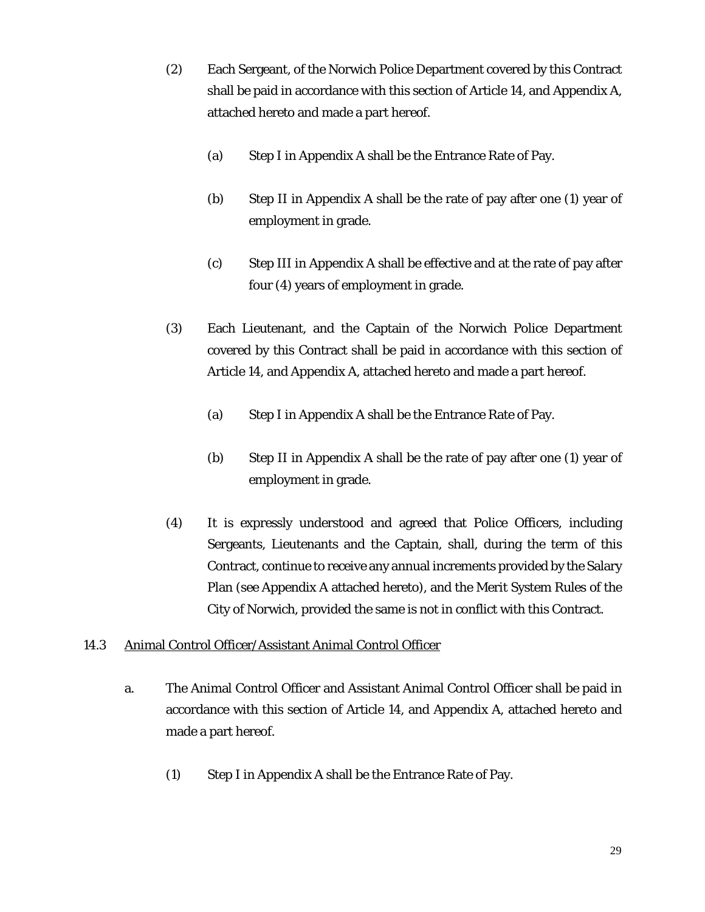(2) Each Sergeant, of the Norwich Police Department covered by this Contract shall be paid in accordance with this section of Article 14, and Appendix A, attached hereto and made a part hereof.

 (a) Step I in Appendix A shall be the Entrance Rate of Pay.

 (b) Step II in Appendix A shall be the rate of pay after one (1) year of employment in grade.

 (c) Step III in Appendix A shall be effective and at the rate of pay after four (4) years of employment in grade.

(3) Each Lieutenant, and the Captain of the Norwich Police Department covered by this Contract shall be paid in accordance with this section of Article 14, and Appendix A, attached hereto and made a part hereof.

 (a) Step I in Appendix A shall be the Entrance Rate of Pay.

 (b) Step II in Appendix A shall be the rate of pay after one (1) year of employment in grade.

(4) It is expressly understood and agreed that Police Officers, including Sergeants, Lieutenants and the Captain, shall, during the term of this Contract, continue to receive any annual increments provided by the Salary Plan (see Appendix A attached hereto), and the Merit System Rules of the City of Norwich, provided the same is not in conflict with this Contract.

14.3 <u>Animal Control Officer/Assistant Animal Control Officer</u>

a. The Animal Control Officer and Assistant Animal Control Officer shall be paid in accordance with this section of Article 14, and Appendix A, attached hereto and made a part hereof.

 (1) Step I in Appendix A shall be the Entrance Rate of Pay.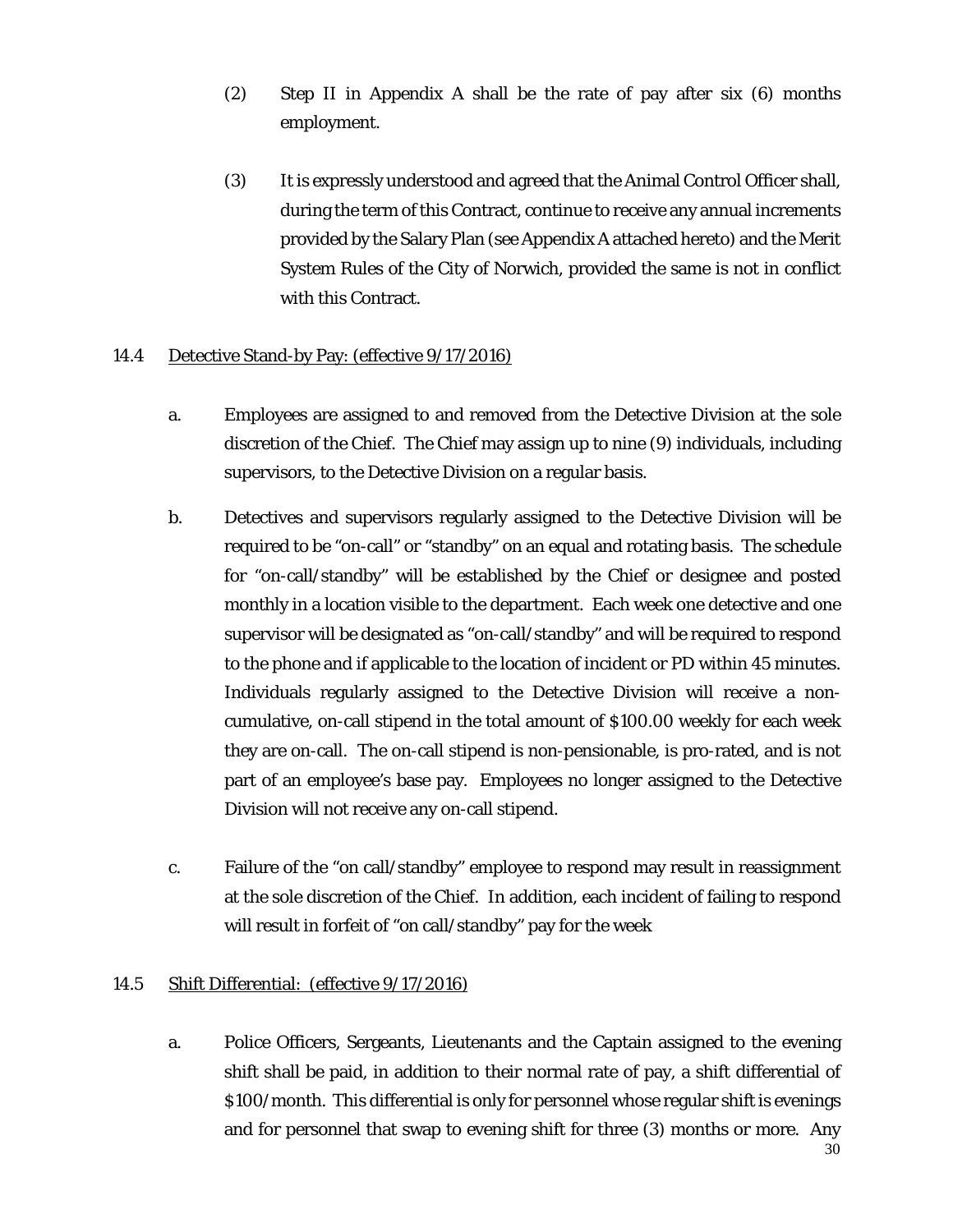(2) Step II in Appendix A shall be the rate of pay after six (6) months employment.

(3) It is expressly understood and agreed that the Animal Control Officer shall, during the term of this Contract, continue to receive any annual increments provided by the Salary Plan (see Appendix A attached hereto) and the Merit System Rules of the City of Norwich, provided the same is not in conflict with this Contract.

14.4 <u>Detective Stand-by Pay: (effective 9/17/2016)</u>

a. Employees are assigned to and removed from the Detective Division at the sole discretion of the Chief. The Chief may assign up to nine (9) individuals, including supervisors, to the Detective Division on a regular basis.

b. Detectives and supervisors regularly assigned to the Detective Division will be required to be "on-call" or "standby" on an equal and rotating basis. The schedule for "on-call/standby" will be established by the Chief or designee and posted monthly in a location visible to the department. Each week one detective and one supervisor will be designated as "on-call/standby" and will be required to respond to the phone and if applicable to the location of incident or PD within 45 minutes. Individuals regularly assigned to the Detective Division will receive a non-cumulative, on-call stipend in the total amount of $100.00 weekly for each week they are on-call. The on-call stipend is non-pensionable, is pro-rated, and is not part of an employee's base pay. Employees no longer assigned to the Detective Division will not receive any on-call stipend.

c. Failure of the "on call/standby" employee to respond may result in reassignment at the sole discretion of the Chief. In addition, each incident of failing to respond will result in forfeit of "on call/standby" pay for the week

14.5 <u>Shift Differential: (effective 9/17/2016)</u>

a. Police Officers, Sergeants, Lieutenants and the Captain assigned to the evening shift shall be paid, in addition to their normal rate of pay, a shift differential of $100/month. This differential is only for personnel whose regular shift is evenings and for personnel that swap to evening shift for three (3) months or more. Any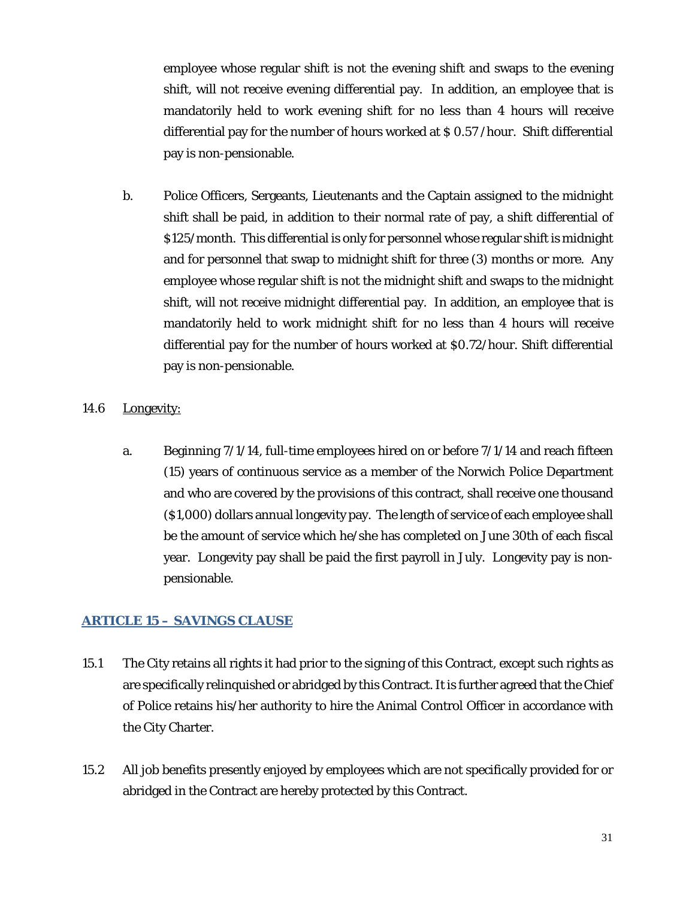employee whose regular shift is not the evening shift and swaps to the evening shift, will not receive evening differential pay. In addition, an employee that is mandatorily held to work evening shift for no less than 4 hours will receive differential pay for the number of hours worked at $ 0.57 /hour. Shift differential pay is non-pensionable.

b. Police Officers, Sergeants, Lieutenants and the Captain assigned to the midnight shift shall be paid, in addition to their normal rate of pay, a shift differential of $125/month. This differential is only for personnel whose regular shift is midnight and for personnel that swap to midnight shift for three (3) months or more. Any employee whose regular shift is not the midnight shift and swaps to the midnight shift, will not receive midnight differential pay. In addition, an employee that is mandatorily held to work midnight shift for no less than 4 hours will receive differential pay for the number of hours worked at $0.72/hour. Shift differential pay is non-pensionable.

14.6 Longevity:

a. Beginning 7/1/14, full-time employees hired on or before 7/1/14 and reach fifteen (15) years of continuous service as a member of the Norwich Police Department and who are covered by the provisions of this contract, shall receive one thousand ($1,000) dollars annual longevity pay. The length of service of each employee shall be the amount of service which he/she has completed on June 30th of each fiscal year. Longevity pay shall be paid the first payroll in July. Longevity pay is non-pensionable.

## ARTICLE 15 – SAVINGS CLAUSE

15.1 The City retains all rights it had prior to the signing of this Contract, except such rights as are specifically relinquished or abridged by this Contract. It is further agreed that the Chief of Police retains his/her authority to hire the Animal Control Officer in accordance with the City Charter.

15.2 All job benefits presently enjoyed by employees which are not specifically provided for or abridged in the Contract are hereby protected by this Contract.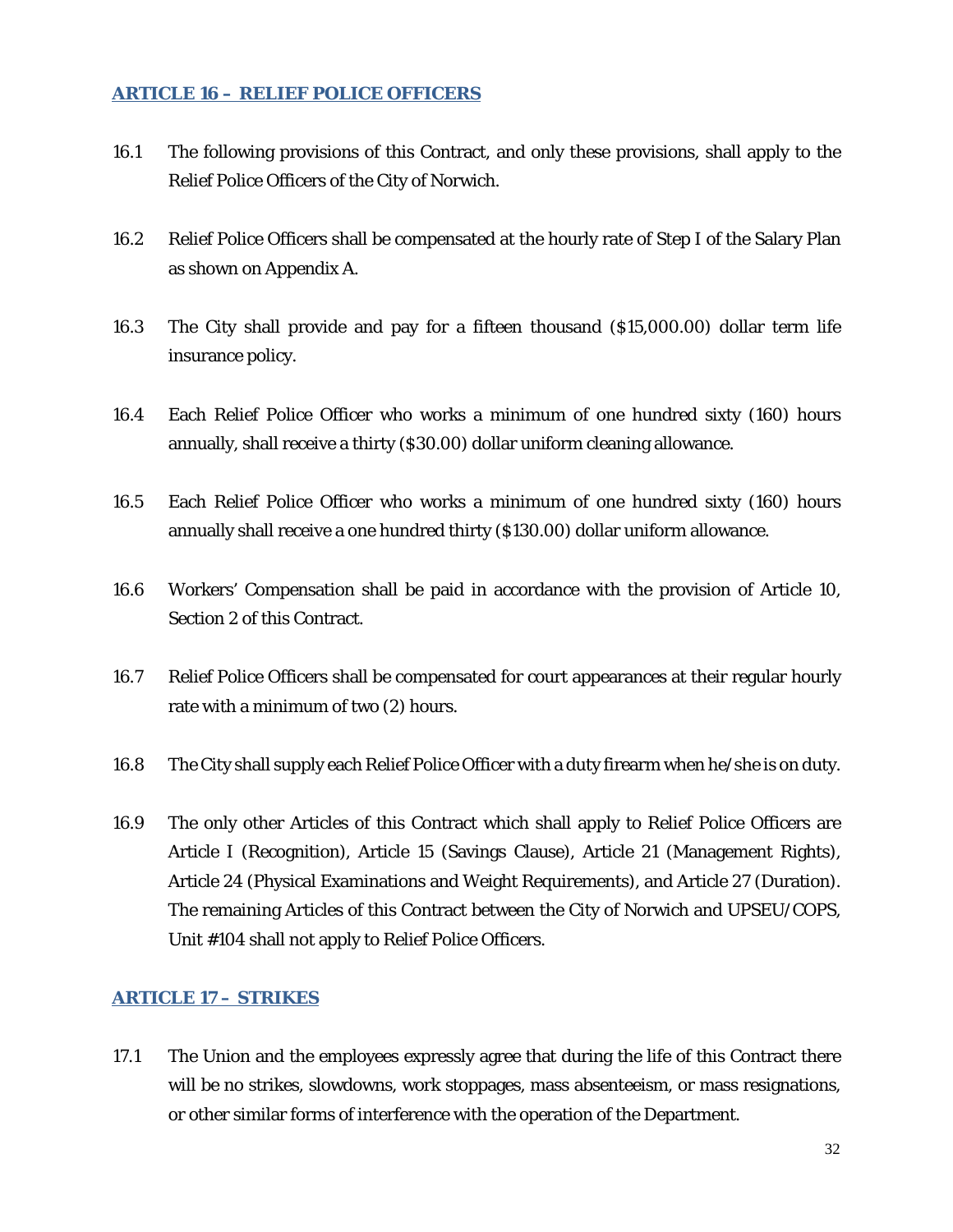## ARTICLE 16 – RELIEF POLICE OFFICERS

16.1 The following provisions of this Contract, and only these provisions, shall apply to the Relief Police Officers of the City of Norwich.

16.2 Relief Police Officers shall be compensated at the hourly rate of Step I of the Salary Plan as shown on Appendix A.

16.3 The City shall provide and pay for a fifteen thousand ($15,000.00) dollar term life insurance policy.

16.4 Each Relief Police Officer who works a minimum of one hundred sixty (160) hours annually, shall receive a thirty ($30.00) dollar uniform cleaning allowance.

16.5 Each Relief Police Officer who works a minimum of one hundred sixty (160) hours annually shall receive a one hundred thirty ($130.00) dollar uniform allowance.

16.6 Workers' Compensation shall be paid in accordance with the provision of Article 10, Section 2 of this Contract.

16.7 Relief Police Officers shall be compensated for court appearances at their regular hourly rate with a minimum of two (2) hours.

16.8 The City shall supply each Relief Police Officer with a duty firearm when he/she is on duty.

16.9 The only other Articles of this Contract which shall apply to Relief Police Officers are Article I (Recognition), Article 15 (Savings Clause), Article 21 (Management Rights), Article 24 (Physical Examinations and Weight Requirements), and Article 27 (Duration). The remaining Articles of this Contract between the City of Norwich and UPSEU/COPS, Unit #104 shall not apply to Relief Police Officers.

## ARTICLE 17 – STRIKES

17.1 The Union and the employees expressly agree that during the life of this Contract there will be no strikes, slowdowns, work stoppages, mass absenteeism, or mass resignations, or other similar forms of interference with the operation of the Department.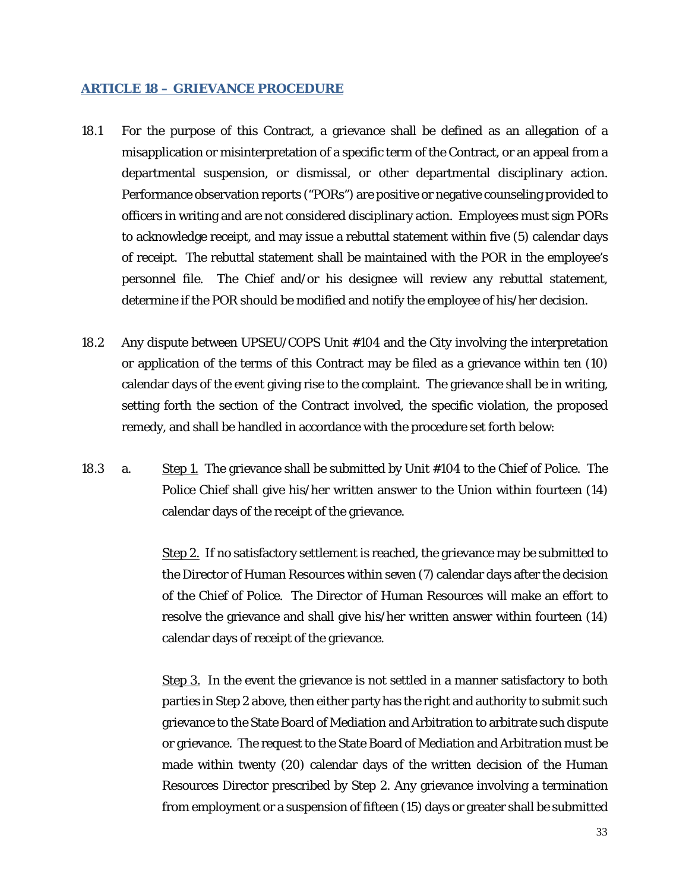## ARTICLE 18 – GRIEVANCE PROCEDURE

18.1 For the purpose of this Contract, a grievance shall be defined as an allegation of a misapplication or misinterpretation of a specific term of the Contract, or an appeal from a departmental suspension, or dismissal, or other departmental disciplinary action. Performance observation reports ("PORs") are positive or negative counseling provided to officers in writing and are not considered disciplinary action. Employees must sign PORs to acknowledge receipt, and may issue a rebuttal statement within five (5) calendar days of receipt. The rebuttal statement shall be maintained with the POR in the employee's personnel file. The Chief and/or his designee will review any rebuttal statement, determine if the POR should be modified and notify the employee of his/her decision.

18.2 Any dispute between UPSEU/COPS Unit #104 and the City involving the interpretation or application of the terms of this Contract may be filed as a grievance within ten (10) calendar days of the event giving rise to the complaint. The grievance shall be in writing, setting forth the section of the Contract involved, the specific violation, the proposed remedy, and shall be handled in accordance with the procedure set forth below:

18.3 a. Step 1. The grievance shall be submitted by Unit #104 to the Chief of Police. The Police Chief shall give his/her written answer to the Union within fourteen (14) calendar days of the receipt of the grievance.

Step 2. If no satisfactory settlement is reached, the grievance may be submitted to the Director of Human Resources within seven (7) calendar days after the decision of the Chief of Police. The Director of Human Resources will make an effort to resolve the grievance and shall give his/her written answer within fourteen (14) calendar days of receipt of the grievance.

Step 3. In the event the grievance is not settled in a manner satisfactory to both parties in Step 2 above, then either party has the right and authority to submit such grievance to the State Board of Mediation and Arbitration to arbitrate such dispute or grievance. The request to the State Board of Mediation and Arbitration must be made within twenty (20) calendar days of the written decision of the Human Resources Director prescribed by Step 2. Any grievance involving a termination from employment or a suspension of fifteen (15) days or greater shall be submitted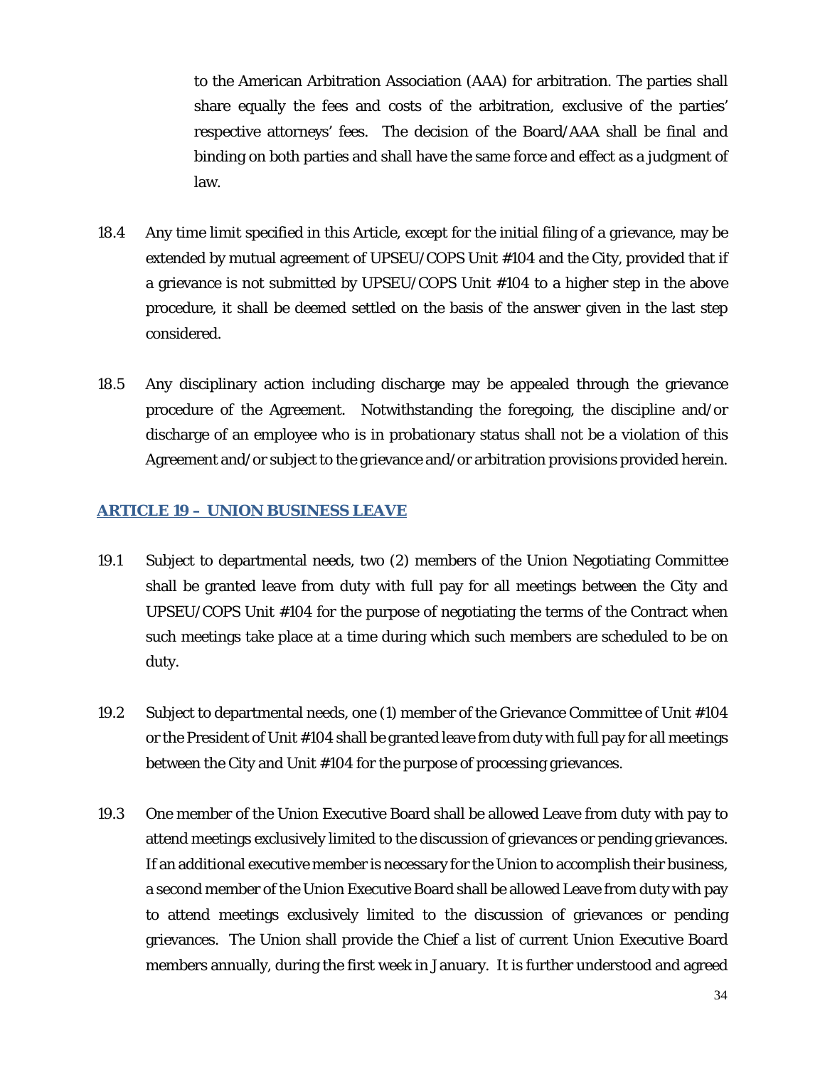to the American Arbitration Association (AAA) for arbitration. The parties shall share equally the fees and costs of the arbitration, exclusive of the parties' respective attorneys' fees. The decision of the Board/AAA shall be final and binding on both parties and shall have the same force and effect as a judgment of law.

18.4 Any time limit specified in this Article, except for the initial filing of a grievance, may be extended by mutual agreement of UPSEU/COPS Unit #104 and the City, provided that if a grievance is not submitted by UPSEU/COPS Unit #104 to a higher step in the above procedure, it shall be deemed settled on the basis of the answer given in the last step considered.

18.5 Any disciplinary action including discharge may be appealed through the grievance procedure of the Agreement. Notwithstanding the foregoing, the discipline and/or discharge of an employee who is in probationary status shall not be a violation of this Agreement and/or subject to the grievance and/or arbitration provisions provided herein.

## ARTICLE 19 – UNION BUSINESS LEAVE

19.1 Subject to departmental needs, two (2) members of the Union Negotiating Committee shall be granted leave from duty with full pay for all meetings between the City and UPSEU/COPS Unit #104 for the purpose of negotiating the terms of the Contract when such meetings take place at a time during which such members are scheduled to be on duty.

19.2 Subject to departmental needs, one (1) member of the Grievance Committee of Unit #104 or the President of Unit #104 shall be granted leave from duty with full pay for all meetings between the City and Unit #104 for the purpose of processing grievances.

19.3 One member of the Union Executive Board shall be allowed Leave from duty with pay to attend meetings exclusively limited to the discussion of grievances or pending grievances. If an additional executive member is necessary for the Union to accomplish their business, a second member of the Union Executive Board shall be allowed Leave from duty with pay to attend meetings exclusively limited to the discussion of grievances or pending grievances. The Union shall provide the Chief a list of current Union Executive Board members annually, during the first week in January. It is further understood and agreed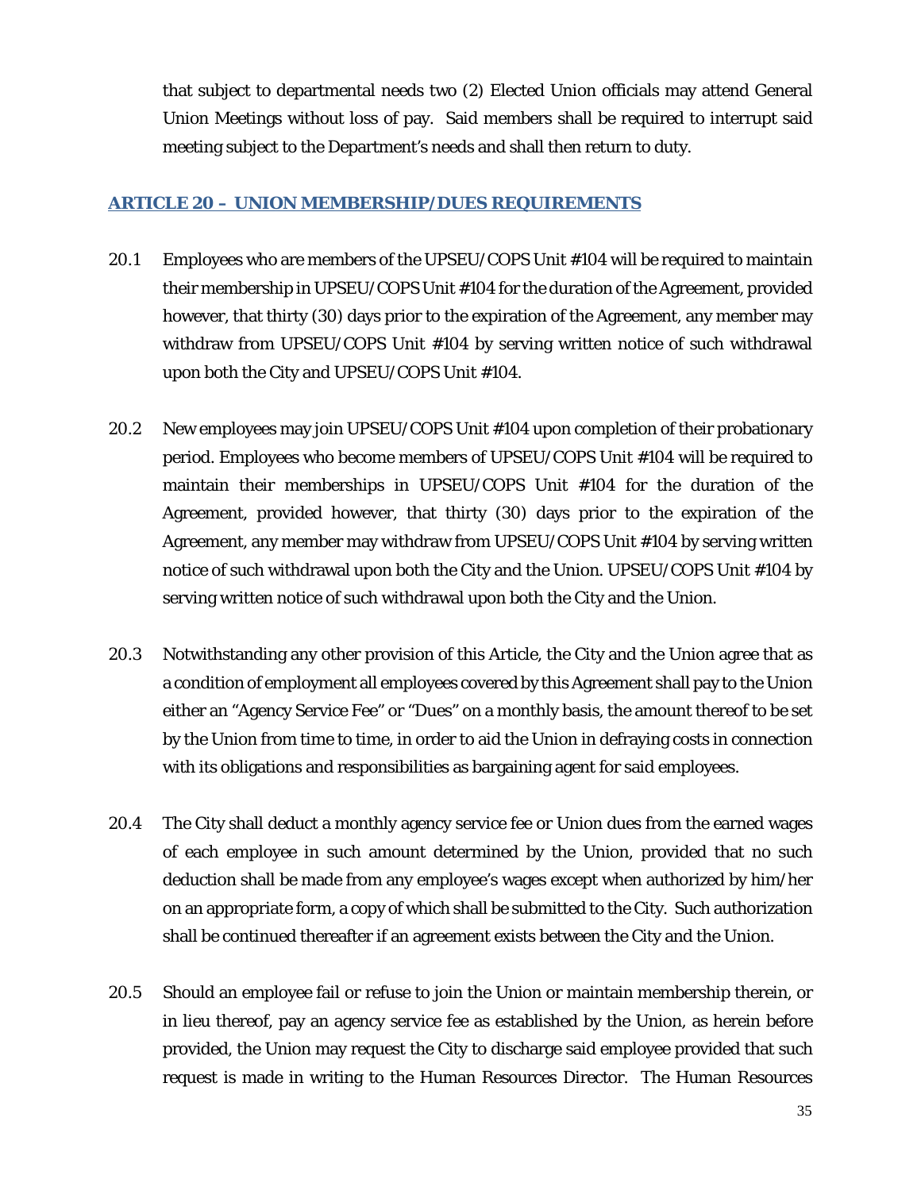that subject to departmental needs two (2) Elected Union officials may attend General Union Meetings without loss of pay. Said members shall be required to interrupt said meeting subject to the Department's needs and shall then return to duty.

## ARTICLE 20 – UNION MEMBERSHIP/DUES REQUIREMENTS

20.1 Employees who are members of the UPSEU/COPS Unit #104 will be required to maintain their membership in UPSEU/COPS Unit #104 for the duration of the Agreement, provided however, that thirty (30) days prior to the expiration of the Agreement, any member may withdraw from UPSEU/COPS Unit #104 by serving written notice of such withdrawal upon both the City and UPSEU/COPS Unit #104.

20.2 New employees may join UPSEU/COPS Unit #104 upon completion of their probationary period. Employees who become members of UPSEU/COPS Unit #104 will be required to maintain their memberships in UPSEU/COPS Unit #104 for the duration of the Agreement, provided however, that thirty (30) days prior to the expiration of the Agreement, any member may withdraw from UPSEU/COPS Unit #104 by serving written notice of such withdrawal upon both the City and the Union. UPSEU/COPS Unit #104 by serving written notice of such withdrawal upon both the City and the Union.

20.3 Notwithstanding any other provision of this Article, the City and the Union agree that as a condition of employment all employees covered by this Agreement shall pay to the Union either an "Agency Service Fee" or "Dues" on a monthly basis, the amount thereof to be set by the Union from time to time, in order to aid the Union in defraying costs in connection with its obligations and responsibilities as bargaining agent for said employees.

20.4 The City shall deduct a monthly agency service fee or Union dues from the earned wages of each employee in such amount determined by the Union, provided that no such deduction shall be made from any employee's wages except when authorized by him/her on an appropriate form, a copy of which shall be submitted to the City. Such authorization shall be continued thereafter if an agreement exists between the City and the Union.

20.5 Should an employee fail or refuse to join the Union or maintain membership therein, or in lieu thereof, pay an agency service fee as established by the Union, as herein before provided, the Union may request the City to discharge said employee provided that such request is made in writing to the Human Resources Director. The Human Resources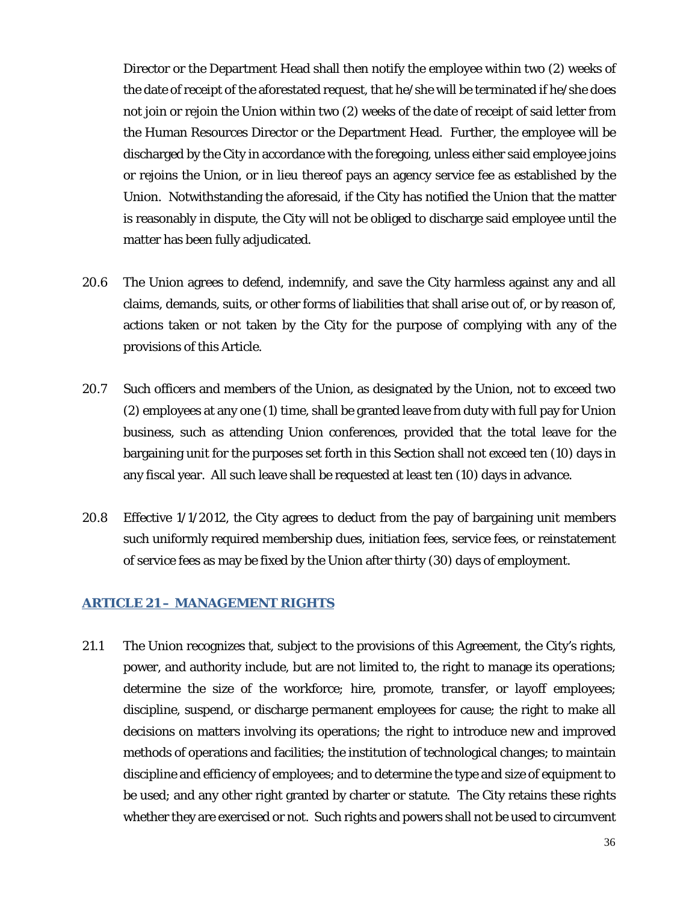Director or the Department Head shall then notify the employee within two (2) weeks of the date of receipt of the aforestated request, that he/she will be terminated if he/she does not join or rejoin the Union within two (2) weeks of the date of receipt of said letter from the Human Resources Director or the Department Head. Further, the employee will be discharged by the City in accordance with the foregoing, unless either said employee joins or rejoins the Union, or in lieu thereof pays an agency service fee as established by the Union. Notwithstanding the aforesaid, if the City has notified the Union that the matter is reasonably in dispute, the City will not be obliged to discharge said employee until the matter has been fully adjudicated.

20.6 The Union agrees to defend, indemnify, and save the City harmless against any and all claims, demands, suits, or other forms of liabilities that shall arise out of, or by reason of, actions taken or not taken by the City for the purpose of complying with any of the provisions of this Article.

20.7 Such officers and members of the Union, as designated by the Union, not to exceed two (2) employees at any one (1) time, shall be granted leave from duty with full pay for Union business, such as attending Union conferences, provided that the total leave for the bargaining unit for the purposes set forth in this Section shall not exceed ten (10) days in any fiscal year. All such leave shall be requested at least ten (10) days in advance.

20.8 Effective 1/1/2012, the City agrees to deduct from the pay of bargaining unit members such uniformly required membership dues, initiation fees, service fees, or reinstatement of service fees as may be fixed by the Union after thirty (30) days of employment.

## ARTICLE 21 – MANAGEMENT RIGHTS

21.1 The Union recognizes that, subject to the provisions of this Agreement, the City's rights, power, and authority include, but are not limited to, the right to manage its operations; determine the size of the workforce; hire, promote, transfer, or layoff employees; discipline, suspend, or discharge permanent employees for cause; the right to make all decisions on matters involving its operations; the right to introduce new and improved methods of operations and facilities; the institution of technological changes; to maintain discipline and efficiency of employees; and to determine the type and size of equipment to be used; and any other right granted by charter or statute. The City retains these rights whether they are exercised or not. Such rights and powers shall not be used to circumvent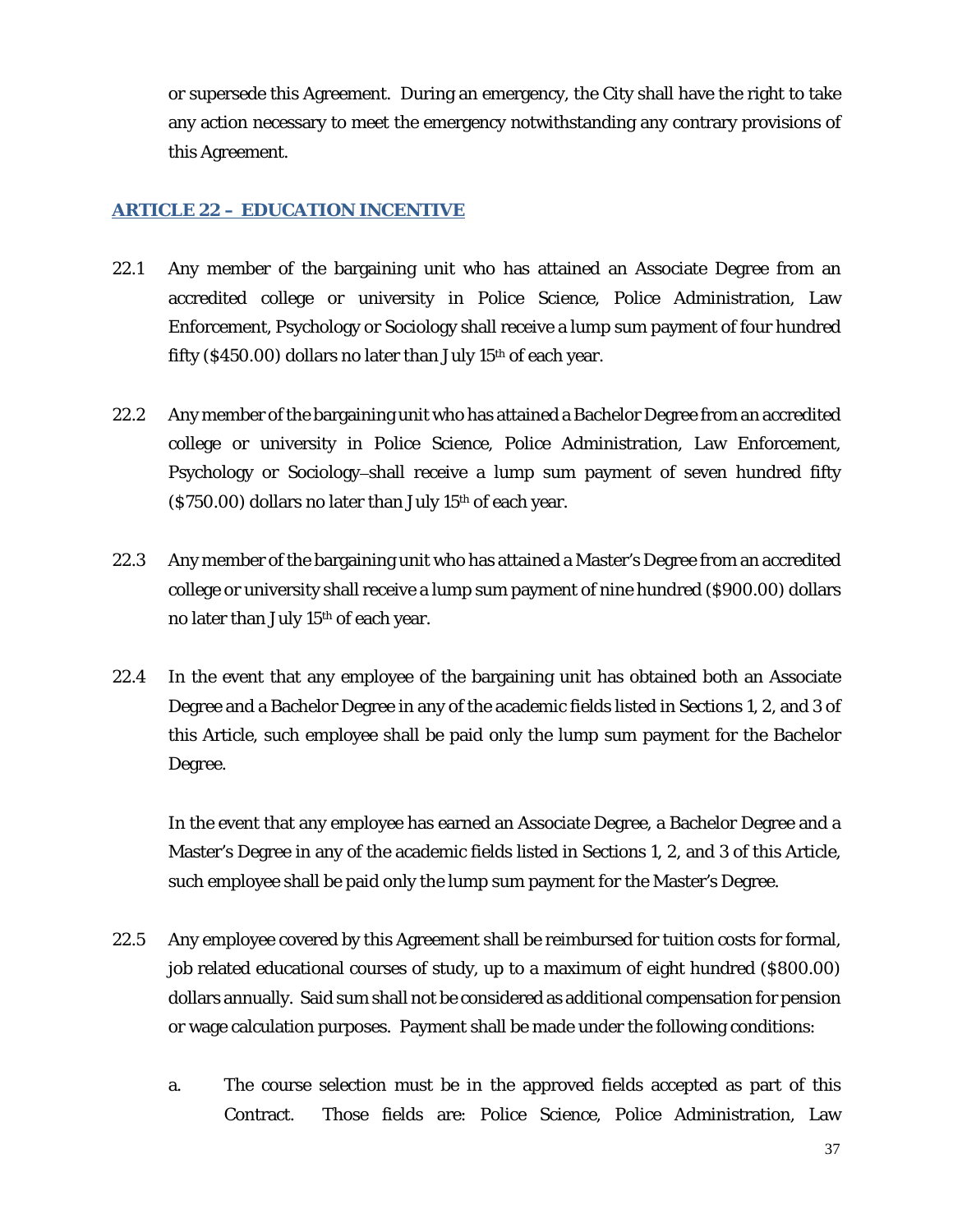or supersede this Agreement. During an emergency, the City shall have the right to take any action necessary to meet the emergency notwithstanding any contrary provisions of this Agreement.

## ARTICLE 22 – EDUCATION INCENTIVE

22.1 Any member of the bargaining unit who has attained an Associate Degree from an accredited college or university in Police Science, Police Administration, Law Enforcement, Psychology or Sociology shall receive a lump sum payment of four hundred fifty ($450.00) dollars no later than July 15th of each year.

22.2 Any member of the bargaining unit who has attained a Bachelor Degree from an accredited college or university in Police Science, Police Administration, Law Enforcement, Psychology or Sociology shall receive a lump sum payment of seven hundred fifty ($750.00) dollars no later than July 15th of each year.

22.3 Any member of the bargaining unit who has attained a Master's Degree from an accredited college or university shall receive a lump sum payment of nine hundred ($900.00) dollars no later than July 15th of each year.

22.4 In the event that any employee of the bargaining unit has obtained both an Associate Degree and a Bachelor Degree in any of the academic fields listed in Sections 1, 2, and 3 of this Article, such employee shall be paid only the lump sum payment for the Bachelor Degree.

In the event that any employee has earned an Associate Degree, a Bachelor Degree and a Master's Degree in any of the academic fields listed in Sections 1, 2, and 3 of this Article, such employee shall be paid only the lump sum payment for the Master's Degree.

22.5 Any employee covered by this Agreement shall be reimbursed for tuition costs for formal, job related educational courses of study, up to a maximum of eight hundred ($800.00) dollars annually. Said sum shall not be considered as additional compensation for pension or wage calculation purposes. Payment shall be made under the following conditions:

a. The course selection must be in the approved fields accepted as part of this Contract. Those fields are: Police Science, Police Administration, Law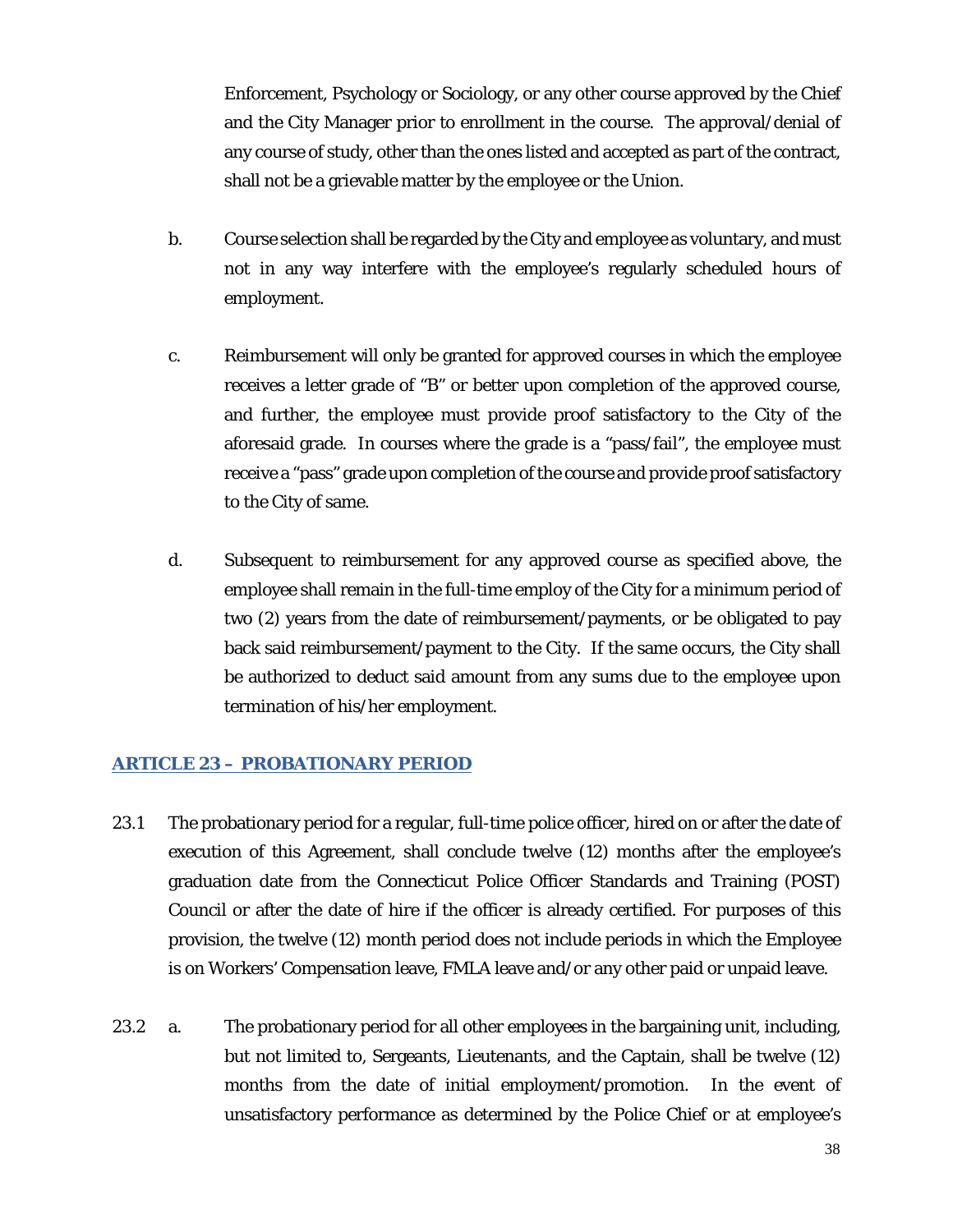Enforcement, Psychology or Sociology, or any other course approved by the Chief and the City Manager prior to enrollment in the course. The approval/denial of any course of study, other than the ones listed and accepted as part of the contract, shall not be a grievable matter by the employee or the Union.

b. Course selection shall be regarded by the City and employee as voluntary, and must not in any way interfere with the employee's regularly scheduled hours of employment.

c. Reimbursement will only be granted for approved courses in which the employee receives a letter grade of "B" or better upon completion of the approved course, and further, the employee must provide proof satisfactory to the City of the aforesaid grade. In courses where the grade is a "pass/fail", the employee must receive a "pass" grade upon completion of the course and provide proof satisfactory to the City of same.

d. Subsequent to reimbursement for any approved course as specified above, the employee shall remain in the full-time employ of the City for a minimum period of two (2) years from the date of reimbursement/payments, or be obligated to pay back said reimbursement/payment to the City. If the same occurs, the City shall be authorized to deduct said amount from any sums due to the employee upon termination of his/her employment.

## ARTICLE 23 – PROBATIONARY PERIOD

23.1 The probationary period for a regular, full-time police officer, hired on or after the date of execution of this Agreement, shall conclude twelve (12) months after the employee's graduation date from the Connecticut Police Officer Standards and Training (POST) Council or after the date of hire if the officer is already certified. For purposes of this provision, the twelve (12) month period does not include periods in which the Employee is on Workers' Compensation leave, FMLA leave and/or any other paid or unpaid leave.

23.2 a. The probationary period for all other employees in the bargaining unit, including, but not limited to, Sergeants, Lieutenants, and the Captain, shall be twelve (12) months from the date of initial employment/promotion. In the event of unsatisfactory performance as determined by the Police Chief or at employee's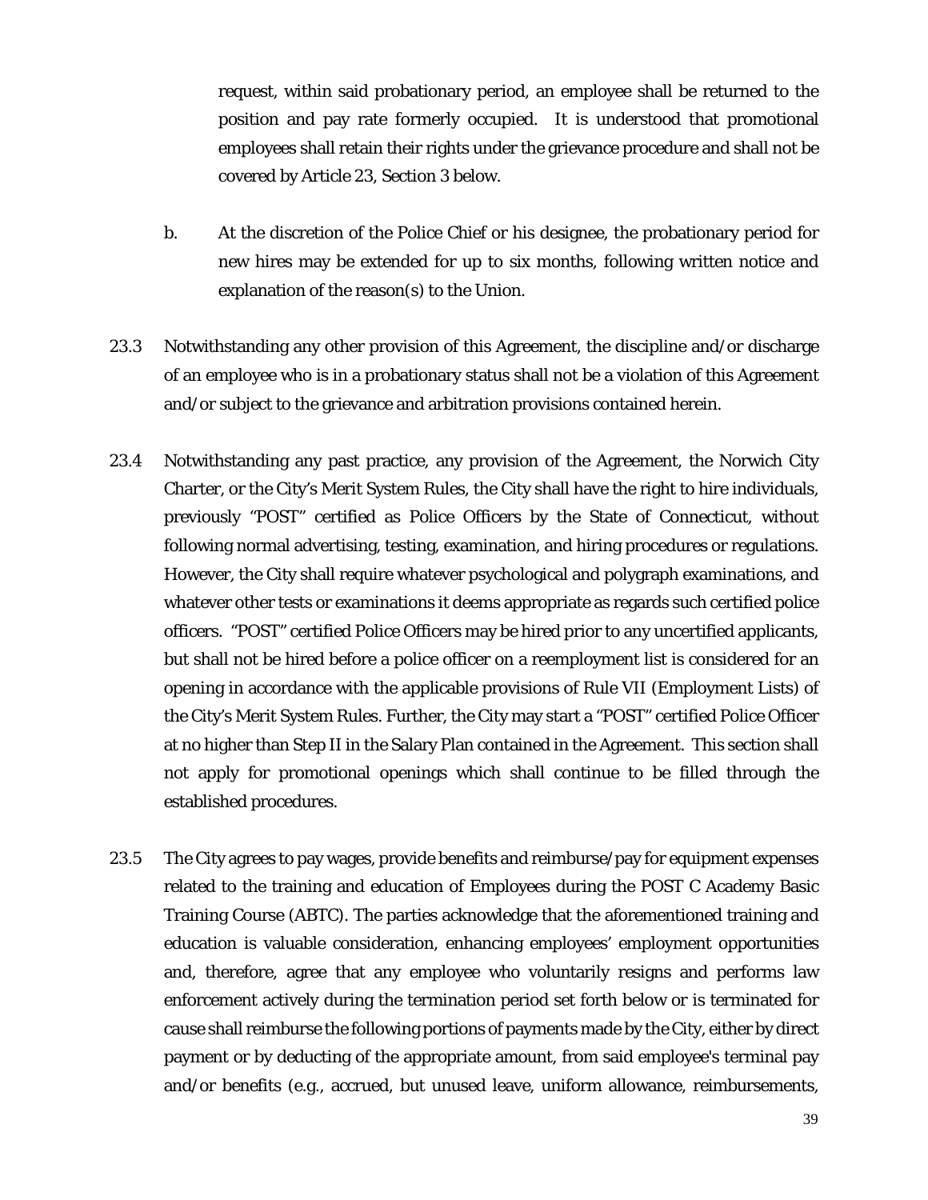request, within said probationary period, an employee shall be returned to the position and pay rate formerly occupied. It is understood that promotional employees shall retain their rights under the grievance procedure and shall not be covered by Article 23, Section 3 below.

b. At the discretion of the Police Chief or his designee, the probationary period for new hires may be extended for up to six months, following written notice and explanation of the reason(s) to the Union.

23.3 Notwithstanding any other provision of this Agreement, the discipline and/or discharge of an employee who is in a probationary status shall not be a violation of this Agreement and/or subject to the grievance and arbitration provisions contained herein.

23.4 Notwithstanding any past practice, any provision of the Agreement, the Norwich City Charter, or the City's Merit System Rules, the City shall have the right to hire individuals, previously "POST" certified as Police Officers by the State of Connecticut, without following normal advertising, testing, examination, and hiring procedures or regulations. However, the City shall require whatever psychological and polygraph examinations, and whatever other tests or examinations it deems appropriate as regards such certified police officers. "POST" certified Police Officers may be hired prior to any uncertified applicants, but shall not be hired before a police officer on a reemployment list is considered for an opening in accordance with the applicable provisions of Rule VII (Employment Lists) of the City's Merit System Rules. Further, the City may start a "POST" certified Police Officer at no higher than Step II in the Salary Plan contained in the Agreement. This section shall not apply for promotional openings which shall continue to be filled through the established procedures.

23.5 The City agrees to pay wages, provide benefits and reimburse/pay for equipment expenses related to the training and education of Employees during the POST C Academy Basic Training Course (ABTC). The parties acknowledge that the aforementioned training and education is valuable consideration, enhancing employees' employment opportunities and, therefore, agree that any employee who voluntarily resigns and performs law enforcement actively during the termination period set forth below or is terminated for cause shall reimburse the following portions of payments made by the City, either by direct payment or by deducting of the appropriate amount, from said employee's terminal pay and/or benefits (e.g., accrued, but unused leave, uniform allowance, reimbursements,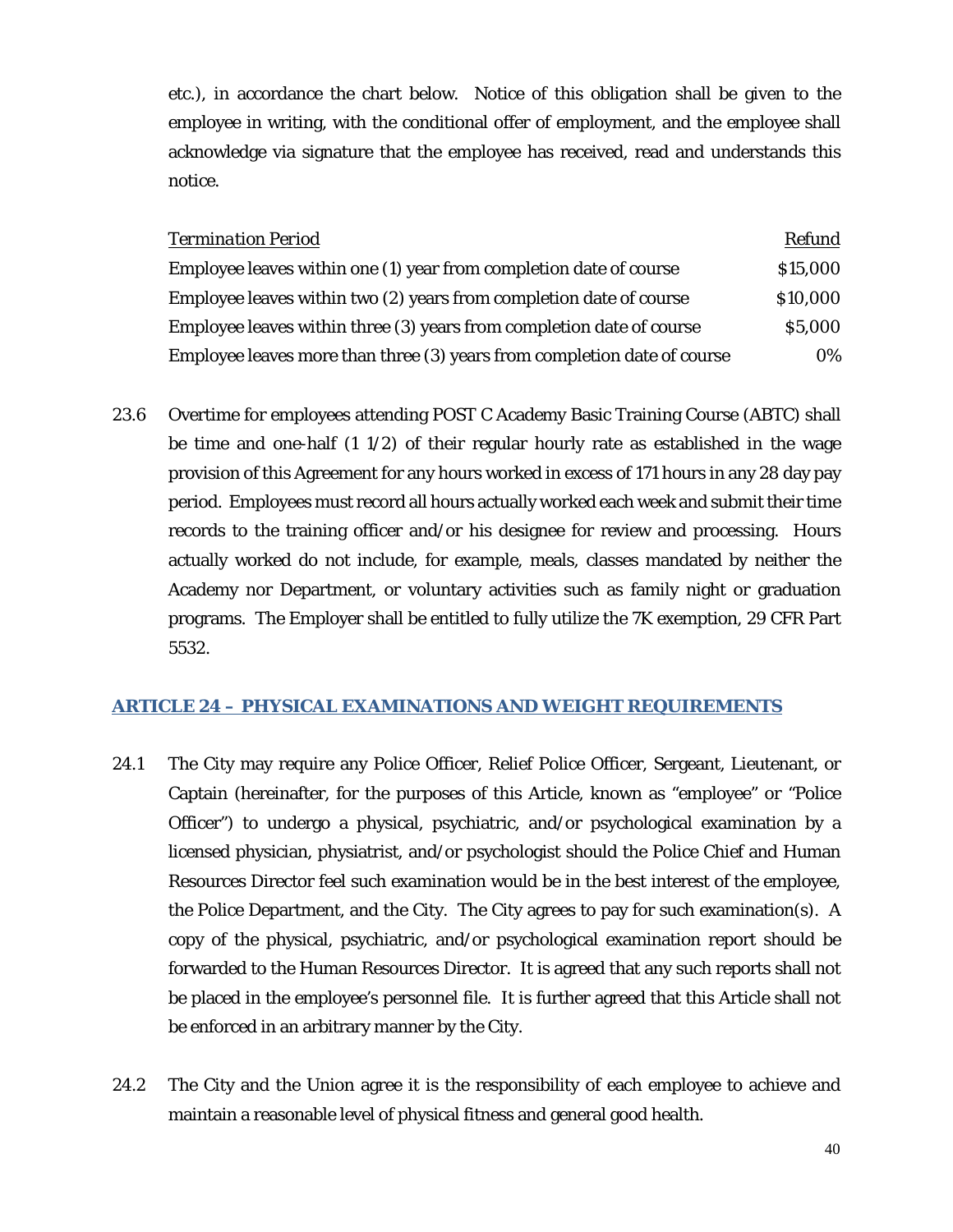etc.), in accordance the chart below. Notice of this obligation shall be given to the employee in writing, with the conditional offer of employment, and the employee shall acknowledge via signature that the employee has received, read and understands this notice.

| *Termination Period* | Refund |
|---|---:|
| Employee leaves within one (1) year from completion date of course | $15,000 |
| Employee leaves within two (2) years from completion date of course | $10,000 |
| Employee leaves within three (3) years from completion date of course | $5,000 |
| Employee leaves more than three (3) years from completion date of course | 0% |

23.6 Overtime for employees attending POST C Academy Basic Training Course (ABTC) shall be time and one-half (1 1/2) of their regular hourly rate as established in the wage provision of this Agreement for any hours worked in excess of 171 hours in any 28 day pay period. Employees must record all hours actually worked each week and submit their time records to the training officer and/or his designee for review and processing. Hours actually worked do not include, for example, meals, classes mandated by neither the Academy nor Department, or voluntary activities such as family night or graduation programs. The Employer shall be entitled to fully utilize the 7K exemption, 29 CFR Part 5532.

## ARTICLE 24 – PHYSICAL EXAMINATIONS AND WEIGHT REQUIREMENTS

24.1 The City may require any Police Officer, Relief Police Officer, Sergeant, Lieutenant, or Captain (hereinafter, for the purposes of this Article, known as "employee" or "Police Officer") to undergo a physical, psychiatric, and/or psychological examination by a licensed physician, physiatrist, and/or psychologist should the Police Chief and Human Resources Director feel such examination would be in the best interest of the employee, the Police Department, and the City. The City agrees to pay for such examination(s). A copy of the physical, psychiatric, and/or psychological examination report should be forwarded to the Human Resources Director. It is agreed that any such reports shall not be placed in the employee's personnel file. It is further agreed that this Article shall not be enforced in an arbitrary manner by the City.

24.2 The City and the Union agree it is the responsibility of each employee to achieve and maintain a reasonable level of physical fitness and general good health.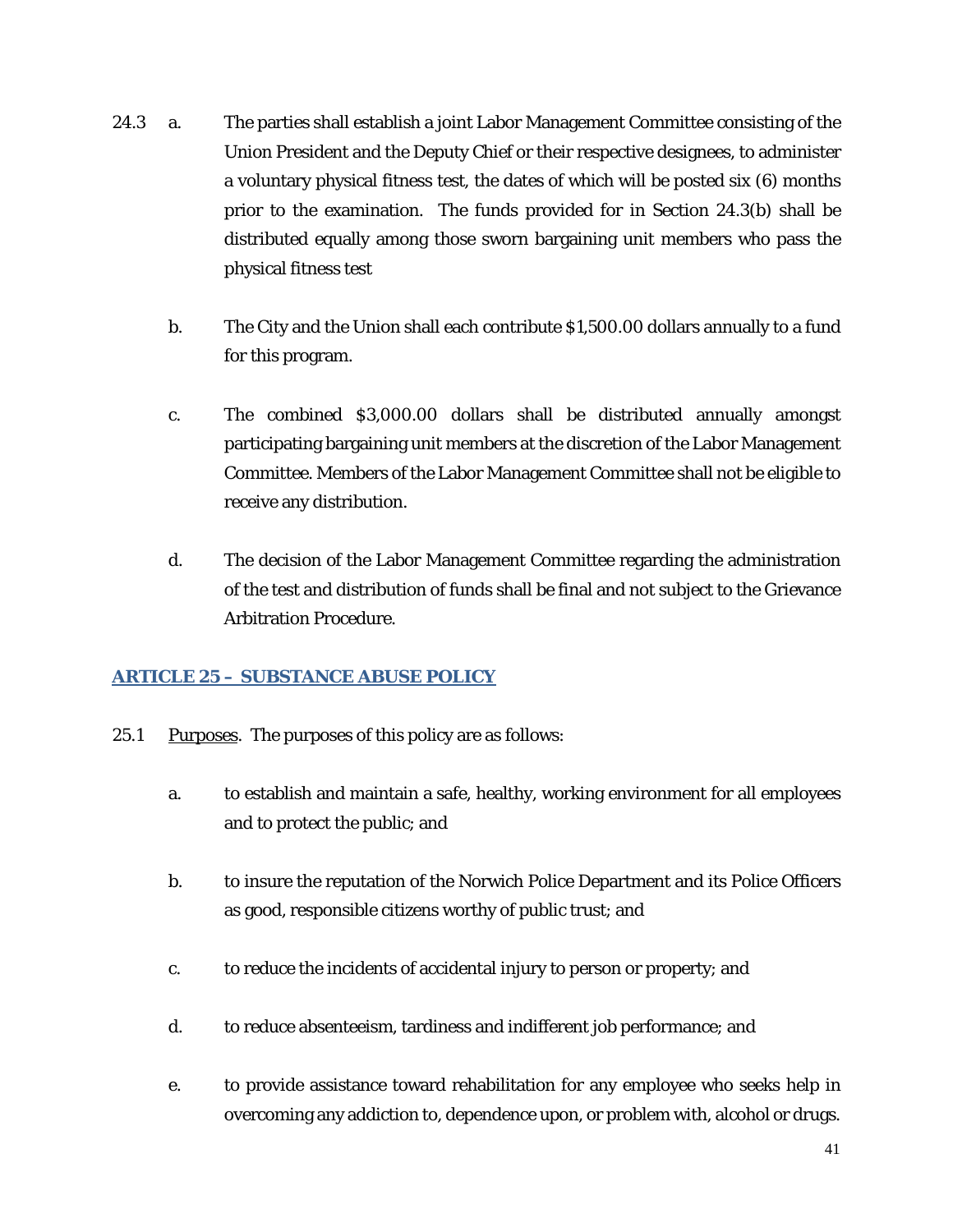24.3 a. The parties shall establish a joint Labor Management Committee consisting of the Union President and the Deputy Chief or their respective designees, to administer a voluntary physical fitness test, the dates of which will be posted six (6) months prior to the examination. The funds provided for in Section 24.3(b) shall be distributed equally among those sworn bargaining unit members who pass the physical fitness test

b. The City and the Union shall each contribute $1,500.00 dollars annually to a fund for this program.

c. The combined $3,000.00 dollars shall be distributed annually amongst participating bargaining unit members at the discretion of the Labor Management Committee. Members of the Labor Management Committee shall not be eligible to receive any distribution.

d. The decision of the Labor Management Committee regarding the administration of the test and distribution of funds shall be final and not subject to the Grievance Arbitration Procedure.

## ARTICLE 25 – SUBSTANCE ABUSE POLICY

25.1 Purposes. The purposes of this policy are as follows:

a. to establish and maintain a safe, healthy, working environment for all employees and to protect the public; and

b. to insure the reputation of the Norwich Police Department and its Police Officers as good, responsible citizens worthy of public trust; and

c. to reduce the incidents of accidental injury to person or property; and

d. to reduce absenteeism, tardiness and indifferent job performance; and

e. to provide assistance toward rehabilitation for any employee who seeks help in overcoming any addiction to, dependence upon, or problem with, alcohol or drugs.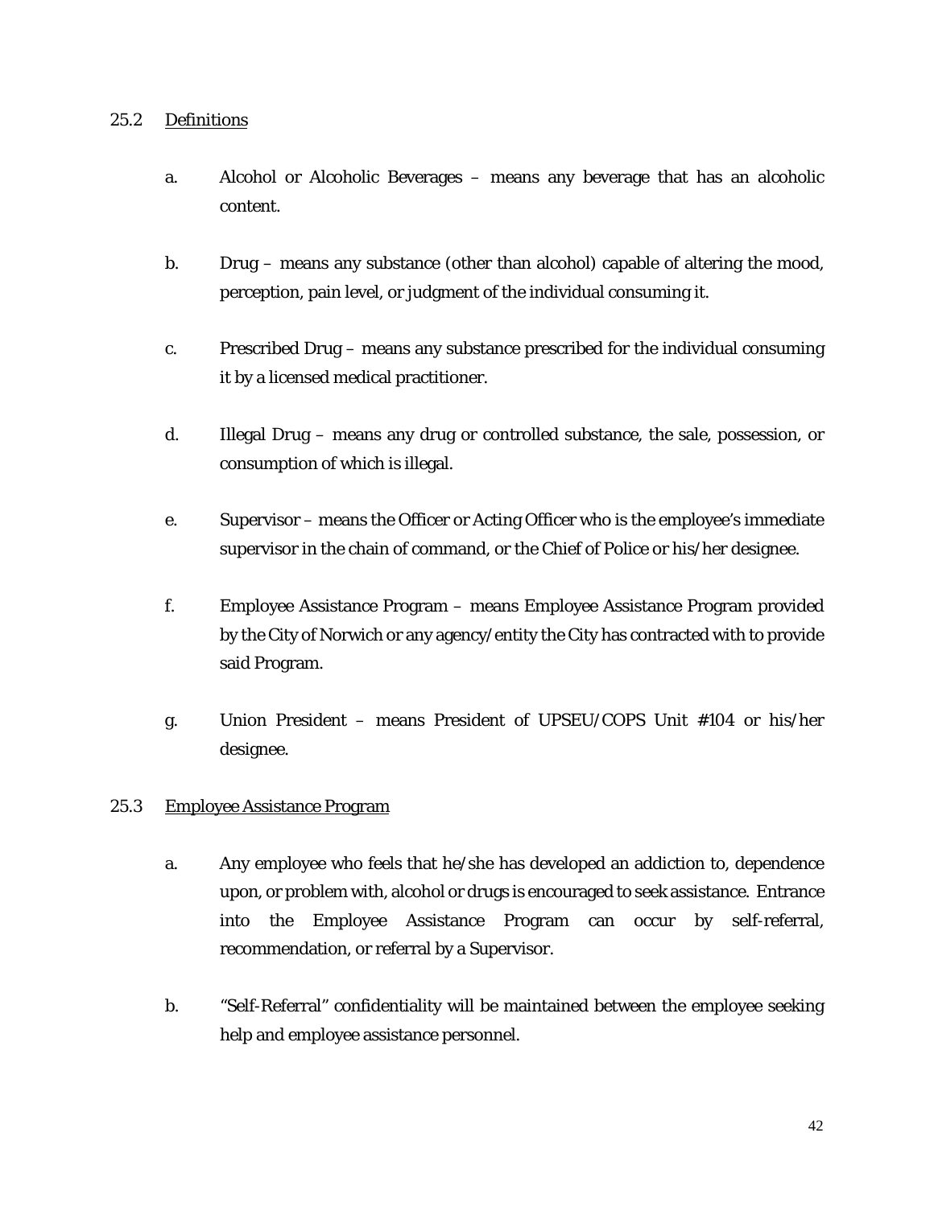25.2 Definitions

a. Alcohol or Alcoholic Beverages – means any beverage that has an alcoholic content.

b. Drug – means any substance (other than alcohol) capable of altering the mood, perception, pain level, or judgment of the individual consuming it.

c. Prescribed Drug – means any substance prescribed for the individual consuming it by a licensed medical practitioner.

d. Illegal Drug – means any drug or controlled substance, the sale, possession, or consumption of which is illegal.

e. Supervisor – means the Officer or Acting Officer who is the employee's immediate supervisor in the chain of command, or the Chief of Police or his/her designee.

f. Employee Assistance Program – means Employee Assistance Program provided by the City of Norwich or any agency/entity the City has contracted with to provide said Program.

g. Union President – means President of UPSEU/COPS Unit #104 or his/her designee.

25.3 Employee Assistance Program

a. Any employee who feels that he/she has developed an addiction to, dependence upon, or problem with, alcohol or drugs is encouraged to seek assistance. Entrance into the Employee Assistance Program can occur by self-referral, recommendation, or referral by a Supervisor.

b. "Self-Referral" confidentiality will be maintained between the employee seeking help and employee assistance personnel.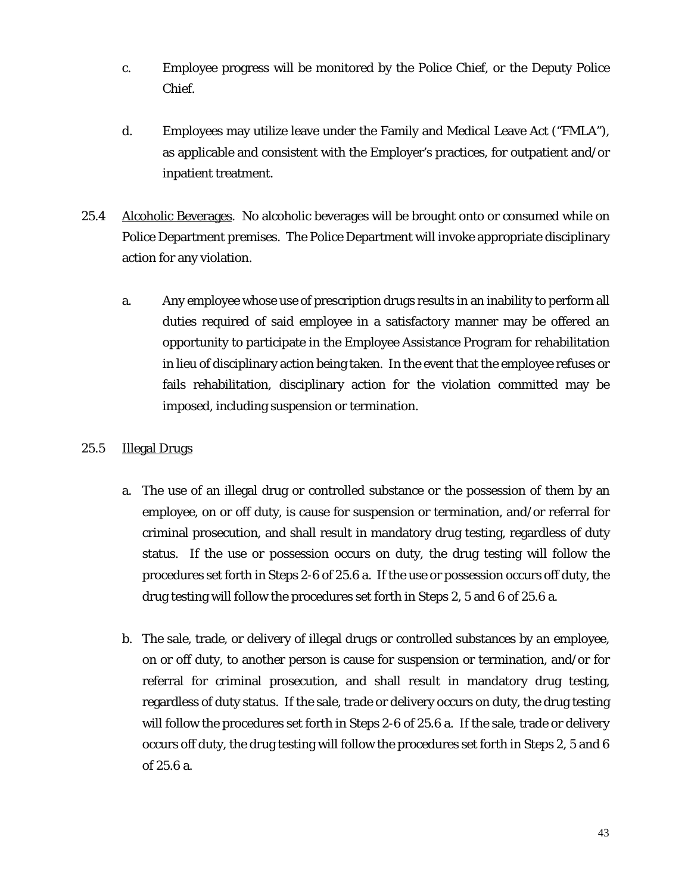c. Employee progress will be monitored by the Police Chief, or the Deputy Police Chief.

d. Employees may utilize leave under the Family and Medical Leave Act ("FMLA"), as applicable and consistent with the Employer's practices, for outpatient and/or inpatient treatment.

25.4 Alcoholic Beverages. No alcoholic beverages will be brought onto or consumed while on Police Department premises. The Police Department will invoke appropriate disciplinary action for any violation.

a. Any employee whose use of prescription drugs results in an inability to perform all duties required of said employee in a satisfactory manner may be offered an opportunity to participate in the Employee Assistance Program for rehabilitation in lieu of disciplinary action being taken. In the event that the employee refuses or fails rehabilitation, disciplinary action for the violation committed may be imposed, including suspension or termination.

25.5 Illegal Drugs

a. The use of an illegal drug or controlled substance or the possession of them by an employee, on or off duty, is cause for suspension or termination, and/or referral for criminal prosecution, and shall result in mandatory drug testing, regardless of duty status. If the use or possession occurs on duty, the drug testing will follow the procedures set forth in Steps 2-6 of 25.6 a. If the use or possession occurs off duty, the drug testing will follow the procedures set forth in Steps 2, 5 and 6 of 25.6 a.

b. The sale, trade, or delivery of illegal drugs or controlled substances by an employee, on or off duty, to another person is cause for suspension or termination, and/or for referral for criminal prosecution, and shall result in mandatory drug testing, regardless of duty status. If the sale, trade or delivery occurs on duty, the drug testing will follow the procedures set forth in Steps 2-6 of 25.6 a. If the sale, trade or delivery occurs off duty, the drug testing will follow the procedures set forth in Steps 2, 5 and 6 of 25.6 a.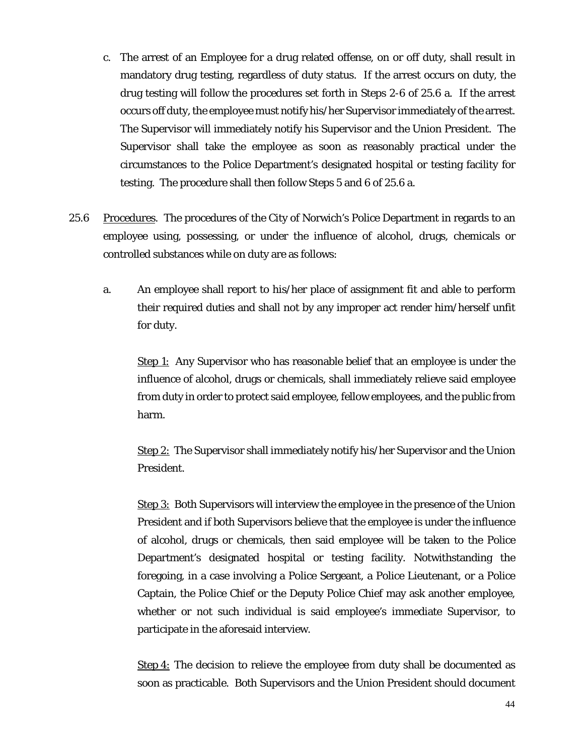c. The arrest of an Employee for a drug related offense, on or off duty, shall result in mandatory drug testing, regardless of duty status. If the arrest occurs on duty, the drug testing will follow the procedures set forth in Steps 2-6 of 25.6 a. If the arrest occurs off duty, the employee must notify his/her Supervisor immediately of the arrest. The Supervisor will immediately notify his Supervisor and the Union President. The Supervisor shall take the employee as soon as reasonably practical under the circumstances to the Police Department's designated hospital or testing facility for testing. The procedure shall then follow Steps 5 and 6 of 25.6 a.

25.6 Procedures. The procedures of the City of Norwich's Police Department in regards to an employee using, possessing, or under the influence of alcohol, drugs, chemicals or controlled substances while on duty are as follows:

a. An employee shall report to his/her place of assignment fit and able to perform their required duties and shall not by any improper act render him/herself unfit for duty.

Step 1: Any Supervisor who has reasonable belief that an employee is under the influence of alcohol, drugs or chemicals, shall immediately relieve said employee from duty in order to protect said employee, fellow employees, and the public from harm.

Step 2: The Supervisor shall immediately notify his/her Supervisor and the Union President.

Step 3: Both Supervisors will interview the employee in the presence of the Union President and if both Supervisors believe that the employee is under the influence of alcohol, drugs or chemicals, then said employee will be taken to the Police Department's designated hospital or testing facility. Notwithstanding the foregoing, in a case involving a Police Sergeant, a Police Lieutenant, or a Police Captain, the Police Chief or the Deputy Police Chief may ask another employee, whether or not such individual is said employee's immediate Supervisor, to participate in the aforesaid interview.

Step 4: The decision to relieve the employee from duty shall be documented as soon as practicable. Both Supervisors and the Union President should document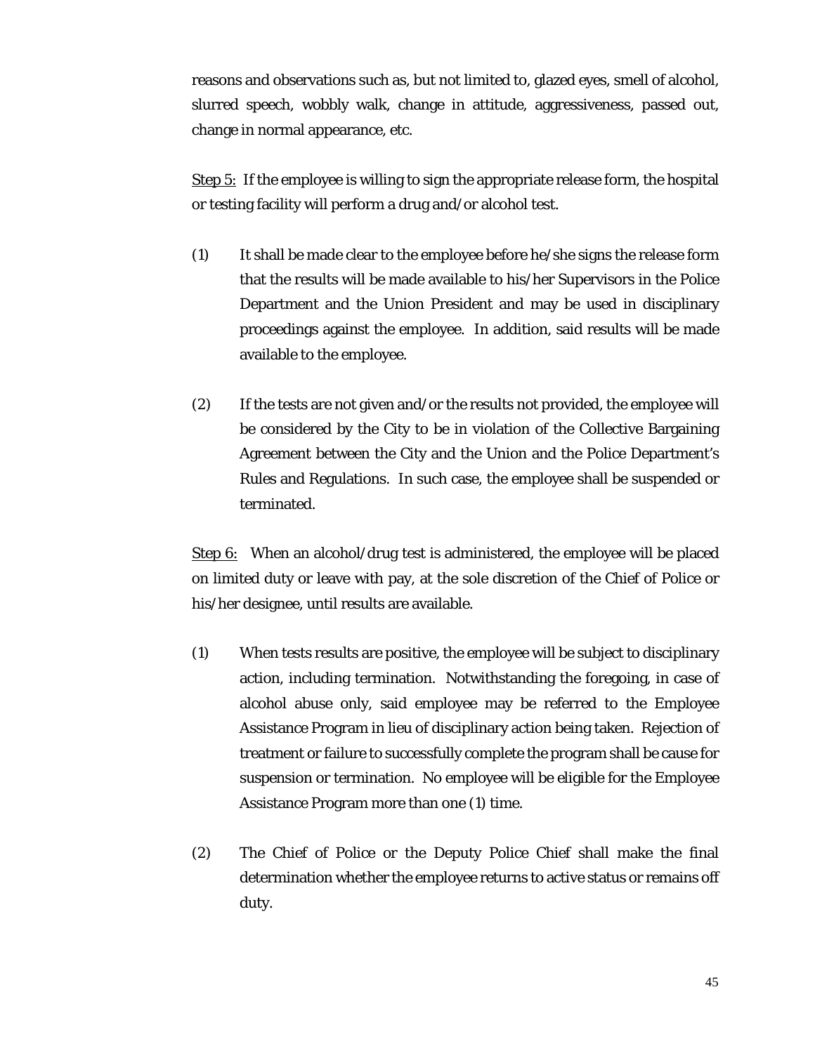reasons and observations such as, but not limited to, glazed eyes, smell of alcohol, slurred speech, wobbly walk, change in attitude, aggressiveness, passed out, change in normal appearance, etc.

<u>Step 5:</u> If the employee is willing to sign the appropriate release form, the hospital or testing facility will perform a drug and/or alcohol test.

(1) It shall be made clear to the employee before he/she signs the release form that the results will be made available to his/her Supervisors in the Police Department and the Union President and may be used in disciplinary proceedings against the employee. In addition, said results will be made available to the employee.

(2) If the tests are not given and/or the results not provided, the employee will be considered by the City to be in violation of the Collective Bargaining Agreement between the City and the Union and the Police Department's Rules and Regulations. In such case, the employee shall be suspended or terminated.

<u>Step 6:</u> When an alcohol/drug test is administered, the employee will be placed on limited duty or leave with pay, at the sole discretion of the Chief of Police or his/her designee, until results are available.

(1) When tests results are positive, the employee will be subject to disciplinary action, including termination. Notwithstanding the foregoing, in case of alcohol abuse only, said employee may be referred to the Employee Assistance Program in lieu of disciplinary action being taken. Rejection of treatment or failure to successfully complete the program shall be cause for suspension or termination. No employee will be eligible for the Employee Assistance Program more than one (1) time.

(2) The Chief of Police or the Deputy Police Chief shall make the final determination whether the employee returns to active status or remains off duty.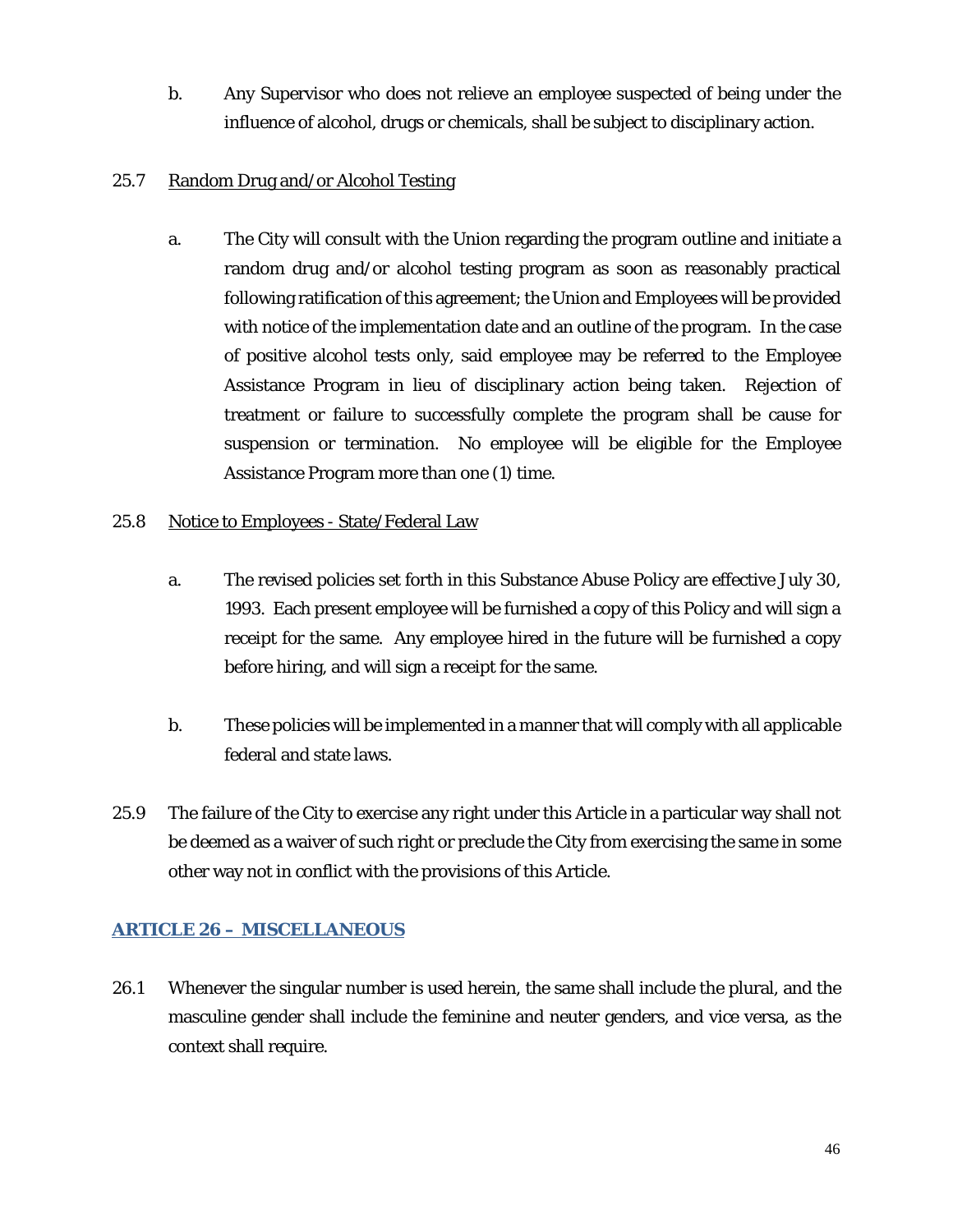b. Any Supervisor who does not relieve an employee suspected of being under the influence of alcohol, drugs or chemicals, shall be subject to disciplinary action.

25.7 <u>Random Drug and/or Alcohol Testing</u>

a. The City will consult with the Union regarding the program outline and initiate a random drug and/or alcohol testing program as soon as reasonably practical following ratification of this agreement; the Union and Employees will be provided with notice of the implementation date and an outline of the program. In the case of positive alcohol tests only, said employee may be referred to the Employee Assistance Program in lieu of disciplinary action being taken. Rejection of treatment or failure to successfully complete the program shall be cause for suspension or termination. No employee will be eligible for the Employee Assistance Program more than one (1) time.

25.8 <u>Notice to Employees - State/Federal Law</u>

a. The revised policies set forth in this Substance Abuse Policy are effective July 30, 1993. Each present employee will be furnished a copy of this Policy and will sign a receipt for the same. Any employee hired in the future will be furnished a copy before hiring, and will sign a receipt for the same.

b. These policies will be implemented in a manner that will comply with all applicable federal and state laws.

25.9 The failure of the City to exercise any right under this Article in a particular way shall not be deemed as a waiver of such right or preclude the City from exercising the same in some other way not in conflict with the provisions of this Article.

## ARTICLE 26 – MISCELLANEOUS

26.1 Whenever the singular number is used herein, the same shall include the plural, and the masculine gender shall include the feminine and neuter genders, and vice versa, as the context shall require.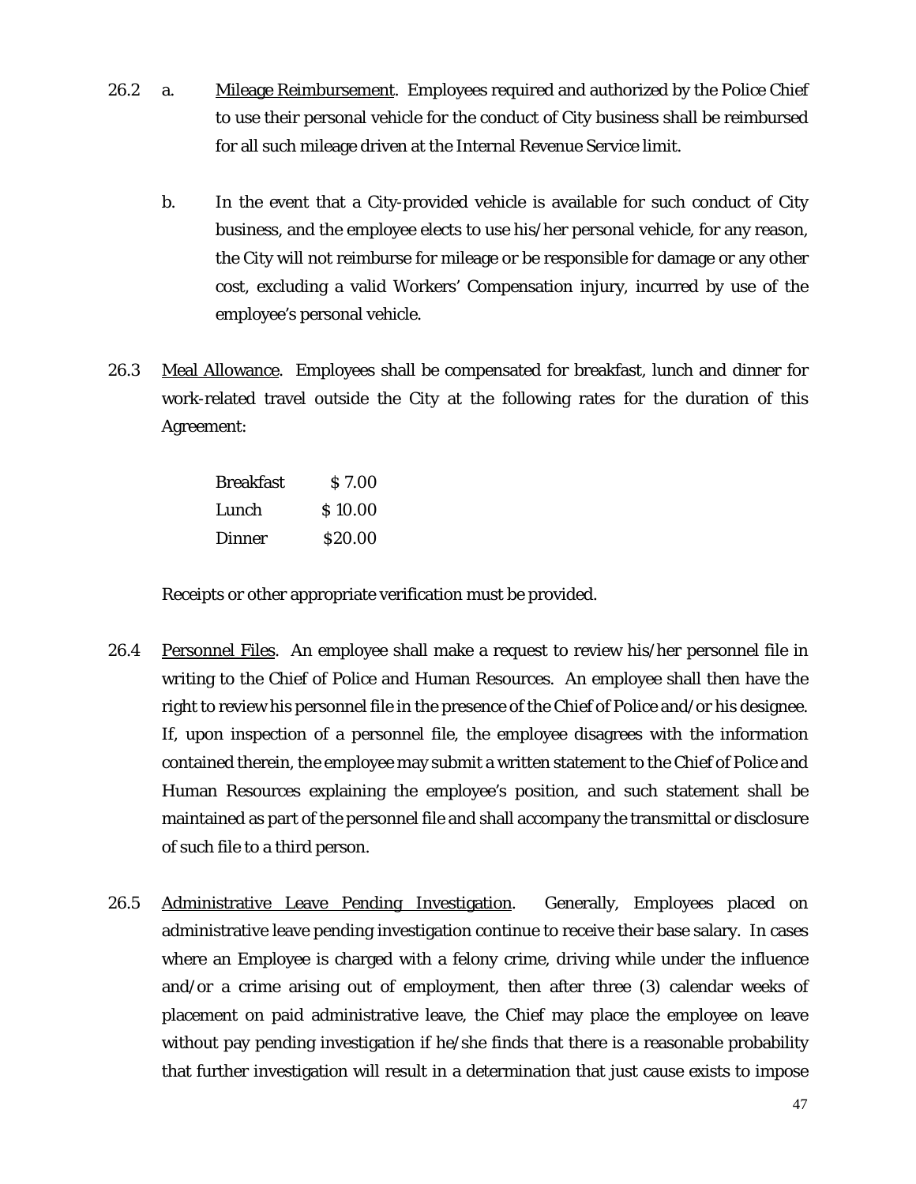26.2 a. Mileage Reimbursement. Employees required and authorized by the Police Chief to use their personal vehicle for the conduct of City business shall be reimbursed for all such mileage driven at the Internal Revenue Service limit.

b. In the event that a City-provided vehicle is available for such conduct of City business, and the employee elects to use his/her personal vehicle, for any reason, the City will not reimburse for mileage or be responsible for damage or any other cost, excluding a valid Workers' Compensation injury, incurred by use of the employee's personal vehicle.

26.3 Meal Allowance. Employees shall be compensated for breakfast, lunch and dinner for work-related travel outside the City at the following rates for the duration of this Agreement:

| Meal | Rate |
|---|---|
| Breakfast | $ 7.00 |
| Lunch | $ 10.00 |
| Dinner | $20.00 |

Receipts or other appropriate verification must be provided.

26.4 Personnel Files. An employee shall make a request to review his/her personnel file in writing to the Chief of Police and Human Resources. An employee shall then have the right to review his personnel file in the presence of the Chief of Police and/or his designee. If, upon inspection of a personnel file, the employee disagrees with the information contained therein, the employee may submit a written statement to the Chief of Police and Human Resources explaining the employee's position, and such statement shall be maintained as part of the personnel file and shall accompany the transmittal or disclosure of such file to a third person.

26.5 Administrative Leave Pending Investigation. Generally, Employees placed on administrative leave pending investigation continue to receive their base salary. In cases where an Employee is charged with a felony crime, driving while under the influence and/or a crime arising out of employment, then after three (3) calendar weeks of placement on paid administrative leave, the Chief may place the employee on leave without pay pending investigation if he/she finds that there is a reasonable probability that further investigation will result in a determination that just cause exists to impose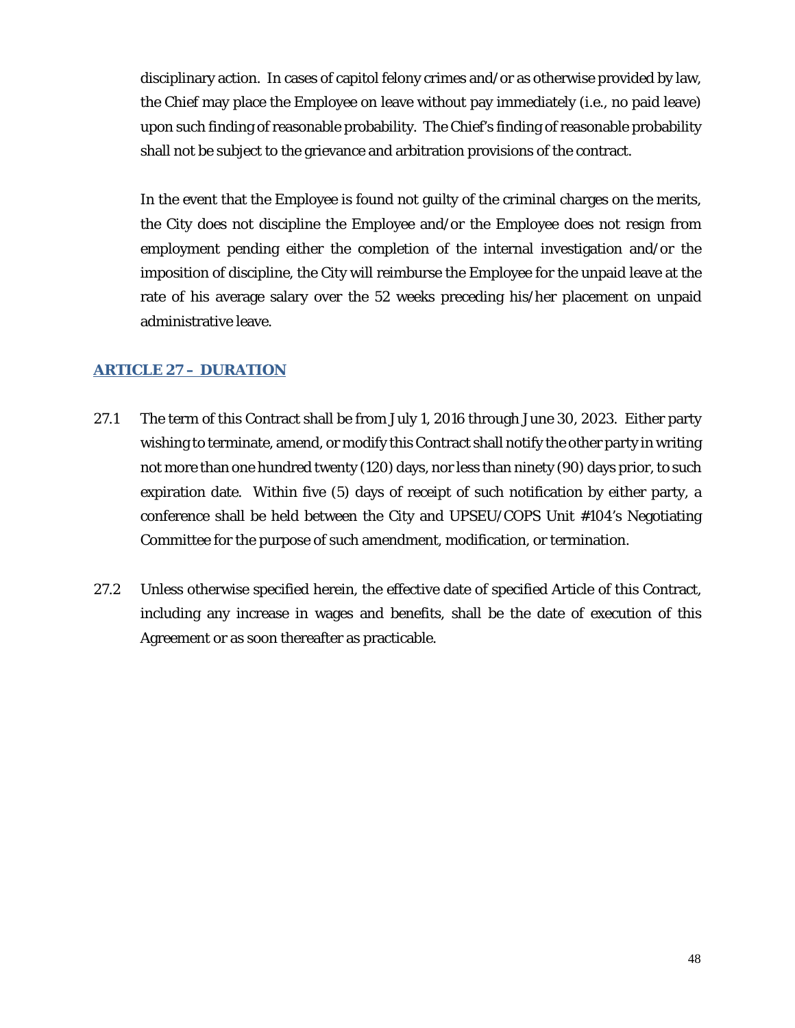disciplinary action. In cases of capitol felony crimes and/or as otherwise provided by law, the Chief may place the Employee on leave without pay immediately (i.e., no paid leave) upon such finding of reasonable probability. The Chief's finding of reasonable probability shall not be subject to the grievance and arbitration provisions of the contract.

In the event that the Employee is found not guilty of the criminal charges on the merits, the City does not discipline the Employee and/or the Employee does not resign from employment pending either the completion of the internal investigation and/or the imposition of discipline, the City will reimburse the Employee for the unpaid leave at the rate of his average salary over the 52 weeks preceding his/her placement on unpaid administrative leave.

## ARTICLE 27 – DURATION

27.1 The term of this Contract shall be from July 1, 2016 through June 30, 2023. Either party wishing to terminate, amend, or modify this Contract shall notify the other party in writing not more than one hundred twenty (120) days, nor less than ninety (90) days prior, to such expiration date. Within five (5) days of receipt of such notification by either party, a conference shall be held between the City and UPSEU/COPS Unit #104's Negotiating Committee for the purpose of such amendment, modification, or termination.

27.2 Unless otherwise specified herein, the effective date of specified Article of this Contract, including any increase in wages and benefits, shall be the date of execution of this Agreement or as soon thereafter as practicable.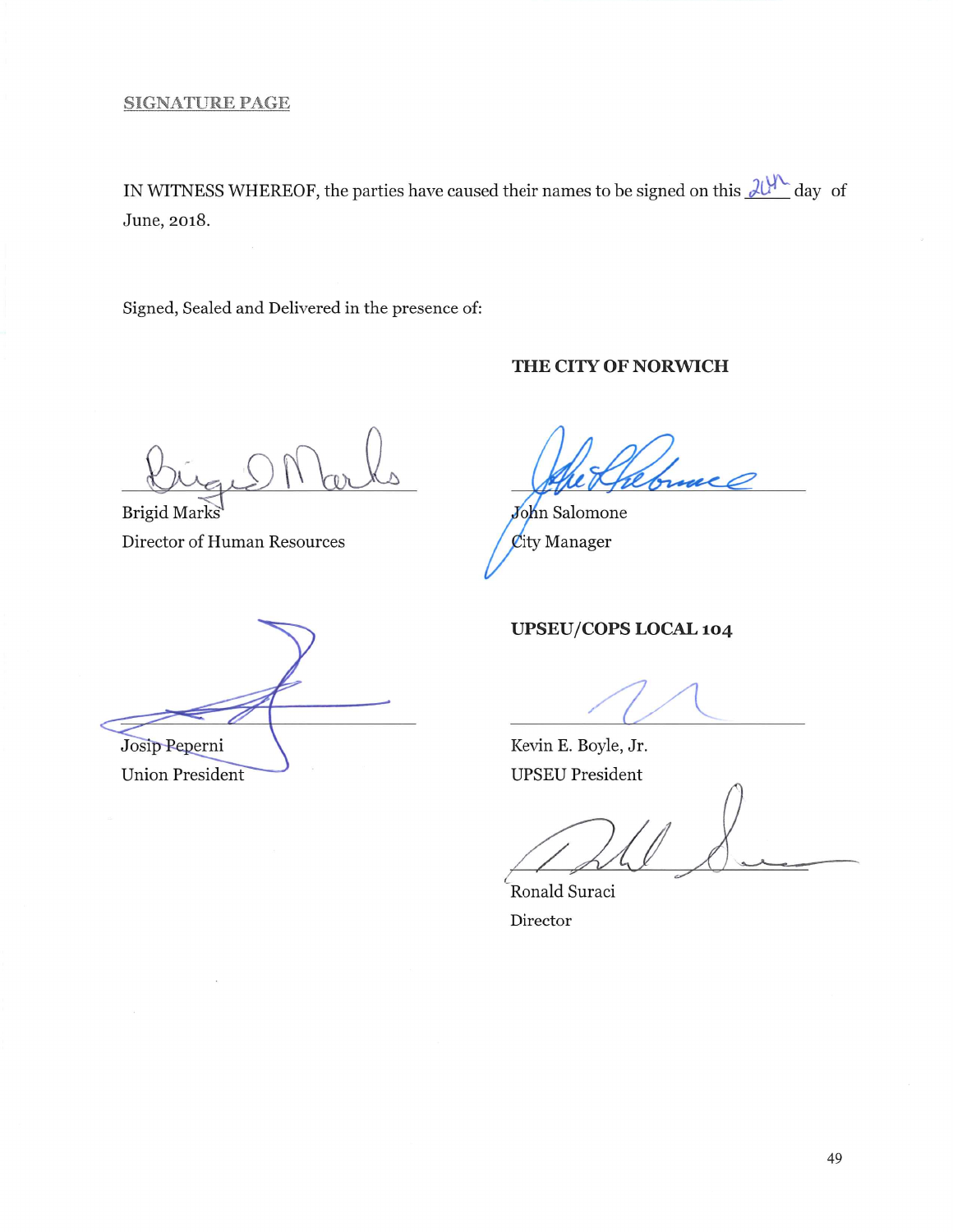SIGNATURE PAGE

IN WITNESS WHEREOF, the parties have caused their names to be signed on this 24th day of June, 2018.

Signed, Sealed and Delivered in the presence of:

**THE CITY OF NORWICH**

Brigid Marks
Director of Human Resources

John Salomone
City Manager

**UPSEU/COPS LOCAL 104**

Josip Peperni
Union President

Kevin E. Boyle, Jr.
UPSEU President

Ronald Suraci
Director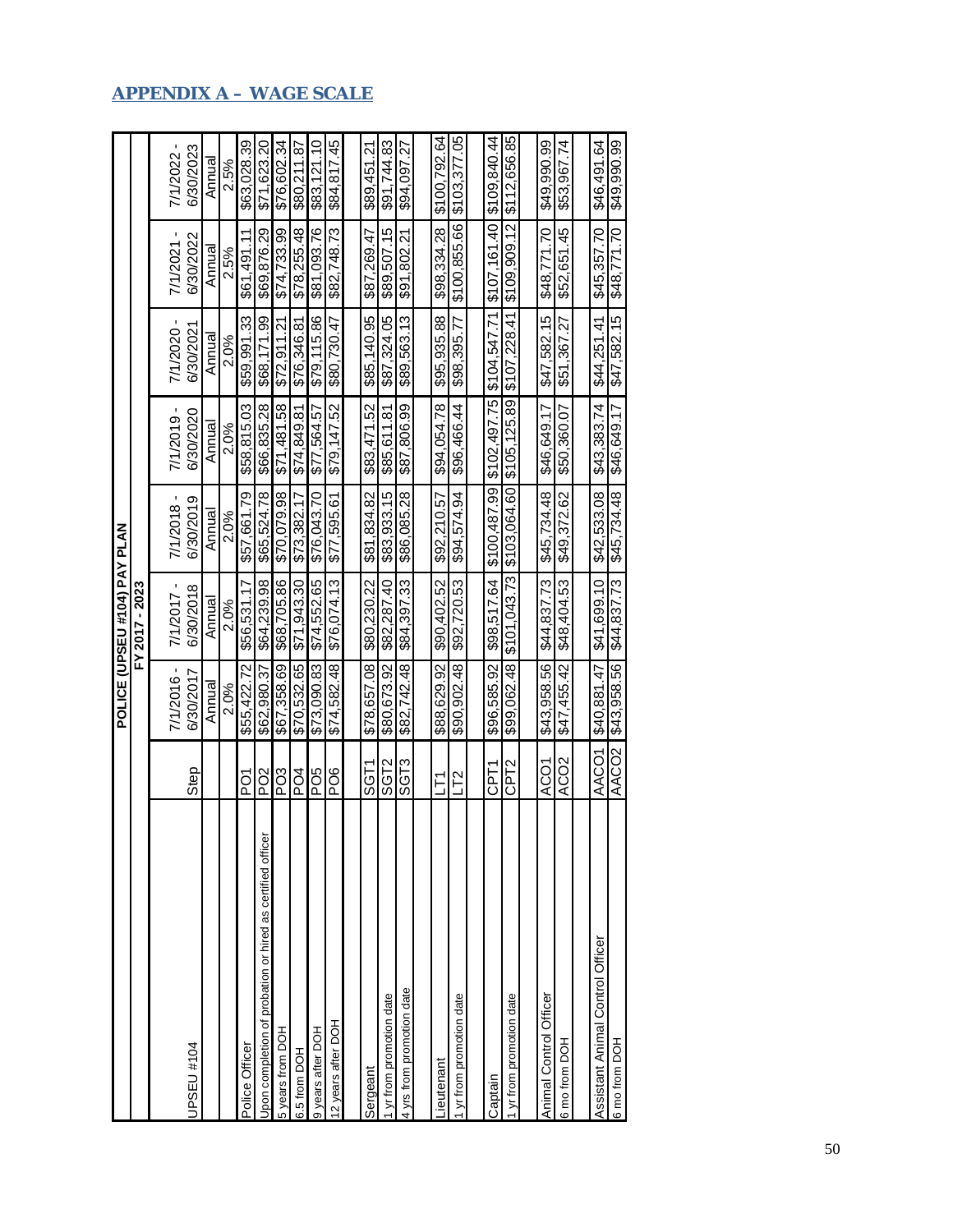## APPENDIX A – WAGE SCALE

**POLICE (UPSEU #104) PAY PLAN**

**FY 2017 - 2023**

| UPSEU #104 | Step | 7/1/2016 - 6/30/2017 | 7/1/2017 - 6/30/2018 | 7/1/2018 - 6/30/2019 | 7/1/2019 - 6/30/2020 | 7/1/2020 - 6/30/2021 | 7/1/2021 - 6/30/2022 | 7/1/2022 - 6/30/2023 |
|---|---|---|---|---|---|---|---|---|
| | | Annual | Annual | Annual | Annual | Annual | Annual | Annual |
| | | 2.0% | 2.0% | 2.0% | 2.0% | 2.0% | 2.5% | 2.5% |
| Police Officer | PO1 | $55,422.72 | $56,531.17 | $57,661.79 | $58,815.03 | $59,991.33 | $61,491.11 | $63,028.39 |
| Upon completion of probation or hired as certified officer | PO2 | $62,980.37 | $64,239.98 | $65,524.78 | $66,835.28 | $68,171.99 | $69,876.29 | $71,623.20 |
| 5 years from DOH | PO3 | $67,358.69 | $68,705.86 | $70,079.98 | $71,481.58 | $72,911.21 | $74,733.99 | $76,602.34 |
| 6.5 from DOH | PO4 | $70,532.65 | $71,943.30 | $73,382.17 | $74,849.81 | $76,346.81 | $78,255.48 | $80,211.87 |
| 9 years after DOH | PO5 | $73,090.83 | $74,552.65 | $76,043.70 | $77,564.57 | $79,115.86 | $81,093.76 | $83,121.10 |
| 12 years after DOH | PO6 | $74,582.48 | $76,074.13 | $77,595.61 | $79,147.52 | $80,730.47 | $82,748.73 | $84,817.45 |
| | | | | | | | | |
| Sergeant | SGT1 | $78,657.08 | $80,230.22 | $81,834.82 | $83,471.52 | $85,140.95 | $87,269.47 | $89,451.21 |
| 1 yr from promotion date | SGT2 | $80,673.92 | $82,287.40 | $83,933.15 | $85,611.81 | $87,324.05 | $89,507.15 | $91,744.83 |
| 4 yrs from promotion date | SGT3 | $82,742.48 | $84,397.33 | $86,085.28 | $87,806.99 | $89,563.13 | $91,802.21 | $94,097.27 |
| | | | | | | | | |
| Lieutenant | LT1 | $88,629.92 | $90,402.52 | $92,210.57 | $94,054.78 | $95,935.88 | $98,334.28 | $100,792.64 |
| 1 yr from promotion date | LT2 | $90,902.48 | $92,720.53 | $94,574.94 | $96,466.44 | $98,395.77 | $100,855.66 | $103,377.05 |
| | | | | | | | | |
| Captain | CPT1 | $96,585.92 | $98,517.64 | $100,487.99 | $102,497.75 | $104,547.71 | $107,161.40 | $109,840.44 |
| 1 yr from promotion date | CPT2 | $99,062.48 | $101,043.73 | $103,064.60 | $105,125.89 | $107,228.41 | $109,909.12 | $112,656.85 |
| | | | | | | | | |
| Animal Control Officer | ACO1 | $43,958.56 | $44,837.73 | $45,734.48 | $46,649.17 | $47,582.15 | $48,771.70 | $49,990.99 |
| 6 mo from DOH | ACO2 | $47,455.42 | $48,404.53 | $49,372.62 | $50,360.07 | $51,367.27 | $52,651.45 | $53,967.74 |
| | | | | | | | | |
| Assistant Animal Control Officer | AACO1 | $40,881.47 | $41,699.10 | $42,533.08 | $43,383.74 | $44,251.41 | $45,357.70 | $46,491.64 |
| 6 mo from DOH | AACO2 | $43,958.56 | $44,837.73 | $45,734.48 | $46,649.17 | $47,582.15 | $48,771.70 | $49,990.99 |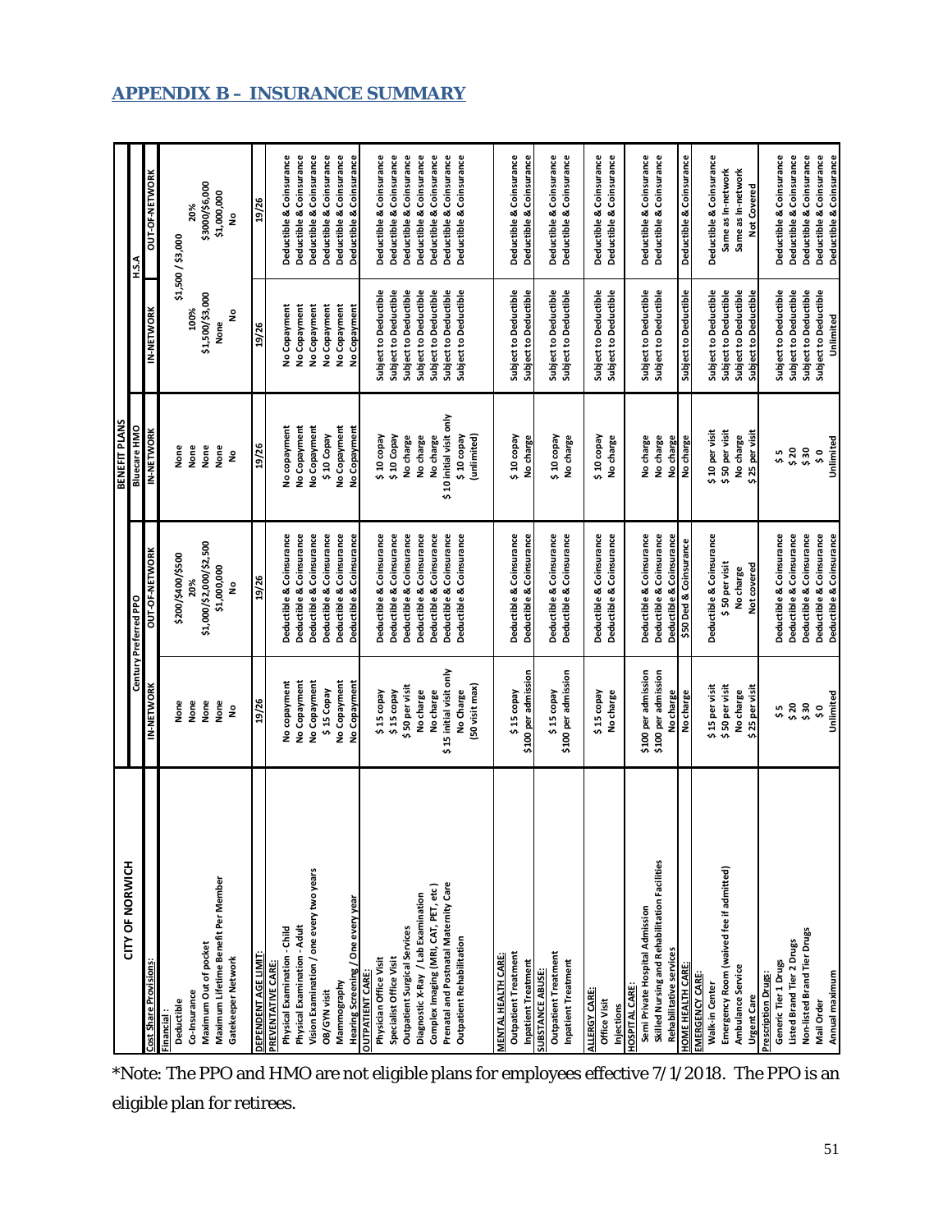## APPENDIX B – INSURANCE SUMMARY

| CITY OF NORWICH | BENEFIT PLANS | | | | |
|---|---|---|---|---|---|
| | Century Preferred PPO | | Bluecare HMO | H.S.A | |
| Cost Share Provisions: | IN-NETWORK | OUT-OF-NETWORK | IN-NETWORK | IN-NETWORK | OUT-OF-NETWORK |
| Financial: | | | | $1,500 / $3,000 | |
| Deductible | None | $200/$400/$500 | None | | |
| Co-Insurance | None | 20% | None | 100% | 20% |
| Maximum Out of pocket | None | $1,000/$2,000/$2,500 | None | $1,500/$3,000 | $3000/$6,000 |
| Maximum Lifetime Benefit Per Member | None | $1,000,000 | None | None | $1,000,000 |
| Gatekeeper Network | No | No | No | No | No |
| DEPENDENT AGE LIMIT: | 19/26 | 19/26 | 19/26 | 19/26 | 19/26 |
| PREVENTATIVE CARE: | | | | | |
| Physical Examination - Child | No copayment | Deductible & Coinsurance | No copayment | No Copayment | Deductible & Coinsurance |
| Physical Examination - Adult | No Copayment | Deductible & Coinsurance | No Copayment | No Copayment | Deductible & Coinsurance |
| Vision Examination / one every two years | No Copayment | Deductible & Coinsurance | No Copayment | No Copayment | Deductible & Coinsurance |
| OB/GYN visit | $ 15 Copay | Deductible & Coinsurance | $ 10 Copay | No Copayment | Deductible & Coinsurance |
| Mammography | No Copayment | Deductible & Coinsurance | No Copayment | No Copayment | Deductible & Coinsurance |
| Hearing Screening / One every year | No Copayment | Deductible & Coinsurance | No Copayment | No Copayment | Deductible & Coinsurance |
| OUTPATIENT CARE: | | | | | |
| Physician Office Visit | $ 15 copay | Deductible & Coinsurance | $ 10 copay | Subject to Deductible | Deductible & Coinsurance |
| Specialist Office Visit | $ 15 copay | Deductible & Coinsurance | $ 10 Copay | Subject to Deductible | Deductible & Coinsurance |
| Outpatient Surgical Services | $ 50 per visit | Deductible & Coinsurance | No charge | Subject to Deductible | Deductible & Coinsurance |
| Diagnostic X-Ray / Lab Examination | No charge | Deductible & Coinsurance | No charge | Subject to Deductible | Deductible & Coinsurance |
| Complex Imaging (MRI, CAT, PET, etc) | No charge | Deductible & Coinsurance | No charge | Subject to Deductible | Deductible & Coinsurance |
| Prenatal and Postnatal Maternity Care | $ 15 initial visit only | Deductible & Coinsurance | $ 10 initial visit only | Subject to Deductible | Deductible & Coinsurance |
| Outpatient Rehabilitation | No Charge (50 visit max) | Deductible & Coinsurance | $ 10 copay (unlimited) | Subject to Deductible | Deductible & Coinsurance |
| MENTAL HEALTH CARE: | | | | | |
| Outpatient Treatment | $ 15 copay | Deductible & Coinsurance | $ 10 copay | Subject to Deductible | Deductible & Coinsurance |
| Inpatient Treatment | $100 per admission | Deductible & Coinsurance | No charge | Subject to Deductible | Deductible & Coinsurance |
| SUBSTANCE ABUSE: | | | | | |
| Outpatient Treatment | $ 15 copay | Deductible & Coinsurance | $ 10 copay | Subject to Deductible | Deductible & Coinsurance |
| Inpatient Treatment | $100 per admission | Deductible & Coinsurance | No charge | Subject to Deductible | Deductible & Coinsurance |
| ALLERGY CARE: | | | | | |
| Office Visit | $ 15 copay | Deductible & Coinsurance | $ 10 copay | Subject to Deductible | Deductible & Coinsurance |
| Injections | No charge | Deductible & Coinsurance | No charge | Subject to Deductible | Deductible & Coinsurance |
| HOSPITAL CARE: | | | | | |
| Semi Private Hospital Admission | $100 per admission | Deductible & Coinsurance | No charge | Subject to Deductible | Deductible & Coinsurance |
| Skilled Nursing and Rehabilitation Facilities | $100 per admission | Deductible & Coinsurance | No charge | Subject to Deductible | Deductible & Coinsurance |
| Rehabilitative services | No charge | Deductible & Coinsurance | No charge | | |
| HOME HEALTH CARE: | No charge | $50 Ded & Coinsurance | No charge | Subject to Deductible | Deductible & Coinsurance |
| EMERGENCY CARE: | | | | | |
| Walk-in Center | $ 15 per visit | Deductible & Coinsurance | $ 10 per visit | Subject to Deductible | Deductible & Coinsurance |
| Emergency Room (waived fee if admitted) | $ 50 per visit | $ 50 per visit | $ 50 per visit | Subject to Deductible | Same as In-network |
| Ambulance Service | No charge | No charge | No charge | Subject to Deductible | Same as In-network |
| Urgent Care | $ 25 per visit | Not covered | $ 25 per visit | Subject to Deductible | Not Covered |
| Prescription Drugs: | | | | | |
| Generic Tier 1 Drugs | $ 5 | Deductible & Coinsurance | $ 5 | Subject to Deductible | Deductible & Coinsurance |
| Listed Brand Tier 2 Drugs | $ 20 | Deductible & Coinsurance | $ 20 | Subject to Deductible | Deductible & Coinsurance |
| Non-listed Brand Tier Drugs | $ 30 | Deductible & Coinsurance | $ 30 | Subject to Deductible | Deductible & Coinsurance |
| Mail Order | $ 0 | Deductible & Coinsurance | $ 0 | Subject to Deductible | Deductible & Coinsurance |
| Annual maximum | Unlimited | Deductible & Coinsurance | Unlimited | Unlimited | Deductible & Coinsurance |

*Note: The PPO and HMO are not eligible plans for employees effective 7/1/2018. The PPO is an eligible plan for retirees.